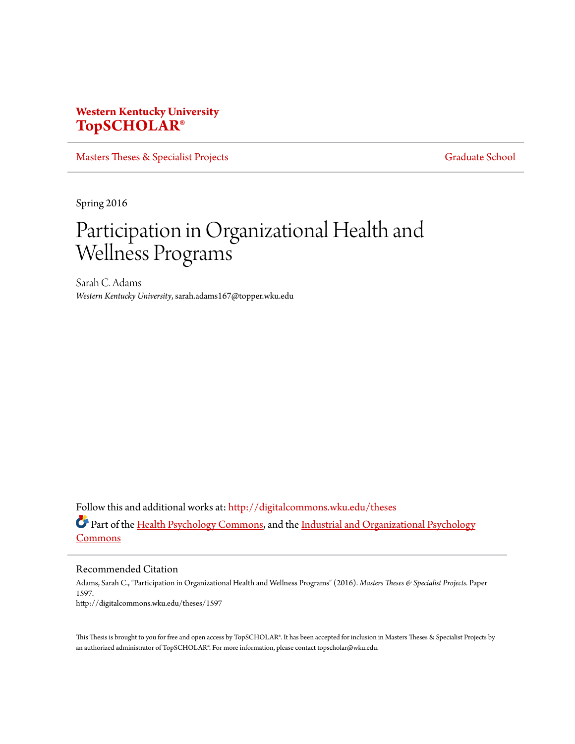**Western Kentucky University**
**TopSCHOLAR®**

Masters Theses & Specialist Projects | Graduate School

Spring 2016

# Participation in Organizational Health and Wellness Programs

Sarah C. Adams
*Western Kentucky University*, sarah.adams167@topper.wku.edu

Follow this and additional works at: http://digitalcommons.wku.edu/theses

Part of the Health Psychology Commons, and the Industrial and Organizational Psychology Commons

## Recommended Citation

Adams, Sarah C., "Participation in Organizational Health and Wellness Programs" (2016). *Masters Theses & Specialist Projects.* Paper 1597.
http://digitalcommons.wku.edu/theses/1597

This Thesis is brought to you for free and open access by TopSCHOLAR®. It has been accepted for inclusion in Masters Theses & Specialist Projects by an authorized administrator of TopSCHOLAR®. For more information, please contact topscholar@wku.edu.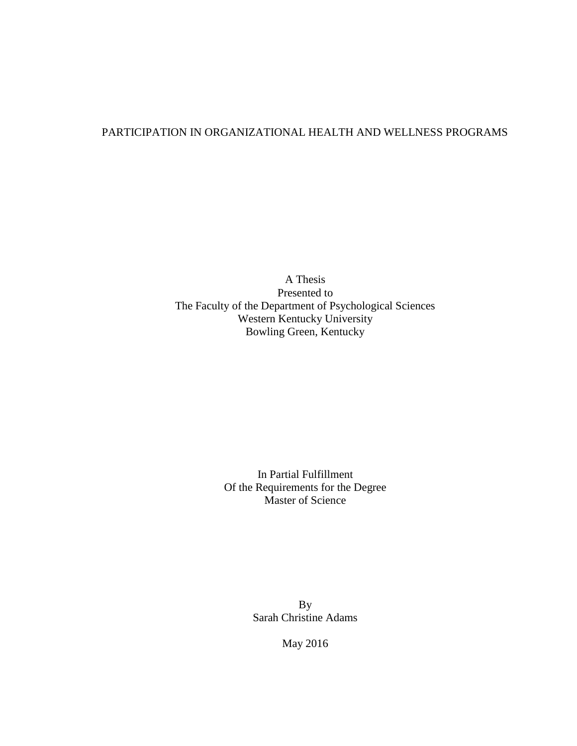# PARTICIPATION IN ORGANIZATIONAL HEALTH AND WELLNESS PROGRAMS

A Thesis
Presented to
The Faculty of the Department of Psychological Sciences
Western Kentucky University
Bowling Green, Kentucky

In Partial Fulfillment
Of the Requirements for the Degree
Master of Science

By
Sarah Christine Adams

May 2016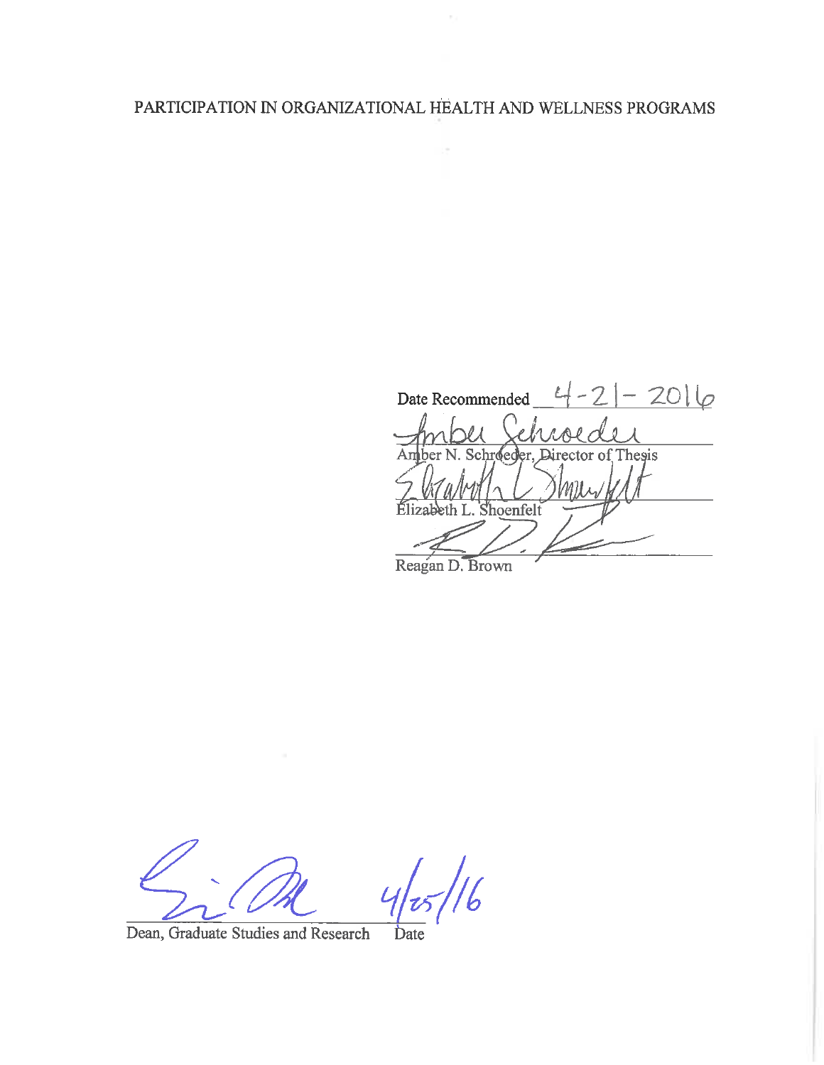PARTICIPATION IN ORGANIZATIONAL HEALTH AND WELLNESS PROGRAMS

Date Recommended 4-21-2016

Amber N. Schroeder, Director of Thesis

Elizabeth L. Shoenfelt

Reagan D. Brown

Dean, Graduate Studies and Research    Date 4/25/16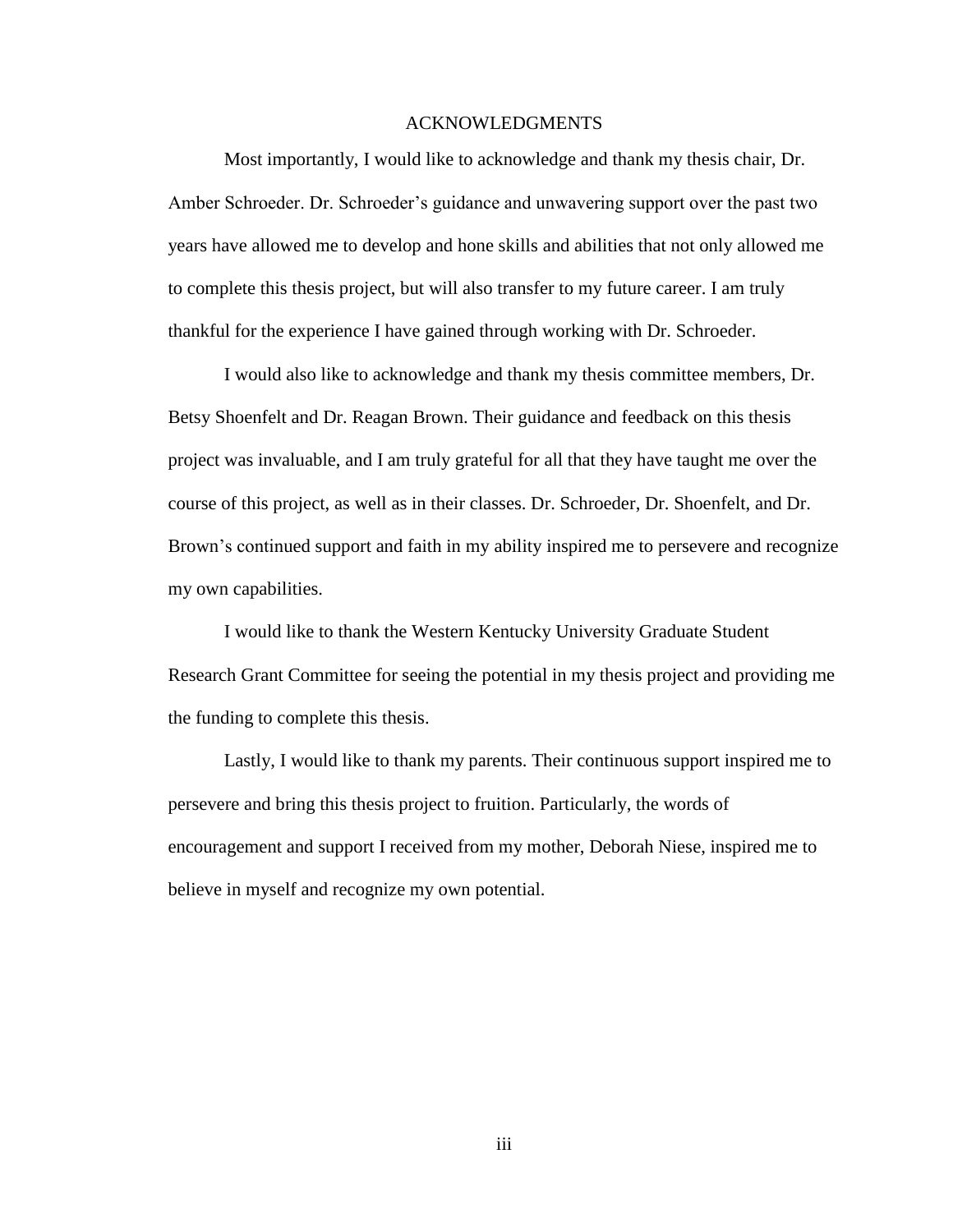# ACKNOWLEDGMENTS

Most importantly, I would like to acknowledge and thank my thesis chair, Dr. Amber Schroeder. Dr. Schroeder's guidance and unwavering support over the past two years have allowed me to develop and hone skills and abilities that not only allowed me to complete this thesis project, but will also transfer to my future career. I am truly thankful for the experience I have gained through working with Dr. Schroeder.

I would also like to acknowledge and thank my thesis committee members, Dr. Betsy Shoenfelt and Dr. Reagan Brown. Their guidance and feedback on this thesis project was invaluable, and I am truly grateful for all that they have taught me over the course of this project, as well as in their classes. Dr. Schroeder, Dr. Shoenfelt, and Dr. Brown's continued support and faith in my ability inspired me to persevere and recognize my own capabilities.

I would like to thank the Western Kentucky University Graduate Student Research Grant Committee for seeing the potential in my thesis project and providing me the funding to complete this thesis.

Lastly, I would like to thank my parents. Their continuous support inspired me to persevere and bring this thesis project to fruition. Particularly, the words of encouragement and support I received from my mother, Deborah Niese, inspired me to believe in myself and recognize my own potential.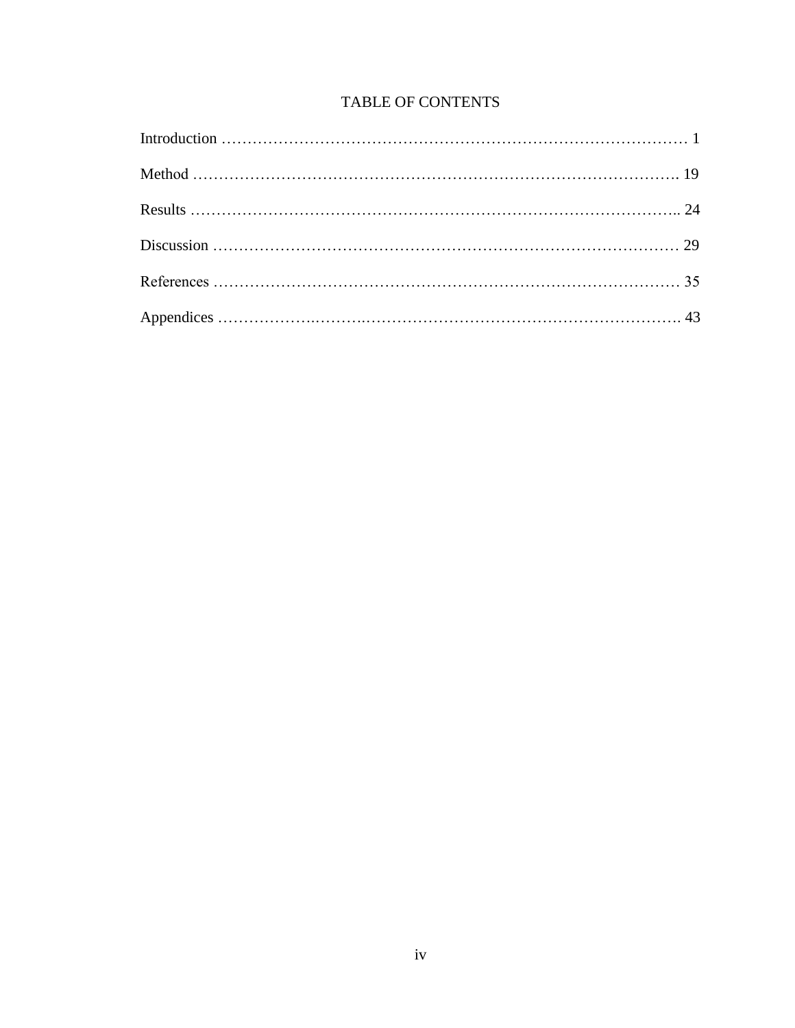# TABLE OF CONTENTS

Introduction ……………………………………………………………………………… 1

Method ………………………………………………………………………………. 19

Results …………………………………………………………………………….. 24

Discussion ……………………………………………………………………………… 29

References ……………………………………………………………………………… 35

Appendices ……………….……….…………………………………………………. 43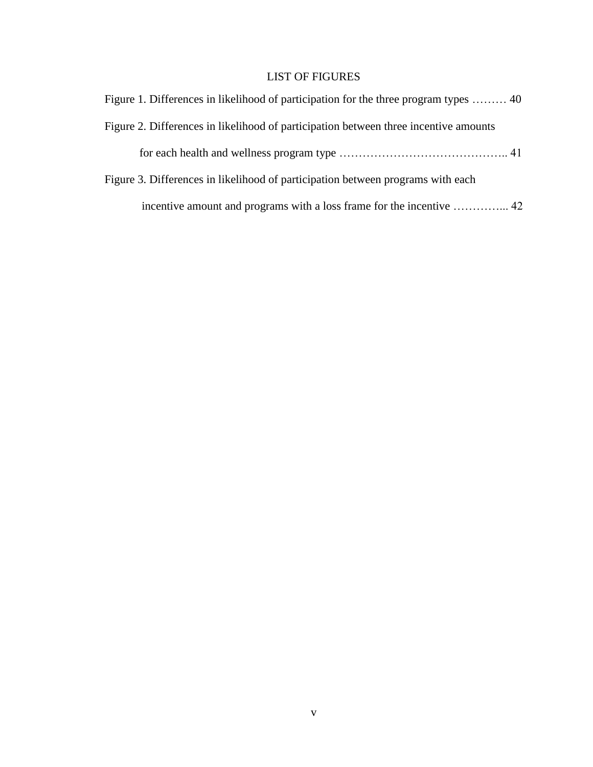# LIST OF FIGURES

Figure 1. Differences in likelihood of participation for the three program types ……… 40

Figure 2. Differences in likelihood of participation between three incentive amounts for each health and wellness program type …………………………………….. 41

Figure 3. Differences in likelihood of participation between programs with each incentive amount and programs with a loss frame for the incentive …………... 42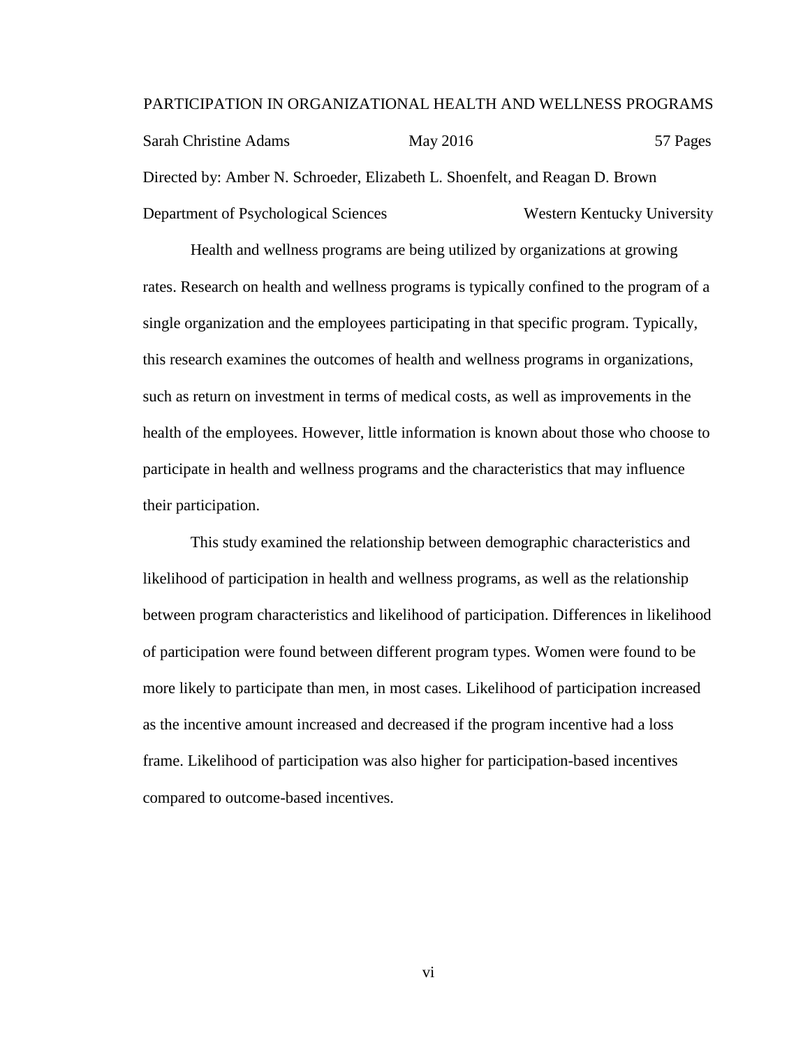PARTICIPATION IN ORGANIZATIONAL HEALTH AND WELLNESS PROGRAMS

Sarah Christine Adams May 2016 57 Pages

Directed by: Amber N. Schroeder, Elizabeth L. Shoenfelt, and Reagan D. Brown

Department of Psychological Sciences Western Kentucky University

Health and wellness programs are being utilized by organizations at growing rates. Research on health and wellness programs is typically confined to the program of a single organization and the employees participating in that specific program. Typically, this research examines the outcomes of health and wellness programs in organizations, such as return on investment in terms of medical costs, as well as improvements in the health of the employees. However, little information is known about those who choose to participate in health and wellness programs and the characteristics that may influence their participation.

This study examined the relationship between demographic characteristics and likelihood of participation in health and wellness programs, as well as the relationship between program characteristics and likelihood of participation. Differences in likelihood of participation were found between different program types. Women were found to be more likely to participate than men, in most cases. Likelihood of participation increased as the incentive amount increased and decreased if the program incentive had a loss frame. Likelihood of participation was also higher for participation-based incentives compared to outcome-based incentives.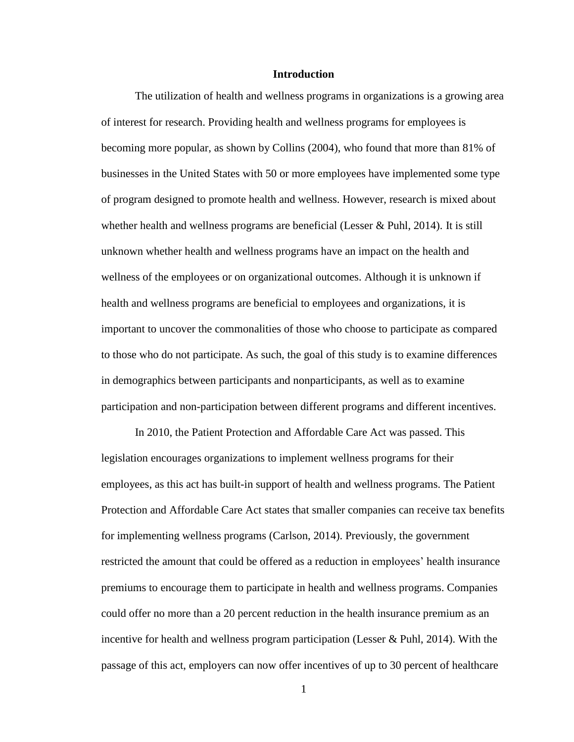# Introduction

The utilization of health and wellness programs in organizations is a growing area of interest for research. Providing health and wellness programs for employees is becoming more popular, as shown by Collins (2004), who found that more than 81% of businesses in the United States with 50 or more employees have implemented some type of program designed to promote health and wellness. However, research is mixed about whether health and wellness programs are beneficial (Lesser & Puhl, 2014). It is still unknown whether health and wellness programs have an impact on the health and wellness of the employees or on organizational outcomes. Although it is unknown if health and wellness programs are beneficial to employees and organizations, it is important to uncover the commonalities of those who choose to participate as compared to those who do not participate. As such, the goal of this study is to examine differences in demographics between participants and nonparticipants, as well as to examine participation and non-participation between different programs and different incentives.

In 2010, the Patient Protection and Affordable Care Act was passed. This legislation encourages organizations to implement wellness programs for their employees, as this act has built-in support of health and wellness programs. The Patient Protection and Affordable Care Act states that smaller companies can receive tax benefits for implementing wellness programs (Carlson, 2014). Previously, the government restricted the amount that could be offered as a reduction in employees' health insurance premiums to encourage them to participate in health and wellness programs. Companies could offer no more than a 20 percent reduction in the health insurance premium as an incentive for health and wellness program participation (Lesser & Puhl, 2014). With the passage of this act, employers can now offer incentives of up to 30 percent of healthcare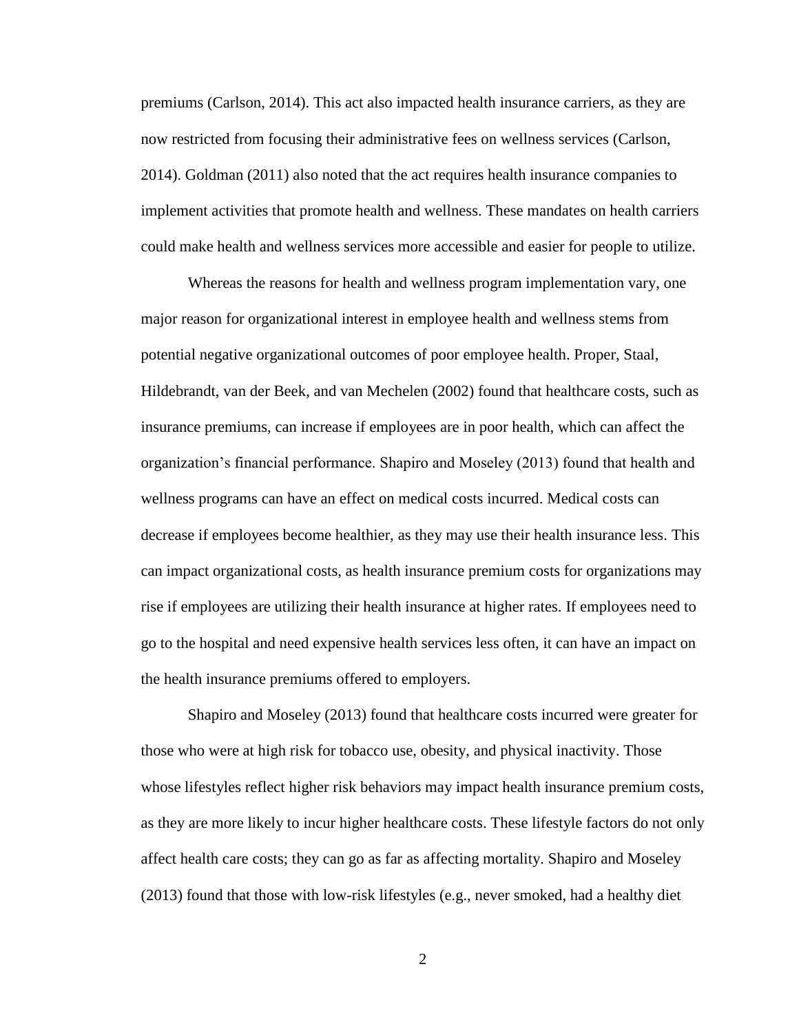premiums (Carlson, 2014). This act also impacted health insurance carriers, as they are now restricted from focusing their administrative fees on wellness services (Carlson, 2014). Goldman (2011) also noted that the act requires health insurance companies to implement activities that promote health and wellness. These mandates on health carriers could make health and wellness services more accessible and easier for people to utilize.

Whereas the reasons for health and wellness program implementation vary, one major reason for organizational interest in employee health and wellness stems from potential negative organizational outcomes of poor employee health. Proper, Staal, Hildebrandt, van der Beek, and van Mechelen (2002) found that healthcare costs, such as insurance premiums, can increase if employees are in poor health, which can affect the organization's financial performance. Shapiro and Moseley (2013) found that health and wellness programs can have an effect on medical costs incurred. Medical costs can decrease if employees become healthier, as they may use their health insurance less. This can impact organizational costs, as health insurance premium costs for organizations may rise if employees are utilizing their health insurance at higher rates. If employees need to go to the hospital and need expensive health services less often, it can have an impact on the health insurance premiums offered to employers.

Shapiro and Moseley (2013) found that healthcare costs incurred were greater for those who were at high risk for tobacco use, obesity, and physical inactivity. Those whose lifestyles reflect higher risk behaviors may impact health insurance premium costs, as they are more likely to incur higher healthcare costs. These lifestyle factors do not only affect health care costs; they can go as far as affecting mortality. Shapiro and Moseley (2013) found that those with low-risk lifestyles (e.g., never smoked, had a healthy diet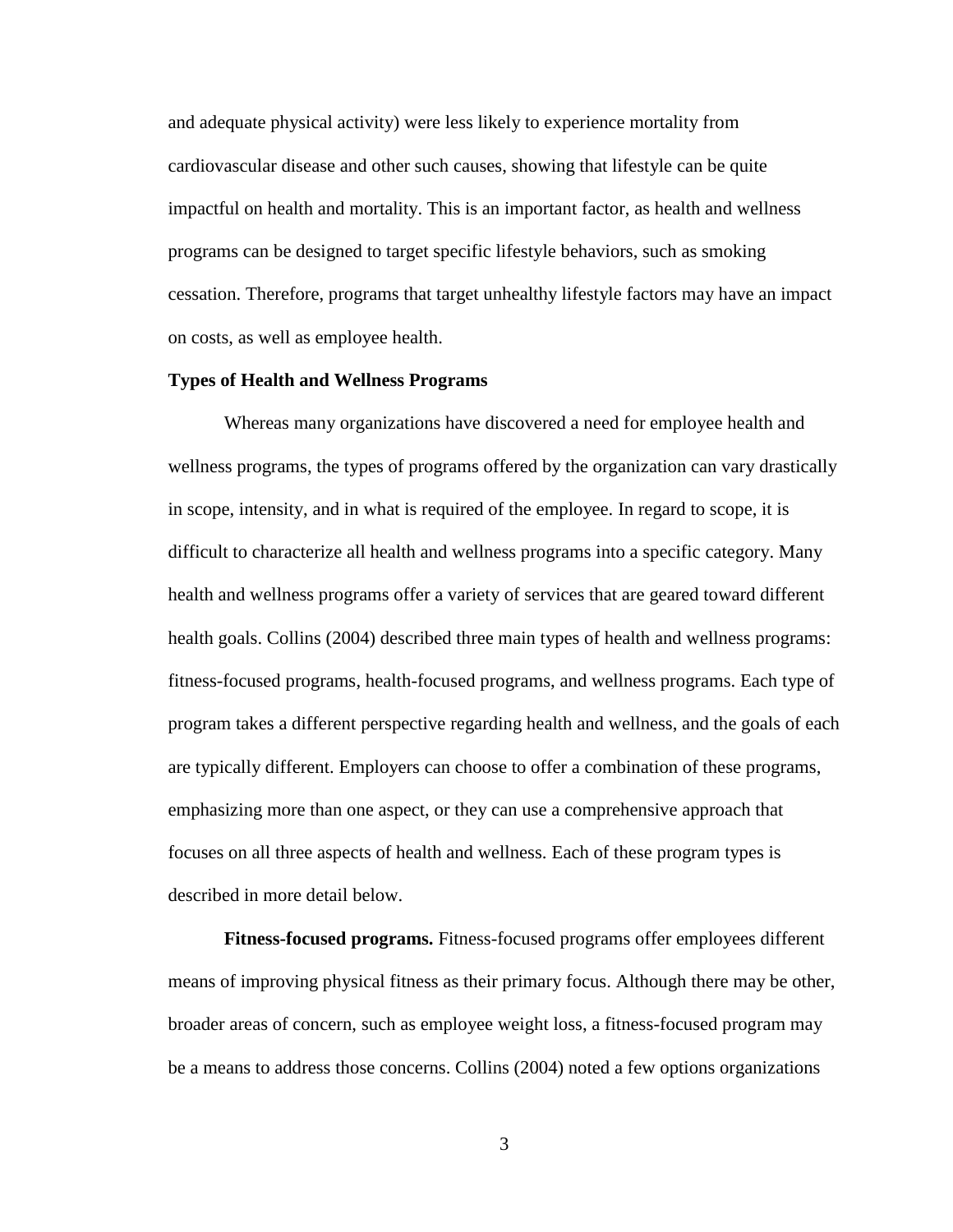and adequate physical activity) were less likely to experience mortality from cardiovascular disease and other such causes, showing that lifestyle can be quite impactful on health and mortality. This is an important factor, as health and wellness programs can be designed to target specific lifestyle behaviors, such as smoking cessation. Therefore, programs that target unhealthy lifestyle factors may have an impact on costs, as well as employee health.

## Types of Health and Wellness Programs

Whereas many organizations have discovered a need for employee health and wellness programs, the types of programs offered by the organization can vary drastically in scope, intensity, and in what is required of the employee. In regard to scope, it is difficult to characterize all health and wellness programs into a specific category. Many health and wellness programs offer a variety of services that are geared toward different health goals. Collins (2004) described three main types of health and wellness programs: fitness-focused programs, health-focused programs, and wellness programs. Each type of program takes a different perspective regarding health and wellness, and the goals of each are typically different. Employers can choose to offer a combination of these programs, emphasizing more than one aspect, or they can use a comprehensive approach that focuses on all three aspects of health and wellness. Each of these program types is described in more detail below.

**Fitness-focused programs.** Fitness-focused programs offer employees different means of improving physical fitness as their primary focus. Although there may be other, broader areas of concern, such as employee weight loss, a fitness-focused program may be a means to address those concerns. Collins (2004) noted a few options organizations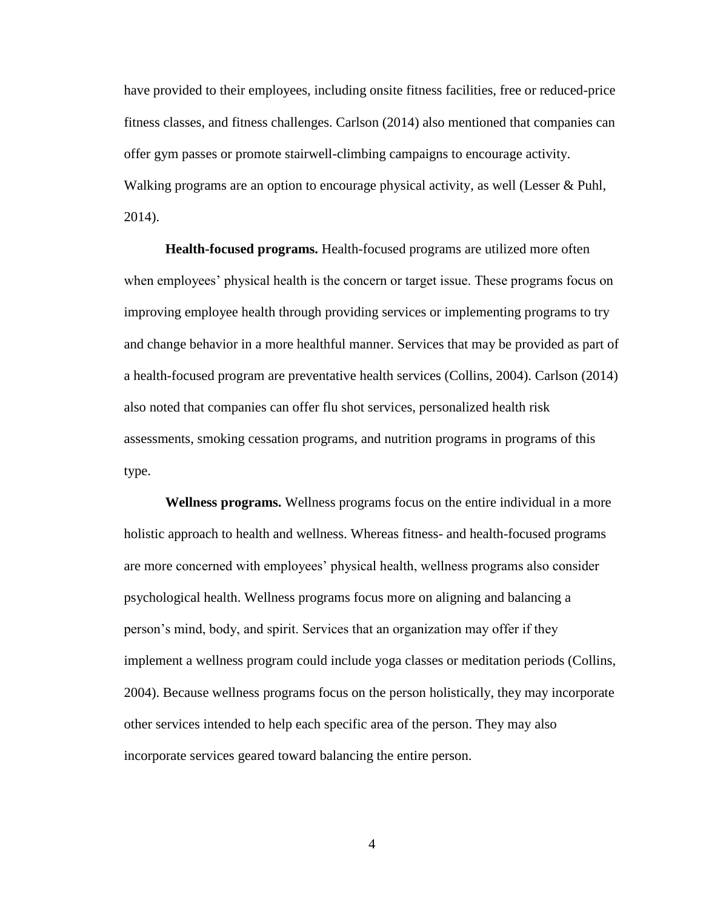have provided to their employees, including onsite fitness facilities, free or reduced-price fitness classes, and fitness challenges. Carlson (2014) also mentioned that companies can offer gym passes or promote stairwell-climbing campaigns to encourage activity. Walking programs are an option to encourage physical activity, as well (Lesser & Puhl, 2014).

**Health-focused programs.** Health-focused programs are utilized more often when employees' physical health is the concern or target issue. These programs focus on improving employee health through providing services or implementing programs to try and change behavior in a more healthful manner. Services that may be provided as part of a health-focused program are preventative health services (Collins, 2004). Carlson (2014) also noted that companies can offer flu shot services, personalized health risk assessments, smoking cessation programs, and nutrition programs in programs of this type.

**Wellness programs.** Wellness programs focus on the entire individual in a more holistic approach to health and wellness. Whereas fitness- and health-focused programs are more concerned with employees' physical health, wellness programs also consider psychological health. Wellness programs focus more on aligning and balancing a person's mind, body, and spirit. Services that an organization may offer if they implement a wellness program could include yoga classes or meditation periods (Collins, 2004). Because wellness programs focus on the person holistically, they may incorporate other services intended to help each specific area of the person. They may also incorporate services geared toward balancing the entire person.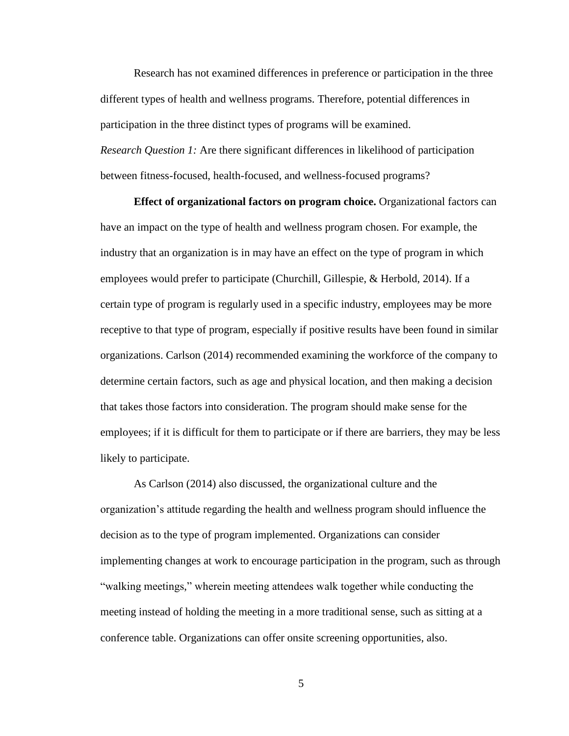Research has not examined differences in preference or participation in the three different types of health and wellness programs. Therefore, potential differences in participation in the three distinct types of programs will be examined.

*Research Question 1:* Are there significant differences in likelihood of participation between fitness-focused, health-focused, and wellness-focused programs?

**Effect of organizational factors on program choice.** Organizational factors can have an impact on the type of health and wellness program chosen. For example, the industry that an organization is in may have an effect on the type of program in which employees would prefer to participate (Churchill, Gillespie, & Herbold, 2014). If a certain type of program is regularly used in a specific industry, employees may be more receptive to that type of program, especially if positive results have been found in similar organizations. Carlson (2014) recommended examining the workforce of the company to determine certain factors, such as age and physical location, and then making a decision that takes those factors into consideration. The program should make sense for the employees; if it is difficult for them to participate or if there are barriers, they may be less likely to participate.

As Carlson (2014) also discussed, the organizational culture and the organization's attitude regarding the health and wellness program should influence the decision as to the type of program implemented. Organizations can consider implementing changes at work to encourage participation in the program, such as through "walking meetings," wherein meeting attendees walk together while conducting the meeting instead of holding the meeting in a more traditional sense, such as sitting at a conference table. Organizations can offer onsite screening opportunities, also.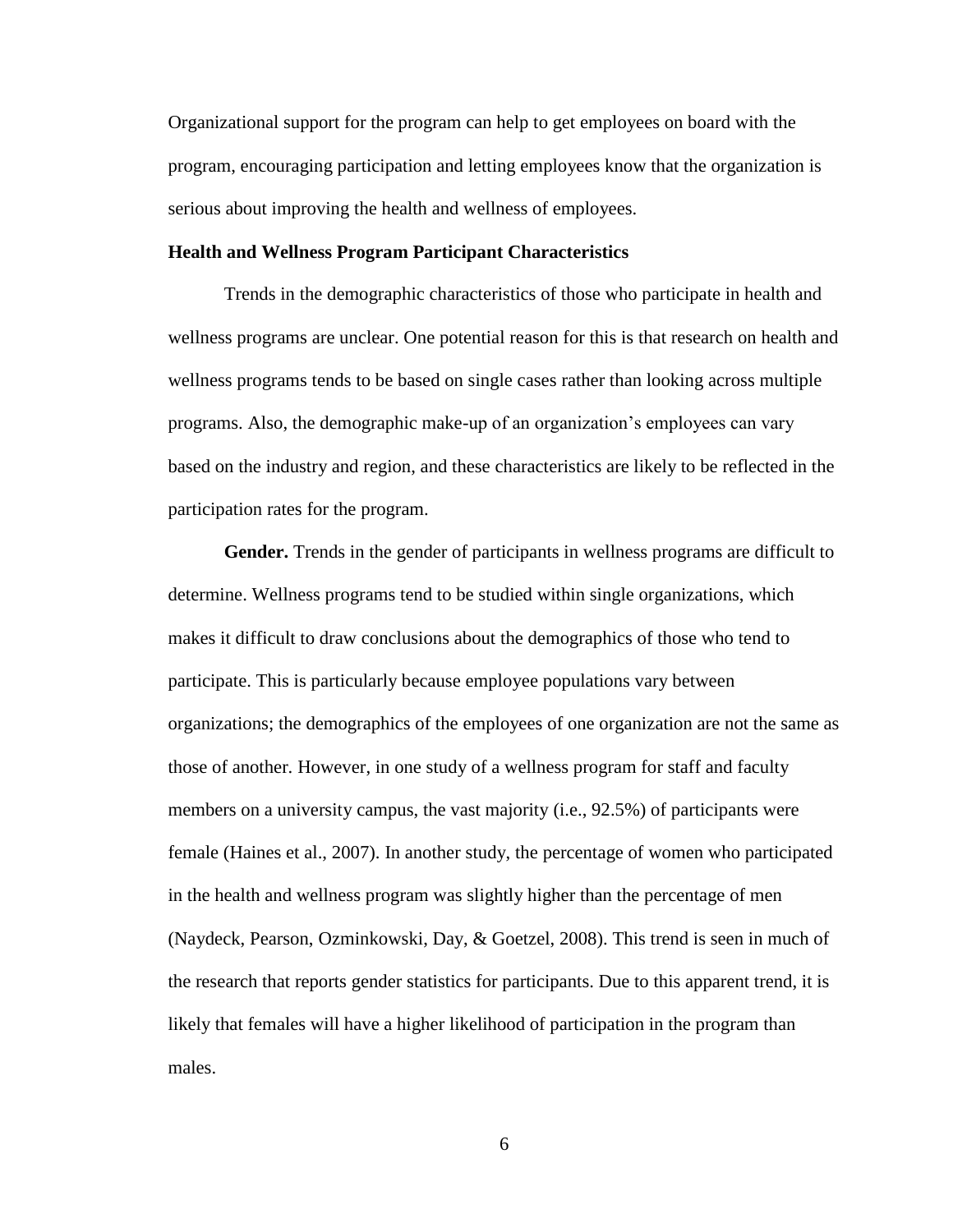Organizational support for the program can help to get employees on board with the program, encouraging participation and letting employees know that the organization is serious about improving the health and wellness of employees.

## Health and Wellness Program Participant Characteristics

Trends in the demographic characteristics of those who participate in health and wellness programs are unclear. One potential reason for this is that research on health and wellness programs tends to be based on single cases rather than looking across multiple programs. Also, the demographic make-up of an organization's employees can vary based on the industry and region, and these characteristics are likely to be reflected in the participation rates for the program.

**Gender.** Trends in the gender of participants in wellness programs are difficult to determine. Wellness programs tend to be studied within single organizations, which makes it difficult to draw conclusions about the demographics of those who tend to participate. This is particularly because employee populations vary between organizations; the demographics of the employees of one organization are not the same as those of another. However, in one study of a wellness program for staff and faculty members on a university campus, the vast majority (i.e., 92.5%) of participants were female (Haines et al., 2007). In another study, the percentage of women who participated in the health and wellness program was slightly higher than the percentage of men (Naydeck, Pearson, Ozminkowski, Day, & Goetzel, 2008). This trend is seen in much of the research that reports gender statistics for participants. Due to this apparent trend, it is likely that females will have a higher likelihood of participation in the program than males.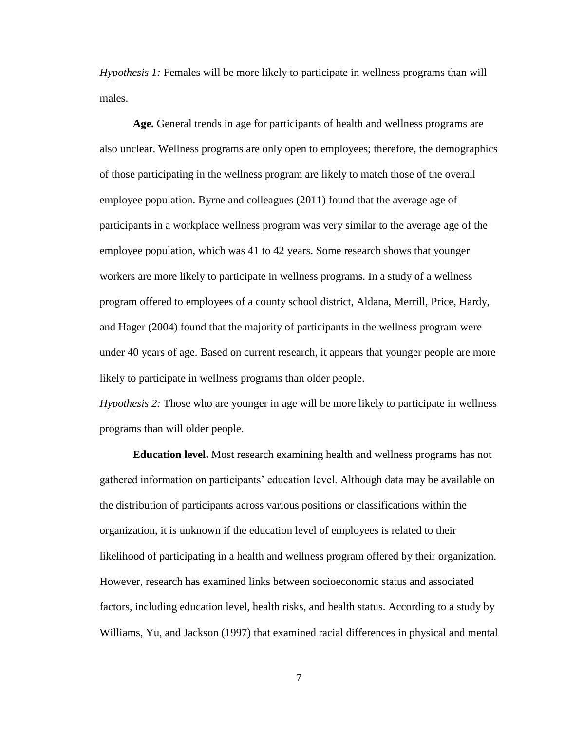*Hypothesis 1:* Females will be more likely to participate in wellness programs than will males.

**Age.** General trends in age for participants of health and wellness programs are also unclear. Wellness programs are only open to employees; therefore, the demographics of those participating in the wellness program are likely to match those of the overall employee population. Byrne and colleagues (2011) found that the average age of participants in a workplace wellness program was very similar to the average age of the employee population, which was 41 to 42 years. Some research shows that younger workers are more likely to participate in wellness programs. In a study of a wellness program offered to employees of a county school district, Aldana, Merrill, Price, Hardy, and Hager (2004) found that the majority of participants in the wellness program were under 40 years of age. Based on current research, it appears that younger people are more likely to participate in wellness programs than older people.

*Hypothesis 2:* Those who are younger in age will be more likely to participate in wellness programs than will older people.

**Education level.** Most research examining health and wellness programs has not gathered information on participants' education level. Although data may be available on the distribution of participants across various positions or classifications within the organization, it is unknown if the education level of employees is related to their likelihood of participating in a health and wellness program offered by their organization. However, research has examined links between socioeconomic status and associated factors, including education level, health risks, and health status. According to a study by Williams, Yu, and Jackson (1997) that examined racial differences in physical and mental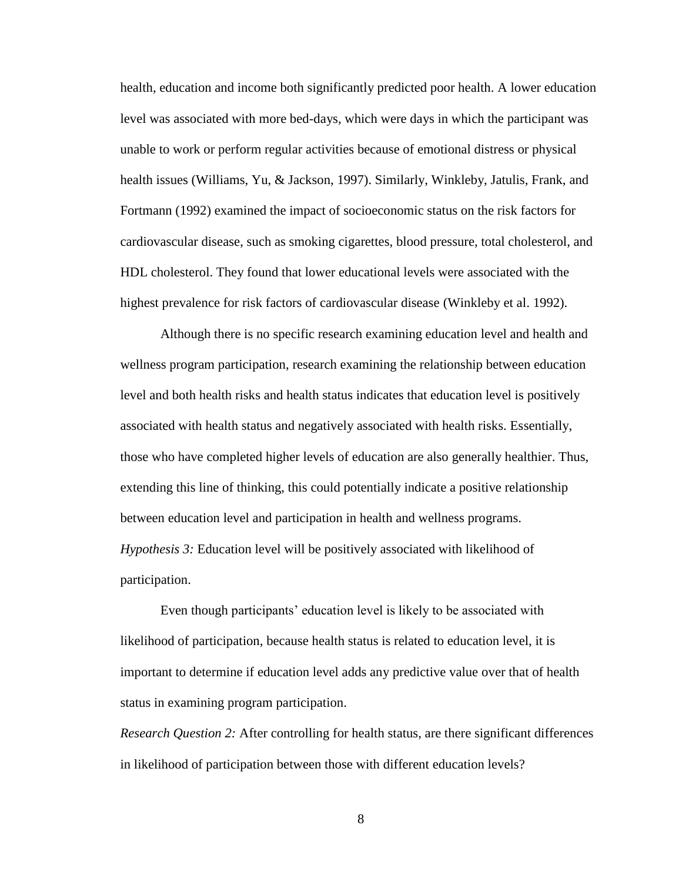health, education and income both significantly predicted poor health. A lower education level was associated with more bed-days, which were days in which the participant was unable to work or perform regular activities because of emotional distress or physical health issues (Williams, Yu, & Jackson, 1997). Similarly, Winkleby, Jatulis, Frank, and Fortmann (1992) examined the impact of socioeconomic status on the risk factors for cardiovascular disease, such as smoking cigarettes, blood pressure, total cholesterol, and HDL cholesterol. They found that lower educational levels were associated with the highest prevalence for risk factors of cardiovascular disease (Winkleby et al. 1992).

Although there is no specific research examining education level and health and wellness program participation, research examining the relationship between education level and both health risks and health status indicates that education level is positively associated with health status and negatively associated with health risks. Essentially, those who have completed higher levels of education are also generally healthier. Thus, extending this line of thinking, this could potentially indicate a positive relationship between education level and participation in health and wellness programs.

*Hypothesis 3:* Education level will be positively associated with likelihood of participation.

Even though participants' education level is likely to be associated with likelihood of participation, because health status is related to education level, it is important to determine if education level adds any predictive value over that of health status in examining program participation.

*Research Question 2:* After controlling for health status, are there significant differences in likelihood of participation between those with different education levels?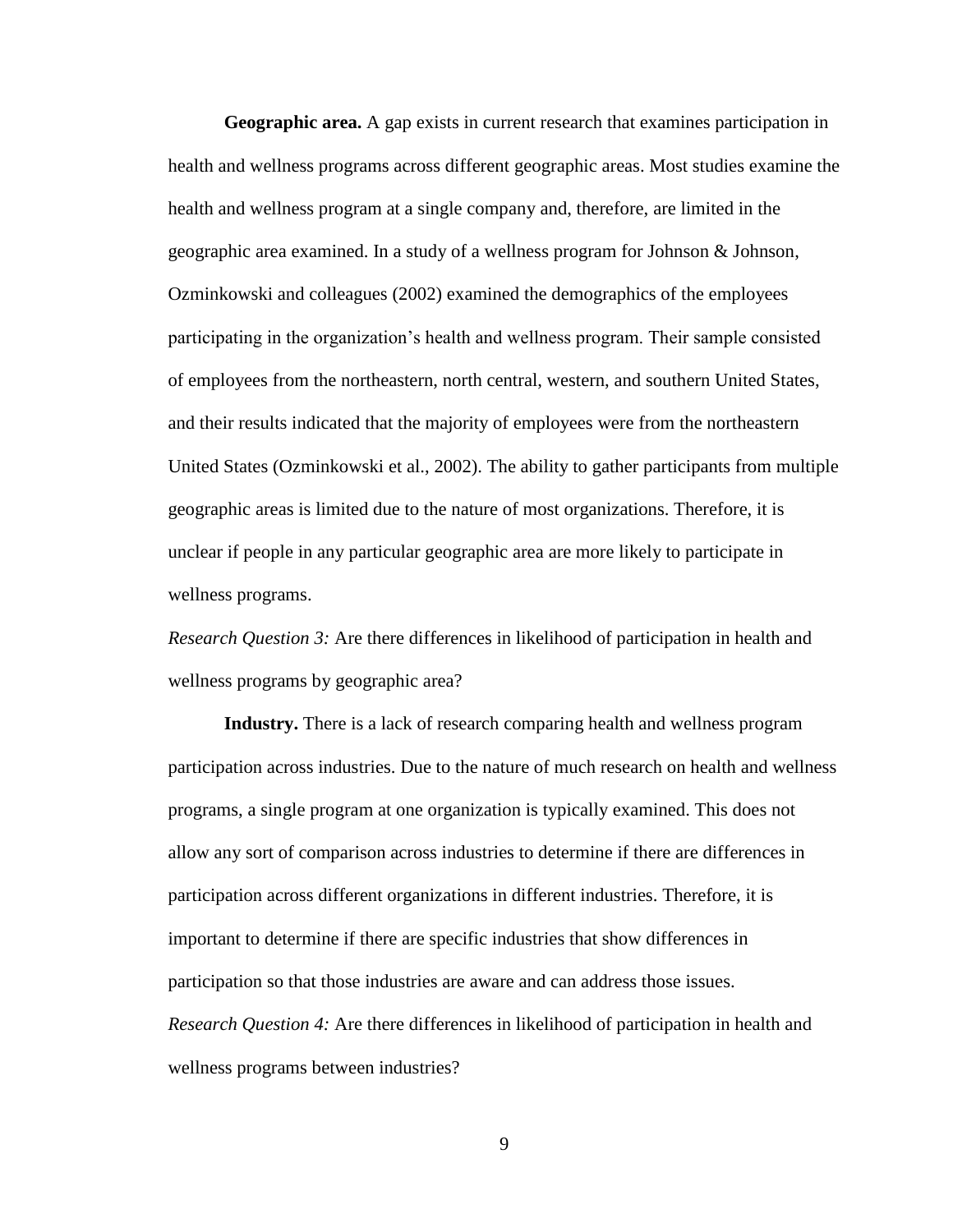**Geographic area.** A gap exists in current research that examines participation in health and wellness programs across different geographic areas. Most studies examine the health and wellness program at a single company and, therefore, are limited in the geographic area examined. In a study of a wellness program for Johnson & Johnson, Ozminkowski and colleagues (2002) examined the demographics of the employees participating in the organization's health and wellness program. Their sample consisted of employees from the northeastern, north central, western, and southern United States, and their results indicated that the majority of employees were from the northeastern United States (Ozminkowski et al., 2002). The ability to gather participants from multiple geographic areas is limited due to the nature of most organizations. Therefore, it is unclear if people in any particular geographic area are more likely to participate in wellness programs.

*Research Question 3:* Are there differences in likelihood of participation in health and wellness programs by geographic area?

**Industry.** There is a lack of research comparing health and wellness program participation across industries. Due to the nature of much research on health and wellness programs, a single program at one organization is typically examined. This does not allow any sort of comparison across industries to determine if there are differences in participation across different organizations in different industries. Therefore, it is important to determine if there are specific industries that show differences in participation so that those industries are aware and can address those issues.

*Research Question 4:* Are there differences in likelihood of participation in health and wellness programs between industries?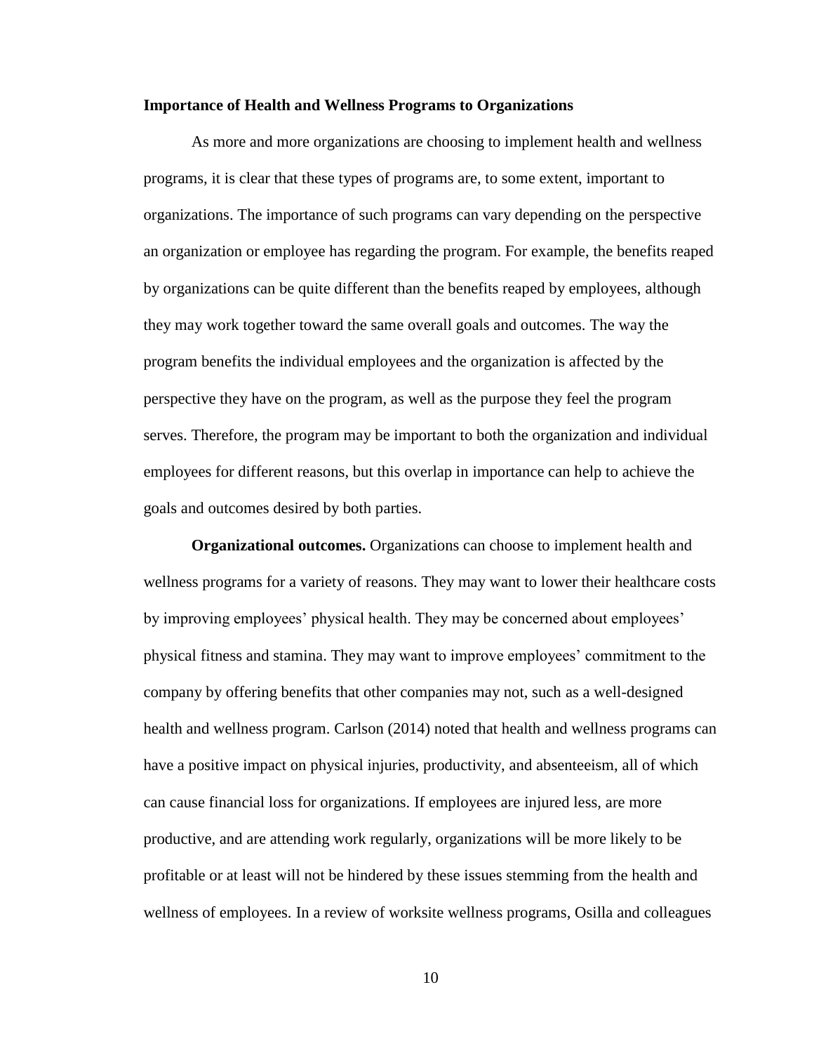### Importance of Health and Wellness Programs to Organizations

As more and more organizations are choosing to implement health and wellness programs, it is clear that these types of programs are, to some extent, important to organizations. The importance of such programs can vary depending on the perspective an organization or employee has regarding the program. For example, the benefits reaped by organizations can be quite different than the benefits reaped by employees, although they may work together toward the same overall goals and outcomes. The way the program benefits the individual employees and the organization is affected by the perspective they have on the program, as well as the purpose they feel the program serves. Therefore, the program may be important to both the organization and individual employees for different reasons, but this overlap in importance can help to achieve the goals and outcomes desired by both parties.

**Organizational outcomes.** Organizations can choose to implement health and wellness programs for a variety of reasons. They may want to lower their healthcare costs by improving employees' physical health. They may be concerned about employees' physical fitness and stamina. They may want to improve employees' commitment to the company by offering benefits that other companies may not, such as a well-designed health and wellness program. Carlson (2014) noted that health and wellness programs can have a positive impact on physical injuries, productivity, and absenteeism, all of which can cause financial loss for organizations. If employees are injured less, are more productive, and are attending work regularly, organizations will be more likely to be profitable or at least will not be hindered by these issues stemming from the health and wellness of employees. In a review of worksite wellness programs, Osilla and colleagues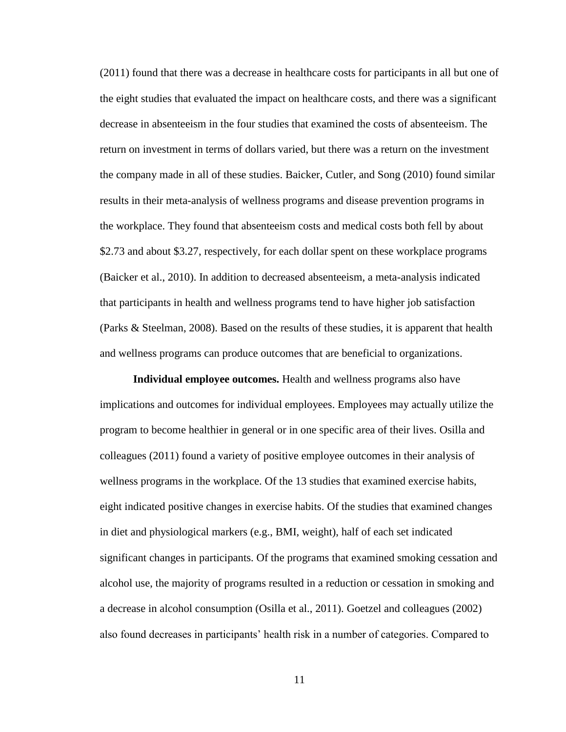(2011) found that there was a decrease in healthcare costs for participants in all but one of the eight studies that evaluated the impact on healthcare costs, and there was a significant decrease in absenteeism in the four studies that examined the costs of absenteeism. The return on investment in terms of dollars varied, but there was a return on the investment the company made in all of these studies. Baicker, Cutler, and Song (2010) found similar results in their meta-analysis of wellness programs and disease prevention programs in the workplace. They found that absenteeism costs and medical costs both fell by about $2.73 and about $3.27, respectively, for each dollar spent on these workplace programs (Baicker et al., 2010). In addition to decreased absenteeism, a meta-analysis indicated that participants in health and wellness programs tend to have higher job satisfaction (Parks & Steelman, 2008). Based on the results of these studies, it is apparent that health and wellness programs can produce outcomes that are beneficial to organizations.

**Individual employee outcomes.** Health and wellness programs also have implications and outcomes for individual employees. Employees may actually utilize the program to become healthier in general or in one specific area of their lives. Osilla and colleagues (2011) found a variety of positive employee outcomes in their analysis of wellness programs in the workplace. Of the 13 studies that examined exercise habits, eight indicated positive changes in exercise habits. Of the studies that examined changes in diet and physiological markers (e.g., BMI, weight), half of each set indicated significant changes in participants. Of the programs that examined smoking cessation and alcohol use, the majority of programs resulted in a reduction or cessation in smoking and a decrease in alcohol consumption (Osilla et al., 2011). Goetzel and colleagues (2002) also found decreases in participants' health risk in a number of categories. Compared to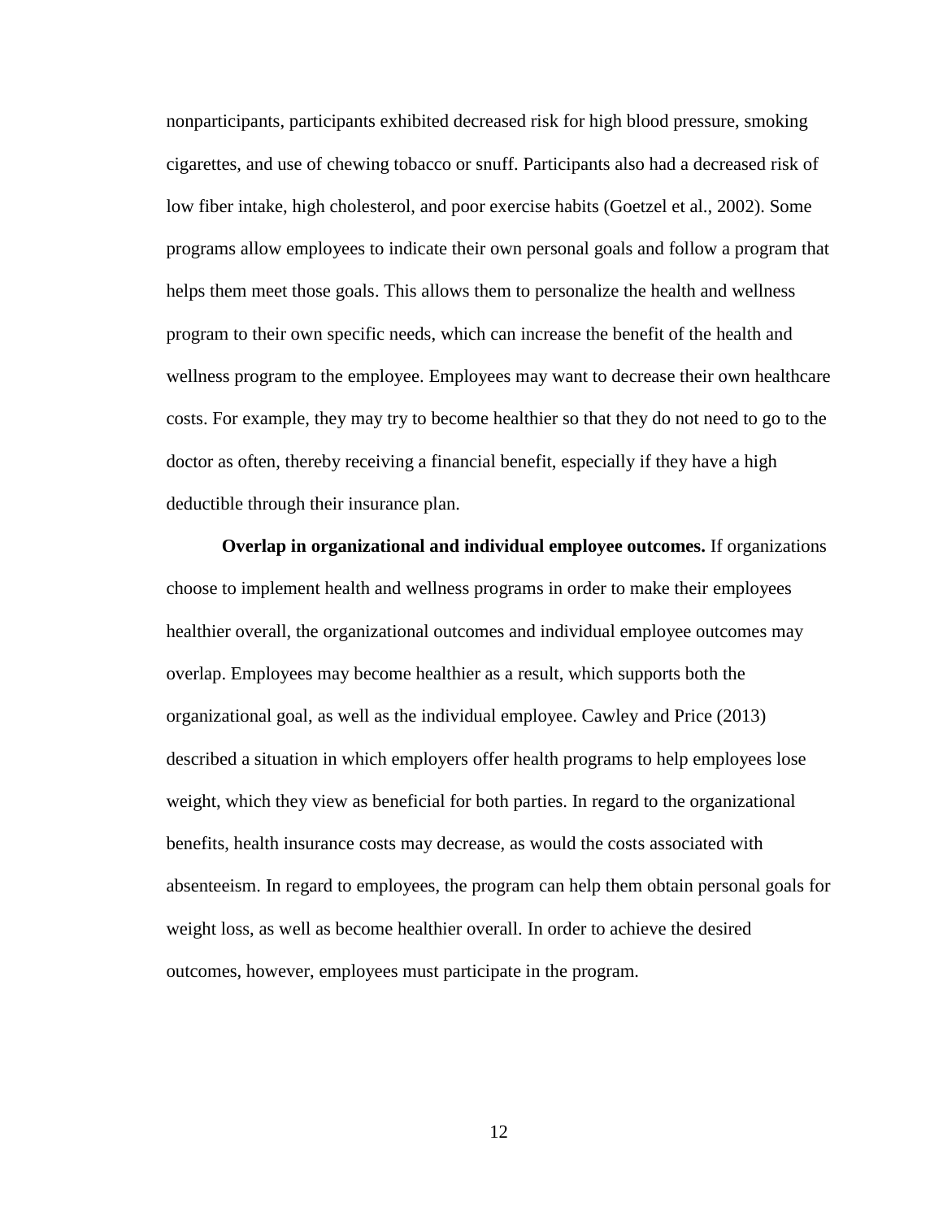nonparticipants, participants exhibited decreased risk for high blood pressure, smoking cigarettes, and use of chewing tobacco or snuff. Participants also had a decreased risk of low fiber intake, high cholesterol, and poor exercise habits (Goetzel et al., 2002). Some programs allow employees to indicate their own personal goals and follow a program that helps them meet those goals. This allows them to personalize the health and wellness program to their own specific needs, which can increase the benefit of the health and wellness program to the employee. Employees may want to decrease their own healthcare costs. For example, they may try to become healthier so that they do not need to go to the doctor as often, thereby receiving a financial benefit, especially if they have a high deductible through their insurance plan.

**Overlap in organizational and individual employee outcomes.** If organizations choose to implement health and wellness programs in order to make their employees healthier overall, the organizational outcomes and individual employee outcomes may overlap. Employees may become healthier as a result, which supports both the organizational goal, as well as the individual employee. Cawley and Price (2013) described a situation in which employers offer health programs to help employees lose weight, which they view as beneficial for both parties. In regard to the organizational benefits, health insurance costs may decrease, as would the costs associated with absenteeism. In regard to employees, the program can help them obtain personal goals for weight loss, as well as become healthier overall. In order to achieve the desired outcomes, however, employees must participate in the program.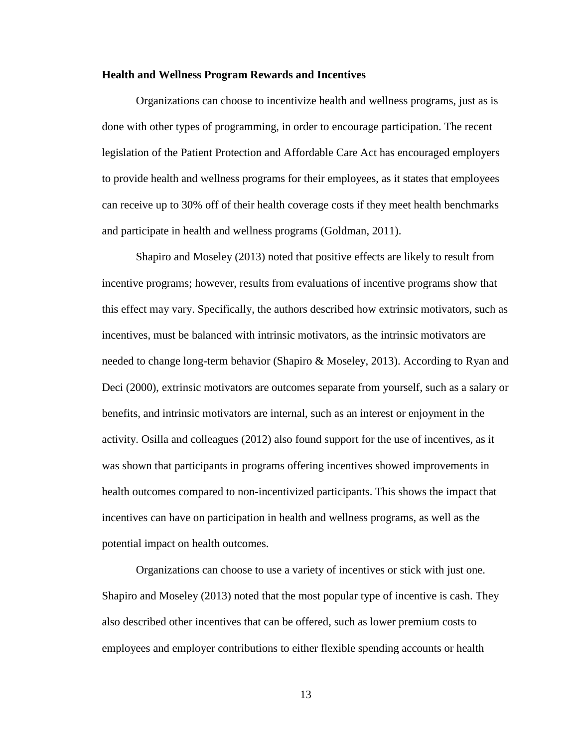### Health and Wellness Program Rewards and Incentives

Organizations can choose to incentivize health and wellness programs, just as is done with other types of programming, in order to encourage participation. The recent legislation of the Patient Protection and Affordable Care Act has encouraged employers to provide health and wellness programs for their employees, as it states that employees can receive up to 30% off of their health coverage costs if they meet health benchmarks and participate in health and wellness programs (Goldman, 2011).

Shapiro and Moseley (2013) noted that positive effects are likely to result from incentive programs; however, results from evaluations of incentive programs show that this effect may vary. Specifically, the authors described how extrinsic motivators, such as incentives, must be balanced with intrinsic motivators, as the intrinsic motivators are needed to change long-term behavior (Shapiro & Moseley, 2013). According to Ryan and Deci (2000), extrinsic motivators are outcomes separate from yourself, such as a salary or benefits, and intrinsic motivators are internal, such as an interest or enjoyment in the activity. Osilla and colleagues (2012) also found support for the use of incentives, as it was shown that participants in programs offering incentives showed improvements in health outcomes compared to non-incentivized participants. This shows the impact that incentives can have on participation in health and wellness programs, as well as the potential impact on health outcomes.

Organizations can choose to use a variety of incentives or stick with just one. Shapiro and Moseley (2013) noted that the most popular type of incentive is cash. They also described other incentives that can be offered, such as lower premium costs to employees and employer contributions to either flexible spending accounts or health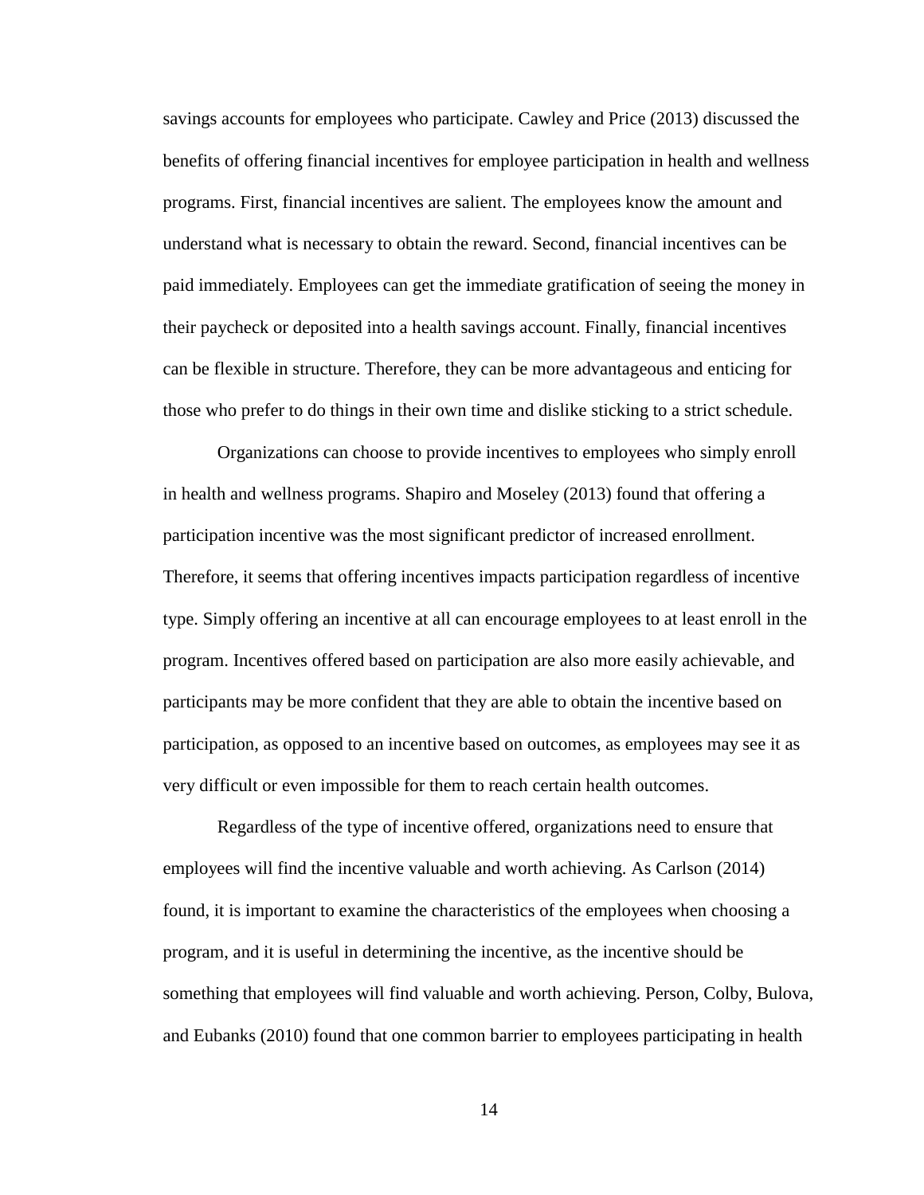savings accounts for employees who participate. Cawley and Price (2013) discussed the benefits of offering financial incentives for employee participation in health and wellness programs. First, financial incentives are salient. The employees know the amount and understand what is necessary to obtain the reward. Second, financial incentives can be paid immediately. Employees can get the immediate gratification of seeing the money in their paycheck or deposited into a health savings account. Finally, financial incentives can be flexible in structure. Therefore, they can be more advantageous and enticing for those who prefer to do things in their own time and dislike sticking to a strict schedule.

Organizations can choose to provide incentives to employees who simply enroll in health and wellness programs. Shapiro and Moseley (2013) found that offering a participation incentive was the most significant predictor of increased enrollment. Therefore, it seems that offering incentives impacts participation regardless of incentive type. Simply offering an incentive at all can encourage employees to at least enroll in the program. Incentives offered based on participation are also more easily achievable, and participants may be more confident that they are able to obtain the incentive based on participation, as opposed to an incentive based on outcomes, as employees may see it as very difficult or even impossible for them to reach certain health outcomes.

Regardless of the type of incentive offered, organizations need to ensure that employees will find the incentive valuable and worth achieving. As Carlson (2014) found, it is important to examine the characteristics of the employees when choosing a program, and it is useful in determining the incentive, as the incentive should be something that employees will find valuable and worth achieving. Person, Colby, Bulova, and Eubanks (2010) found that one common barrier to employees participating in health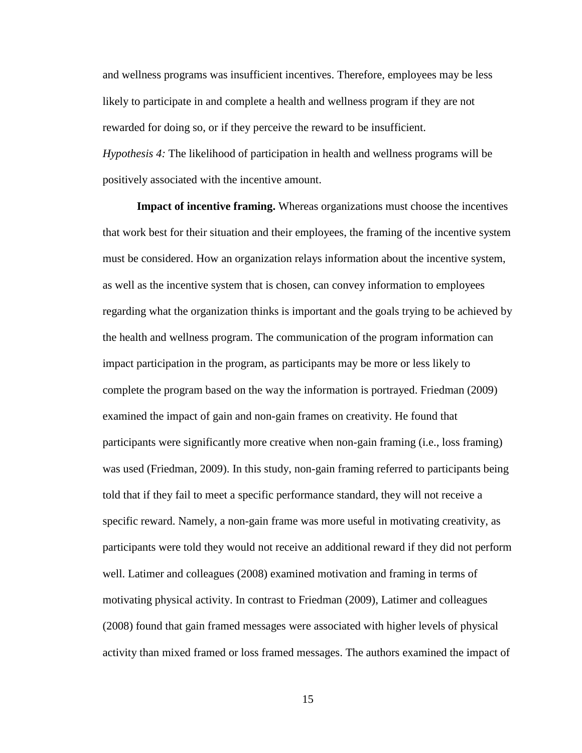and wellness programs was insufficient incentives. Therefore, employees may be less likely to participate in and complete a health and wellness program if they are not rewarded for doing so, or if they perceive the reward to be insufficient.

*Hypothesis 4:* The likelihood of participation in health and wellness programs will be positively associated with the incentive amount.

**Impact of incentive framing.** Whereas organizations must choose the incentives that work best for their situation and their employees, the framing of the incentive system must be considered. How an organization relays information about the incentive system, as well as the incentive system that is chosen, can convey information to employees regarding what the organization thinks is important and the goals trying to be achieved by the health and wellness program. The communication of the program information can impact participation in the program, as participants may be more or less likely to complete the program based on the way the information is portrayed. Friedman (2009) examined the impact of gain and non-gain frames on creativity. He found that participants were significantly more creative when non-gain framing (i.e., loss framing) was used (Friedman, 2009). In this study, non-gain framing referred to participants being told that if they fail to meet a specific performance standard, they will not receive a specific reward. Namely, a non-gain frame was more useful in motivating creativity, as participants were told they would not receive an additional reward if they did not perform well. Latimer and colleagues (2008) examined motivation and framing in terms of motivating physical activity. In contrast to Friedman (2009), Latimer and colleagues (2008) found that gain framed messages were associated with higher levels of physical activity than mixed framed or loss framed messages. The authors examined the impact of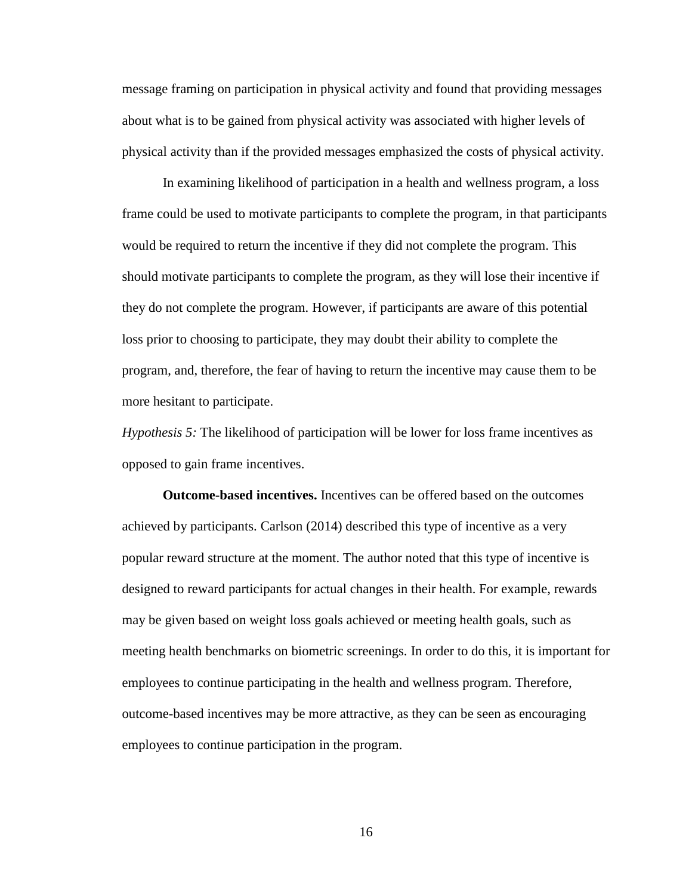message framing on participation in physical activity and found that providing messages about what is to be gained from physical activity was associated with higher levels of physical activity than if the provided messages emphasized the costs of physical activity.

In examining likelihood of participation in a health and wellness program, a loss frame could be used to motivate participants to complete the program, in that participants would be required to return the incentive if they did not complete the program. This should motivate participants to complete the program, as they will lose their incentive if they do not complete the program. However, if participants are aware of this potential loss prior to choosing to participate, they may doubt their ability to complete the program, and, therefore, the fear of having to return the incentive may cause them to be more hesitant to participate.

*Hypothesis 5:* The likelihood of participation will be lower for loss frame incentives as opposed to gain frame incentives.

**Outcome-based incentives.** Incentives can be offered based on the outcomes achieved by participants. Carlson (2014) described this type of incentive as a very popular reward structure at the moment. The author noted that this type of incentive is designed to reward participants for actual changes in their health. For example, rewards may be given based on weight loss goals achieved or meeting health goals, such as meeting health benchmarks on biometric screenings. In order to do this, it is important for employees to continue participating in the health and wellness program. Therefore, outcome-based incentives may be more attractive, as they can be seen as encouraging employees to continue participation in the program.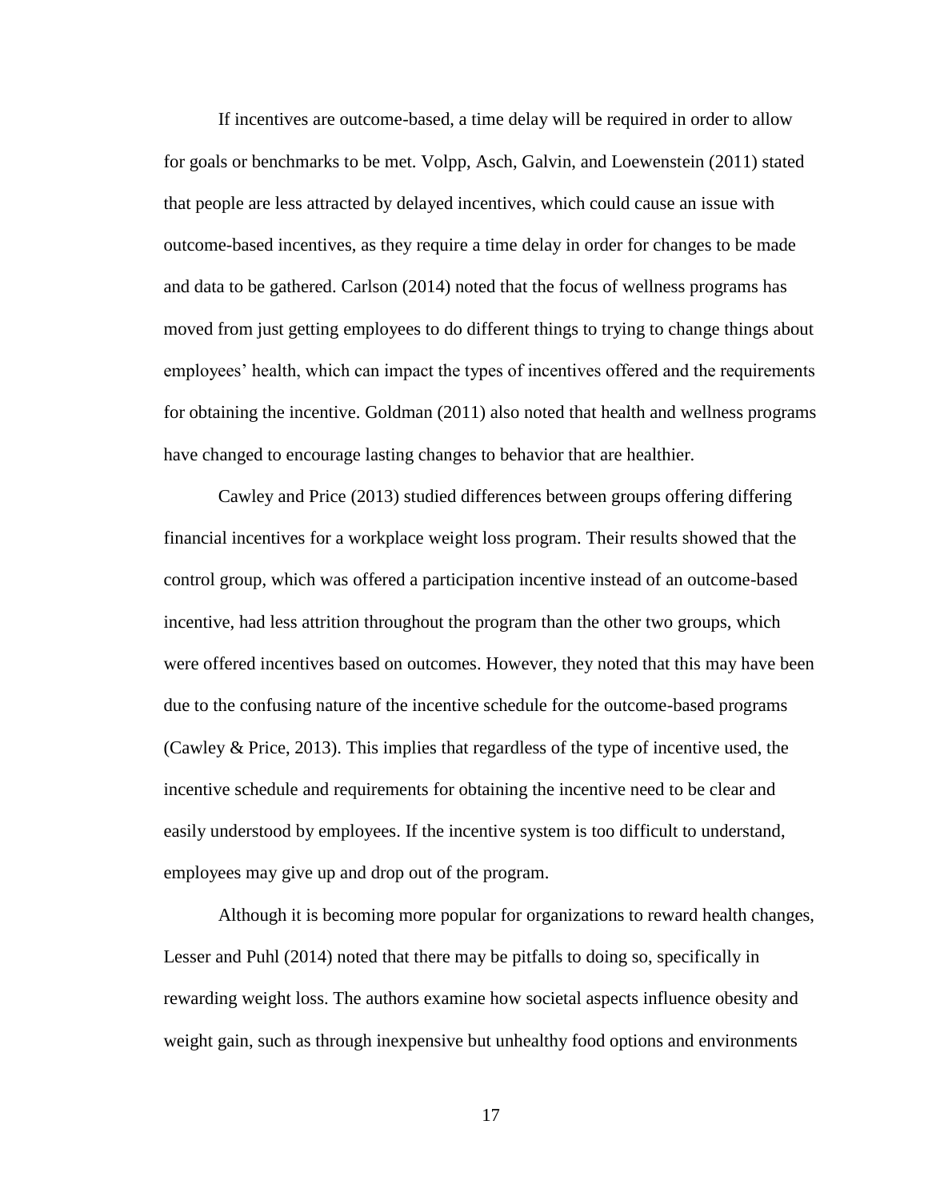If incentives are outcome-based, a time delay will be required in order to allow for goals or benchmarks to be met. Volpp, Asch, Galvin, and Loewenstein (2011) stated that people are less attracted by delayed incentives, which could cause an issue with outcome-based incentives, as they require a time delay in order for changes to be made and data to be gathered. Carlson (2014) noted that the focus of wellness programs has moved from just getting employees to do different things to trying to change things about employees' health, which can impact the types of incentives offered and the requirements for obtaining the incentive. Goldman (2011) also noted that health and wellness programs have changed to encourage lasting changes to behavior that are healthier.

Cawley and Price (2013) studied differences between groups offering differing financial incentives for a workplace weight loss program. Their results showed that the control group, which was offered a participation incentive instead of an outcome-based incentive, had less attrition throughout the program than the other two groups, which were offered incentives based on outcomes. However, they noted that this may have been due to the confusing nature of the incentive schedule for the outcome-based programs (Cawley & Price, 2013). This implies that regardless of the type of incentive used, the incentive schedule and requirements for obtaining the incentive need to be clear and easily understood by employees. If the incentive system is too difficult to understand, employees may give up and drop out of the program.

Although it is becoming more popular for organizations to reward health changes, Lesser and Puhl (2014) noted that there may be pitfalls to doing so, specifically in rewarding weight loss. The authors examine how societal aspects influence obesity and weight gain, such as through inexpensive but unhealthy food options and environments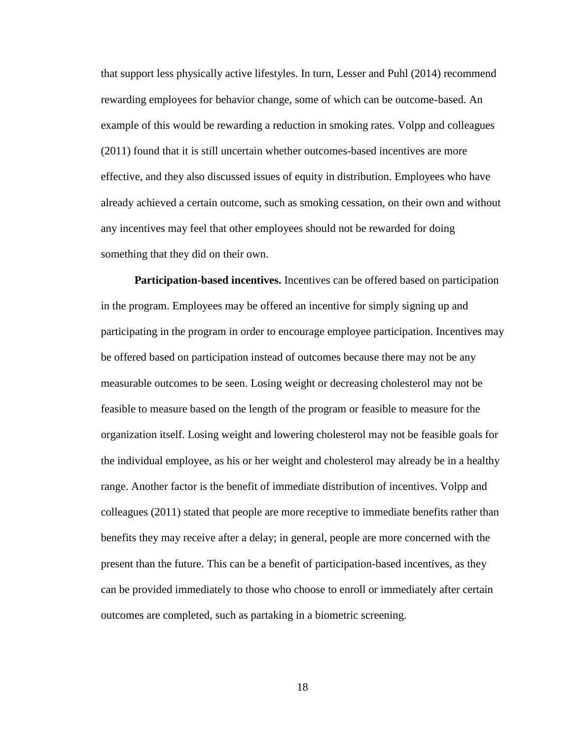that support less physically active lifestyles. In turn, Lesser and Puhl (2014) recommend rewarding employees for behavior change, some of which can be outcome-based. An example of this would be rewarding a reduction in smoking rates. Volpp and colleagues (2011) found that it is still uncertain whether outcomes-based incentives are more effective, and they also discussed issues of equity in distribution. Employees who have already achieved a certain outcome, such as smoking cessation, on their own and without any incentives may feel that other employees should not be rewarded for doing something that they did on their own.

**Participation-based incentives.** Incentives can be offered based on participation in the program. Employees may be offered an incentive for simply signing up and participating in the program in order to encourage employee participation. Incentives may be offered based on participation instead of outcomes because there may not be any measurable outcomes to be seen. Losing weight or decreasing cholesterol may not be feasible to measure based on the length of the program or feasible to measure for the organization itself. Losing weight and lowering cholesterol may not be feasible goals for the individual employee, as his or her weight and cholesterol may already be in a healthy range. Another factor is the benefit of immediate distribution of incentives. Volpp and colleagues (2011) stated that people are more receptive to immediate benefits rather than benefits they may receive after a delay; in general, people are more concerned with the present than the future. This can be a benefit of participation-based incentives, as they can be provided immediately to those who choose to enroll or immediately after certain outcomes are completed, such as partaking in a biometric screening.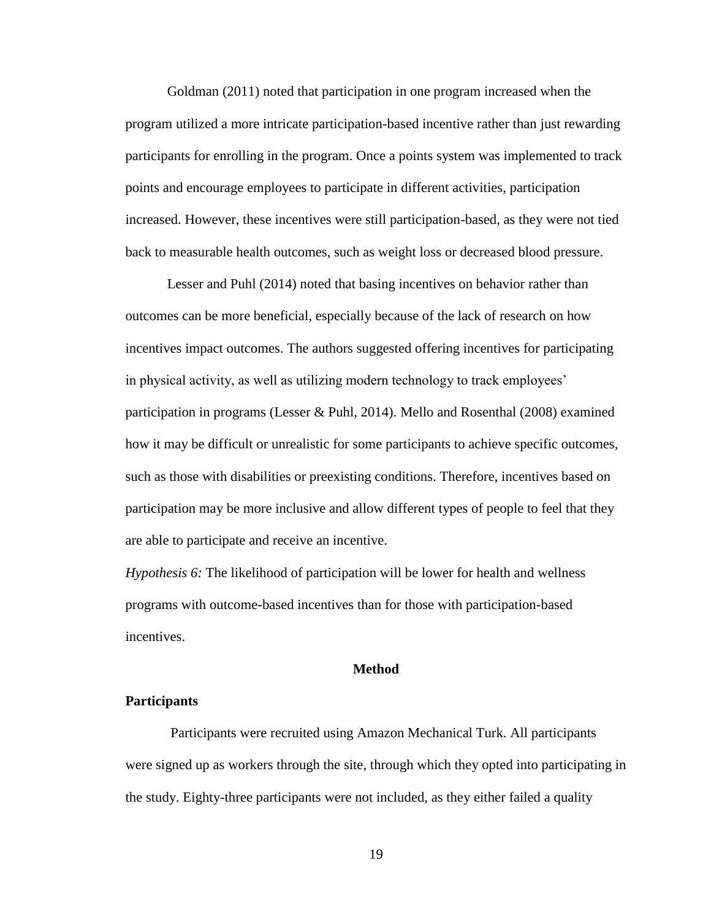Goldman (2011) noted that participation in one program increased when the program utilized a more intricate participation-based incentive rather than just rewarding participants for enrolling in the program. Once a points system was implemented to track points and encourage employees to participate in different activities, participation increased. However, these incentives were still participation-based, as they were not tied back to measurable health outcomes, such as weight loss or decreased blood pressure.

Lesser and Puhl (2014) noted that basing incentives on behavior rather than outcomes can be more beneficial, especially because of the lack of research on how incentives impact outcomes. The authors suggested offering incentives for participating in physical activity, as well as utilizing modern technology to track employees' participation in programs (Lesser & Puhl, 2014). Mello and Rosenthal (2008) examined how it may be difficult or unrealistic for some participants to achieve specific outcomes, such as those with disabilities or preexisting conditions. Therefore, incentives based on participation may be more inclusive and allow different types of people to feel that they are able to participate and receive an incentive.

*Hypothesis 6:* The likelihood of participation will be lower for health and wellness programs with outcome-based incentives than for those with participation-based incentives.

# Method

## Participants

Participants were recruited using Amazon Mechanical Turk. All participants were signed up as workers through the site, through which they opted into participating in the study. Eighty-three participants were not included, as they either failed a quality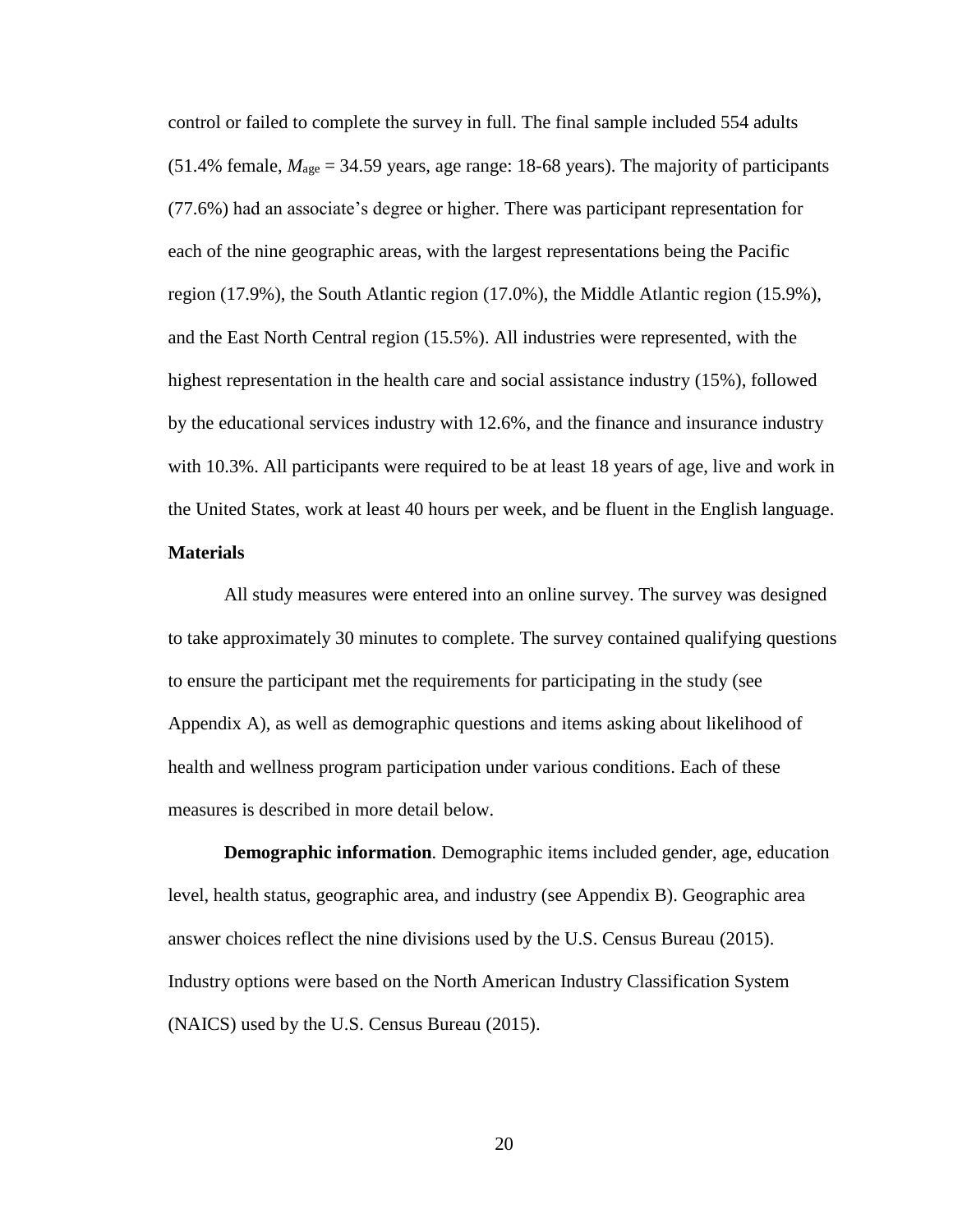control or failed to complete the survey in full. The final sample included 554 adults (51.4% female, $M_{age}$ = 34.59 years, age range: 18-68 years). The majority of participants (77.6%) had an associate's degree or higher. There was participant representation for each of the nine geographic areas, with the largest representations being the Pacific region (17.9%), the South Atlantic region (17.0%), the Middle Atlantic region (15.9%), and the East North Central region (15.5%). All industries were represented, with the highest representation in the health care and social assistance industry (15%), followed by the educational services industry with 12.6%, and the finance and insurance industry with 10.3%. All participants were required to be at least 18 years of age, live and work in the United States, work at least 40 hours per week, and be fluent in the English language.

## Materials

All study measures were entered into an online survey. The survey was designed to take approximately 30 minutes to complete. The survey contained qualifying questions to ensure the participant met the requirements for participating in the study (see Appendix A), as well as demographic questions and items asking about likelihood of health and wellness program participation under various conditions. Each of these measures is described in more detail below.

**Demographic information**. Demographic items included gender, age, education level, health status, geographic area, and industry (see Appendix B). Geographic area answer choices reflect the nine divisions used by the U.S. Census Bureau (2015). Industry options were based on the North American Industry Classification System (NAICS) used by the U.S. Census Bureau (2015).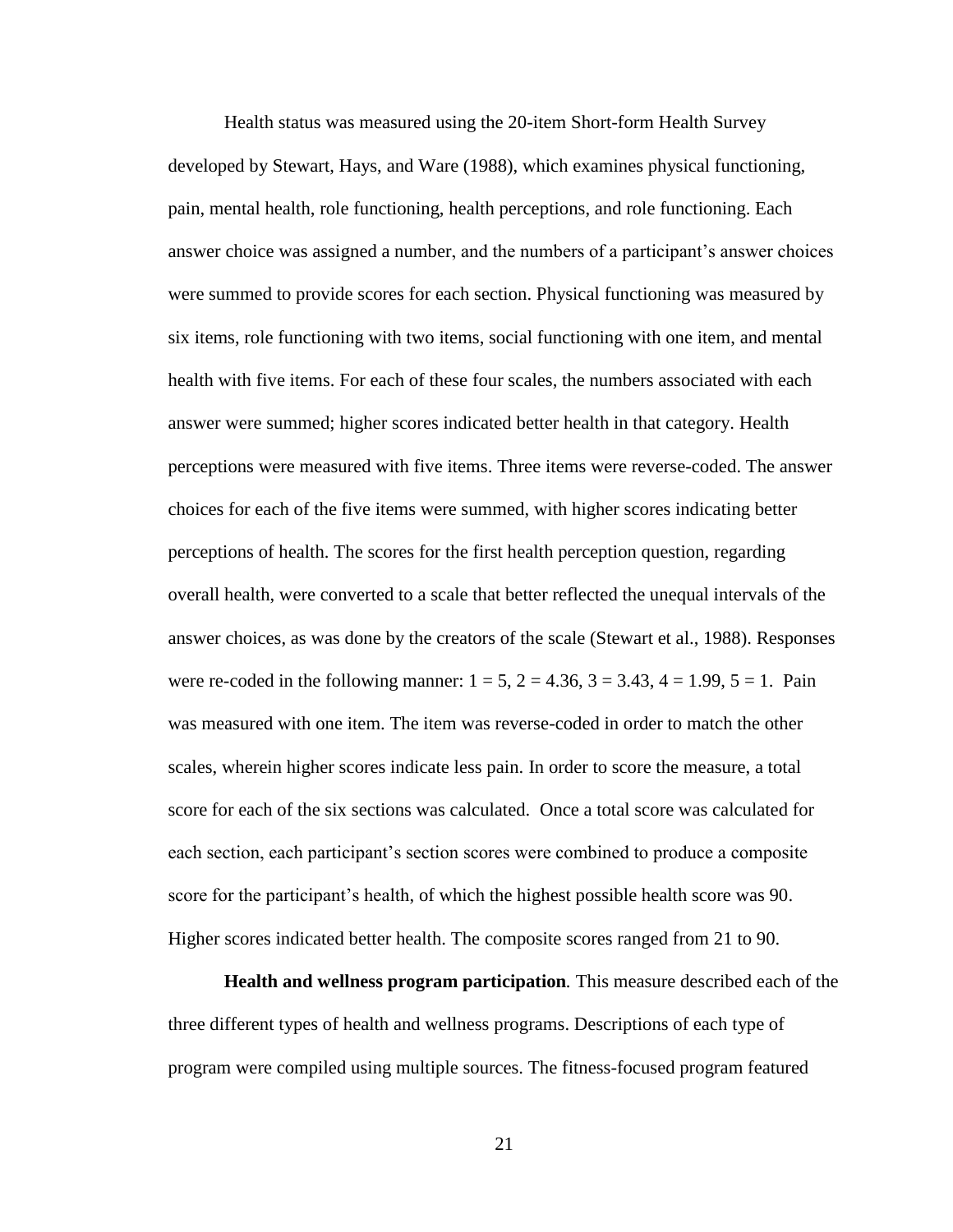Health status was measured using the 20-item Short-form Health Survey developed by Stewart, Hays, and Ware (1988), which examines physical functioning, pain, mental health, role functioning, health perceptions, and role functioning. Each answer choice was assigned a number, and the numbers of a participant's answer choices were summed to provide scores for each section. Physical functioning was measured by six items, role functioning with two items, social functioning with one item, and mental health with five items. For each of these four scales, the numbers associated with each answer were summed; higher scores indicated better health in that category. Health perceptions were measured with five items. Three items were reverse-coded. The answer choices for each of the five items were summed, with higher scores indicating better perceptions of health. The scores for the first health perception question, regarding overall health, were converted to a scale that better reflected the unequal intervals of the answer choices, as was done by the creators of the scale (Stewart et al., 1988). Responses were re-coded in the following manner: 1 = 5, 2 = 4.36, 3 = 3.43, 4 = 1.99, 5 = 1. Pain was measured with one item. The item was reverse-coded in order to match the other scales, wherein higher scores indicate less pain. In order to score the measure, a total score for each of the six sections was calculated. Once a total score was calculated for each section, each participant's section scores were combined to produce a composite score for the participant's health, of which the highest possible health score was 90. Higher scores indicated better health. The composite scores ranged from 21 to 90.

**Health and wellness program participation***.* This measure described each of the three different types of health and wellness programs. Descriptions of each type of program were compiled using multiple sources. The fitness-focused program featured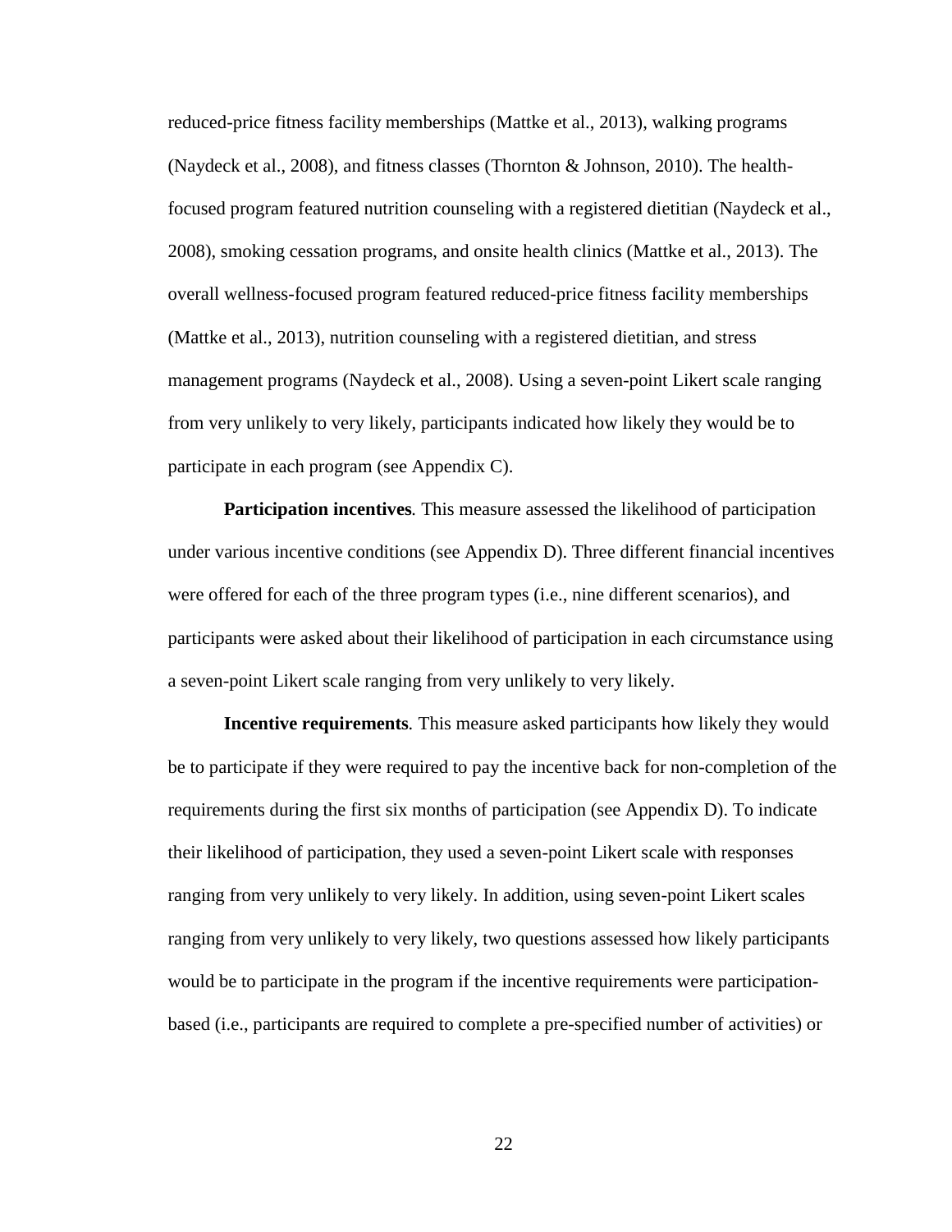reduced-price fitness facility memberships (Mattke et al., 2013), walking programs (Naydeck et al., 2008), and fitness classes (Thornton & Johnson, 2010). The health-focused program featured nutrition counseling with a registered dietitian (Naydeck et al., 2008), smoking cessation programs, and onsite health clinics (Mattke et al., 2013). The overall wellness-focused program featured reduced-price fitness facility memberships (Mattke et al., 2013), nutrition counseling with a registered dietitian, and stress management programs (Naydeck et al., 2008). Using a seven-point Likert scale ranging from very unlikely to very likely, participants indicated how likely they would be to participate in each program (see Appendix C).

**Participation incentives***.* This measure assessed the likelihood of participation under various incentive conditions (see Appendix D). Three different financial incentives were offered for each of the three program types (i.e., nine different scenarios), and participants were asked about their likelihood of participation in each circumstance using a seven-point Likert scale ranging from very unlikely to very likely.

**Incentive requirements***.* This measure asked participants how likely they would be to participate if they were required to pay the incentive back for non-completion of the requirements during the first six months of participation (see Appendix D). To indicate their likelihood of participation, they used a seven-point Likert scale with responses ranging from very unlikely to very likely. In addition, using seven-point Likert scales ranging from very unlikely to very likely, two questions assessed how likely participants would be to participate in the program if the incentive requirements were participation-based (i.e., participants are required to complete a pre-specified number of activities) or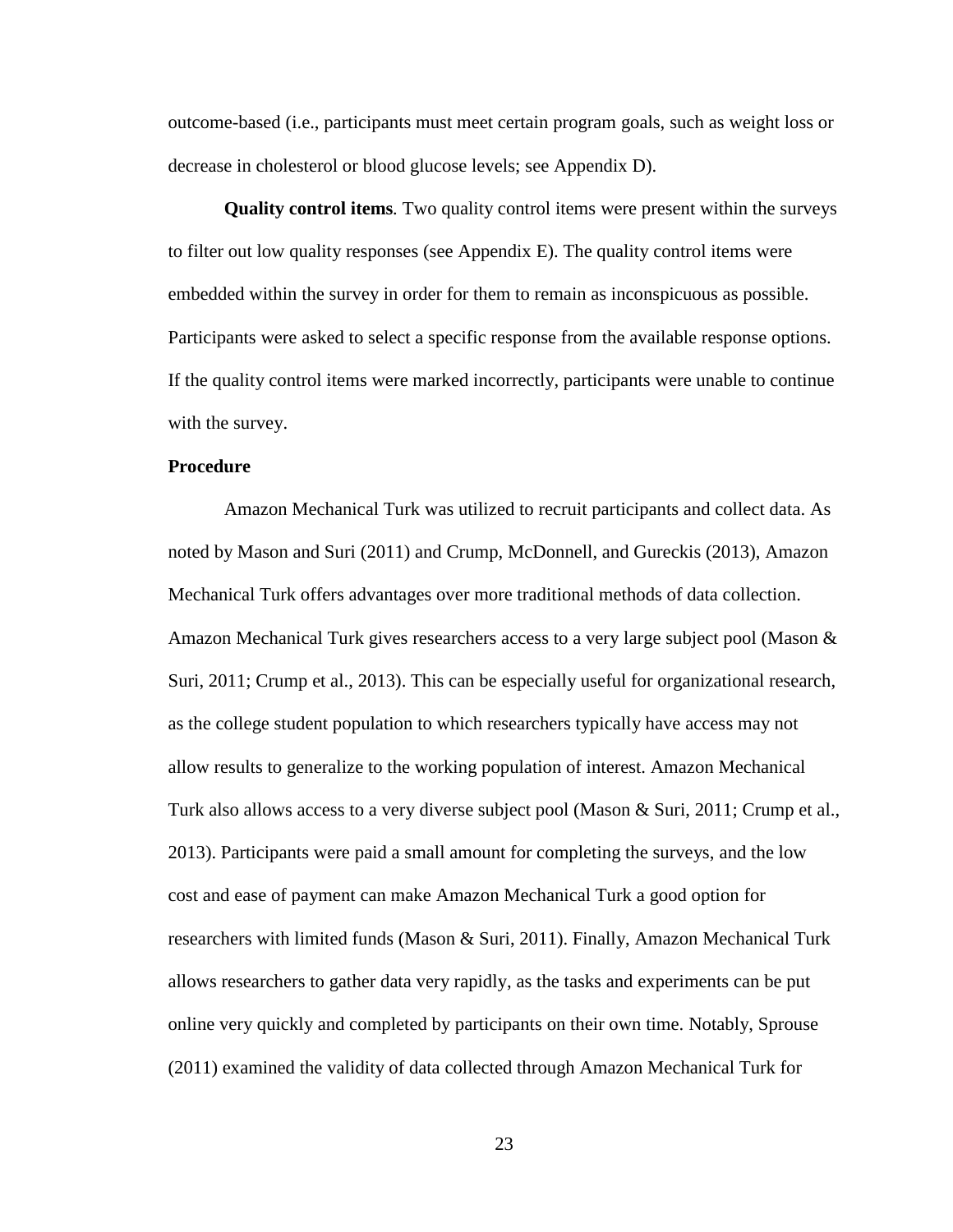outcome-based (i.e., participants must meet certain program goals, such as weight loss or decrease in cholesterol or blood glucose levels; see Appendix D).

**Quality control items***.* Two quality control items were present within the surveys to filter out low quality responses (see Appendix E). The quality control items were embedded within the survey in order for them to remain as inconspicuous as possible. Participants were asked to select a specific response from the available response options. If the quality control items were marked incorrectly, participants were unable to continue with the survey.

**Procedure**

Amazon Mechanical Turk was utilized to recruit participants and collect data. As noted by Mason and Suri (2011) and Crump, McDonnell, and Gureckis (2013), Amazon Mechanical Turk offers advantages over more traditional methods of data collection. Amazon Mechanical Turk gives researchers access to a very large subject pool (Mason & Suri, 2011; Crump et al., 2013). This can be especially useful for organizational research, as the college student population to which researchers typically have access may not allow results to generalize to the working population of interest. Amazon Mechanical Turk also allows access to a very diverse subject pool (Mason & Suri, 2011; Crump et al., 2013). Participants were paid a small amount for completing the surveys, and the low cost and ease of payment can make Amazon Mechanical Turk a good option for researchers with limited funds (Mason & Suri, 2011). Finally, Amazon Mechanical Turk allows researchers to gather data very rapidly, as the tasks and experiments can be put online very quickly and completed by participants on their own time. Notably, Sprouse (2011) examined the validity of data collected through Amazon Mechanical Turk for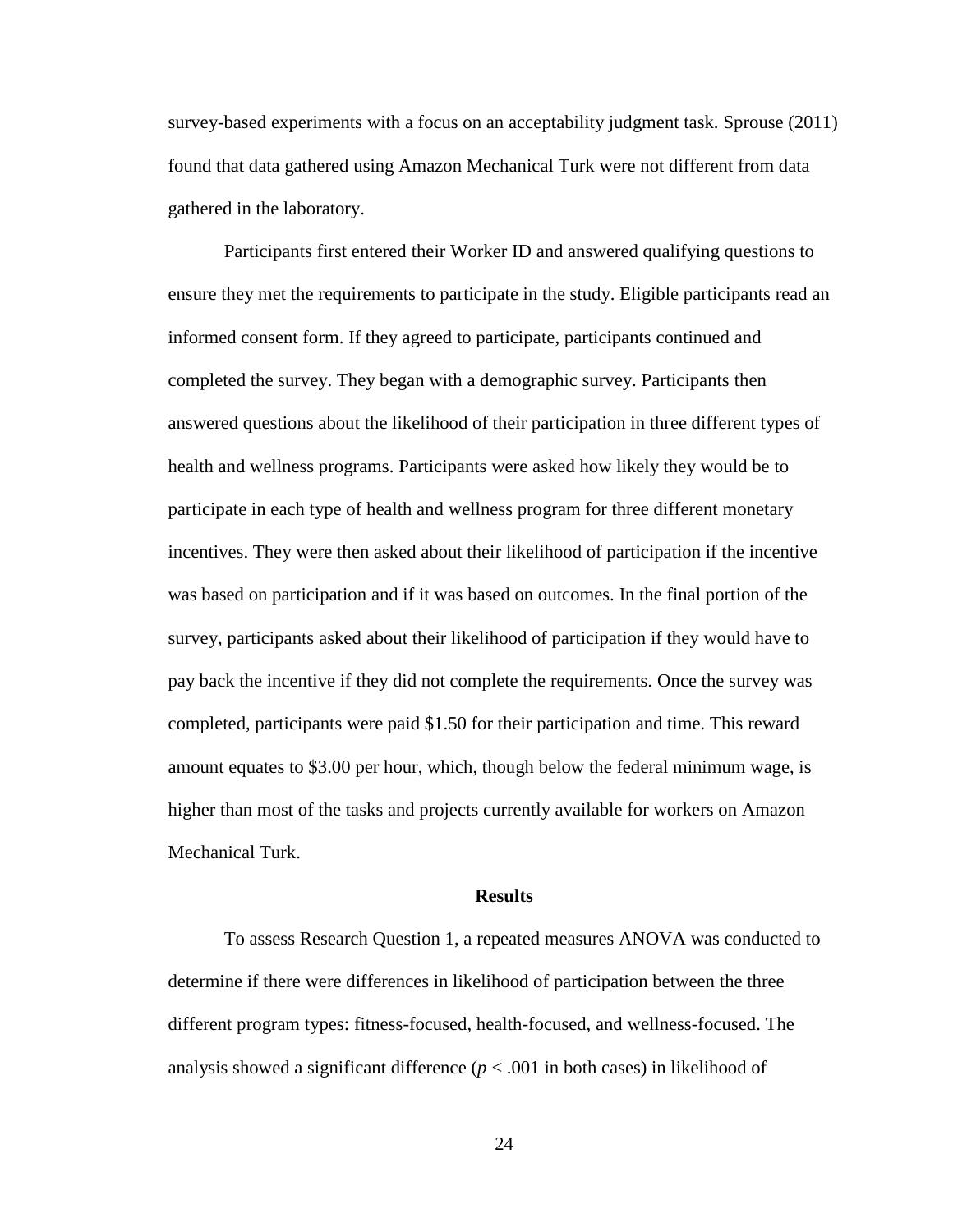survey-based experiments with a focus on an acceptability judgment task. Sprouse (2011) found that data gathered using Amazon Mechanical Turk were not different from data gathered in the laboratory.

Participants first entered their Worker ID and answered qualifying questions to ensure they met the requirements to participate in the study. Eligible participants read an informed consent form. If they agreed to participate, participants continued and completed the survey. They began with a demographic survey. Participants then answered questions about the likelihood of their participation in three different types of health and wellness programs. Participants were asked how likely they would be to participate in each type of health and wellness program for three different monetary incentives. They were then asked about their likelihood of participation if the incentive was based on participation and if it was based on outcomes. In the final portion of the survey, participants asked about their likelihood of participation if they would have to pay back the incentive if they did not complete the requirements. Once the survey was completed, participants were paid \$1.50 for their participation and time. This reward amount equates to \$3.00 per hour, which, though below the federal minimum wage, is higher than most of the tasks and projects currently available for workers on Amazon Mechanical Turk.

## Results

To assess Research Question 1, a repeated measures ANOVA was conducted to determine if there were differences in likelihood of participation between the three different program types: fitness-focused, health-focused, and wellness-focused. The analysis showed a significant difference ($p < .001$ in both cases) in likelihood of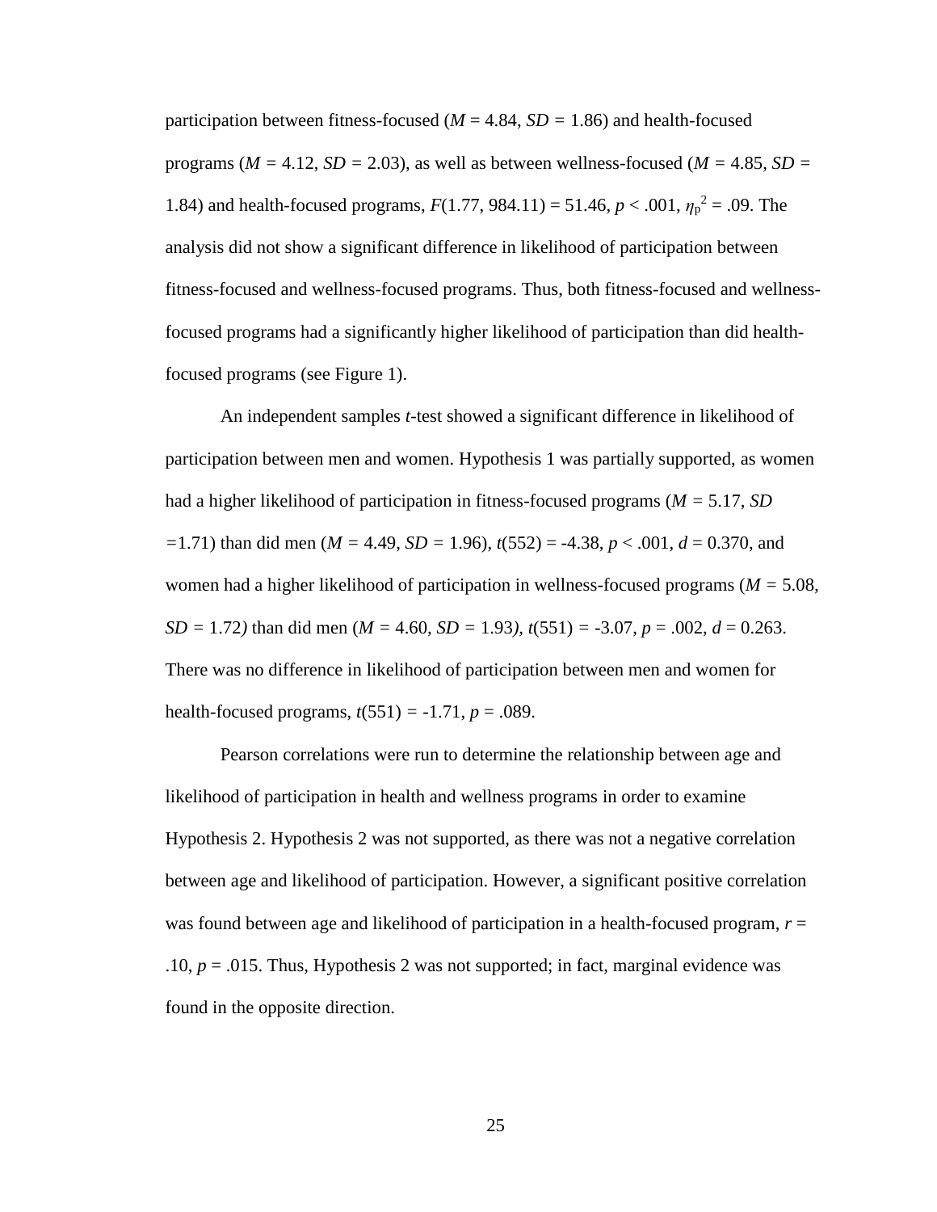participation between fitness-focused ($M = 4.84$, $SD = 1.86$) and health-focused programs ($M = 4.12$, $SD = 2.03$), as well as between wellness-focused ($M = 4.85$, $SD = 1.84$) and health-focused programs, $F(1.77, 984.11) = 51.46$, $p < .001$, $\eta_p^2 = .09$. The analysis did not show a significant difference in likelihood of participation between fitness-focused and wellness-focused programs. Thus, both fitness-focused and wellness-focused programs had a significantly higher likelihood of participation than did health-focused programs (see Figure 1).

An independent samples *t*-test showed a significant difference in likelihood of participation between men and women. Hypothesis 1 was partially supported, as women had a higher likelihood of participation in fitness-focused programs ($M = 5.17$, $SD = 1.71$) than did men ($M = 4.49$, $SD = 1.96$), $t(552) = -4.38$, $p < .001$, $d = 0.370$, and women had a higher likelihood of participation in wellness-focused programs ($M = 5.08$, $SD = 1.72$) than did men ($M = 4.60$, $SD = 1.93$), $t(551) = -3.07$, $p = .002$, $d = 0.263$. There was no difference in likelihood of participation between men and women for health-focused programs, $t(551) = -1.71$, $p = .089$.

Pearson correlations were run to determine the relationship between age and likelihood of participation in health and wellness programs in order to examine Hypothesis 2. Hypothesis 2 was not supported, as there was not a negative correlation between age and likelihood of participation. However, a significant positive correlation was found between age and likelihood of participation in a health-focused program, $r = .10$, $p = .015$. Thus, Hypothesis 2 was not supported; in fact, marginal evidence was found in the opposite direction.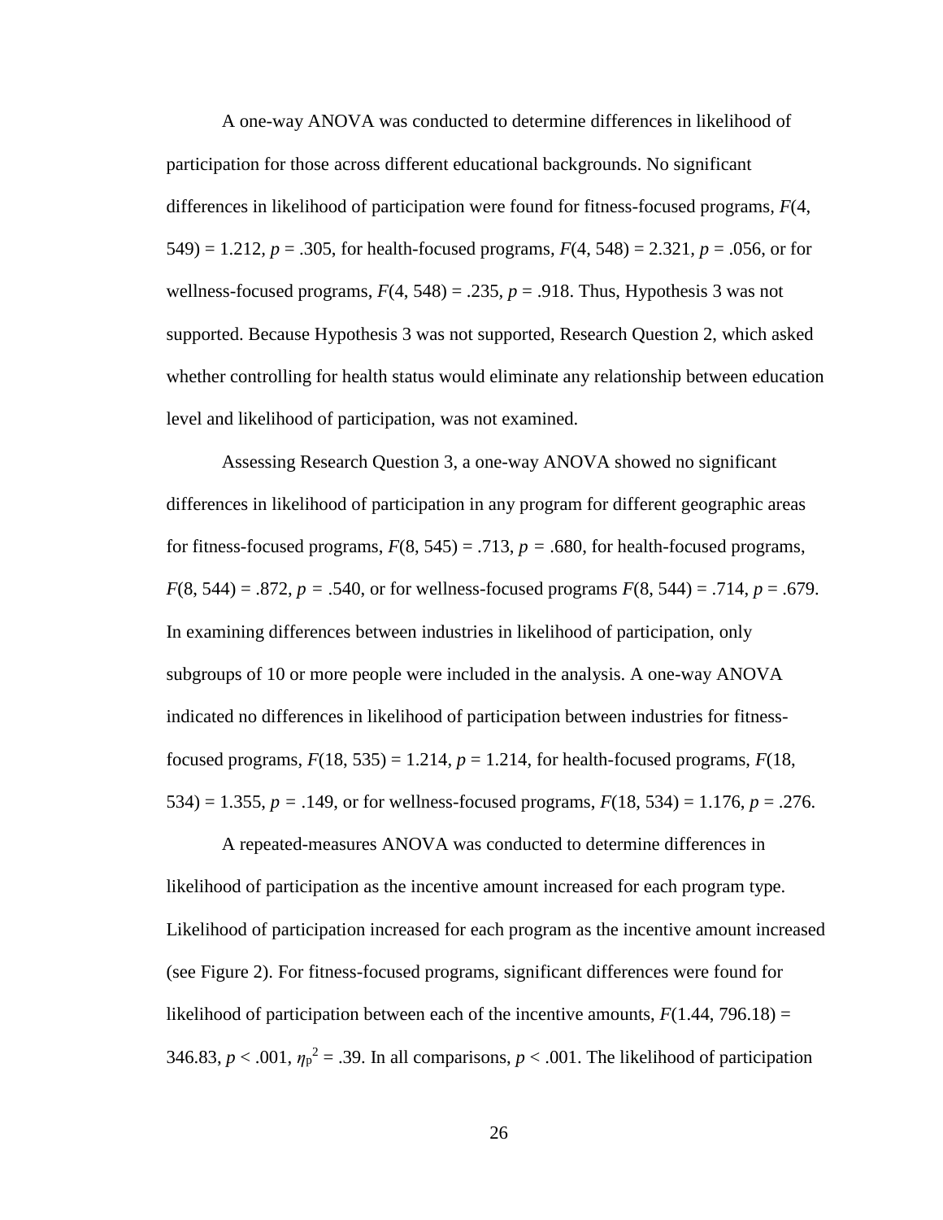A one-way ANOVA was conducted to determine differences in likelihood of participation for those across different educational backgrounds. No significant differences in likelihood of participation were found for fitness-focused programs, $F(4, 549) = 1.212$, $p = .305$, for health-focused programs, $F(4, 548) = 2.321$, $p = .056$, or for wellness-focused programs, $F(4, 548) = .235$, $p = .918$. Thus, Hypothesis 3 was not supported. Because Hypothesis 3 was not supported, Research Question 2, which asked whether controlling for health status would eliminate any relationship between education level and likelihood of participation, was not examined.

Assessing Research Question 3, a one-way ANOVA showed no significant differences in likelihood of participation in any program for different geographic areas for fitness-focused programs, $F(8, 545) = .713$, $p = .680$, for health-focused programs, $F(8, 544) = .872$, $p = .540$, or for wellness-focused programs $F(8, 544) = .714$, $p = .679$. In examining differences between industries in likelihood of participation, only subgroups of 10 or more people were included in the analysis. A one-way ANOVA indicated no differences in likelihood of participation between industries for fitness-focused programs, $F(18, 535) = 1.214$, $p = 1.214$, for health-focused programs, $F(18, 534) = 1.355$, $p = .149$, or for wellness-focused programs, $F(18, 534) = 1.176$, $p = .276$.

A repeated-measures ANOVA was conducted to determine differences in likelihood of participation as the incentive amount increased for each program type. Likelihood of participation increased for each program as the incentive amount increased (see Figure 2). For fitness-focused programs, significant differences were found for likelihood of participation between each of the incentive amounts, $F(1.44, 796.18) = 346.83$, $p < .001$, $\eta_p^2 = .39$. In all comparisons, $p < .001$. The likelihood of participation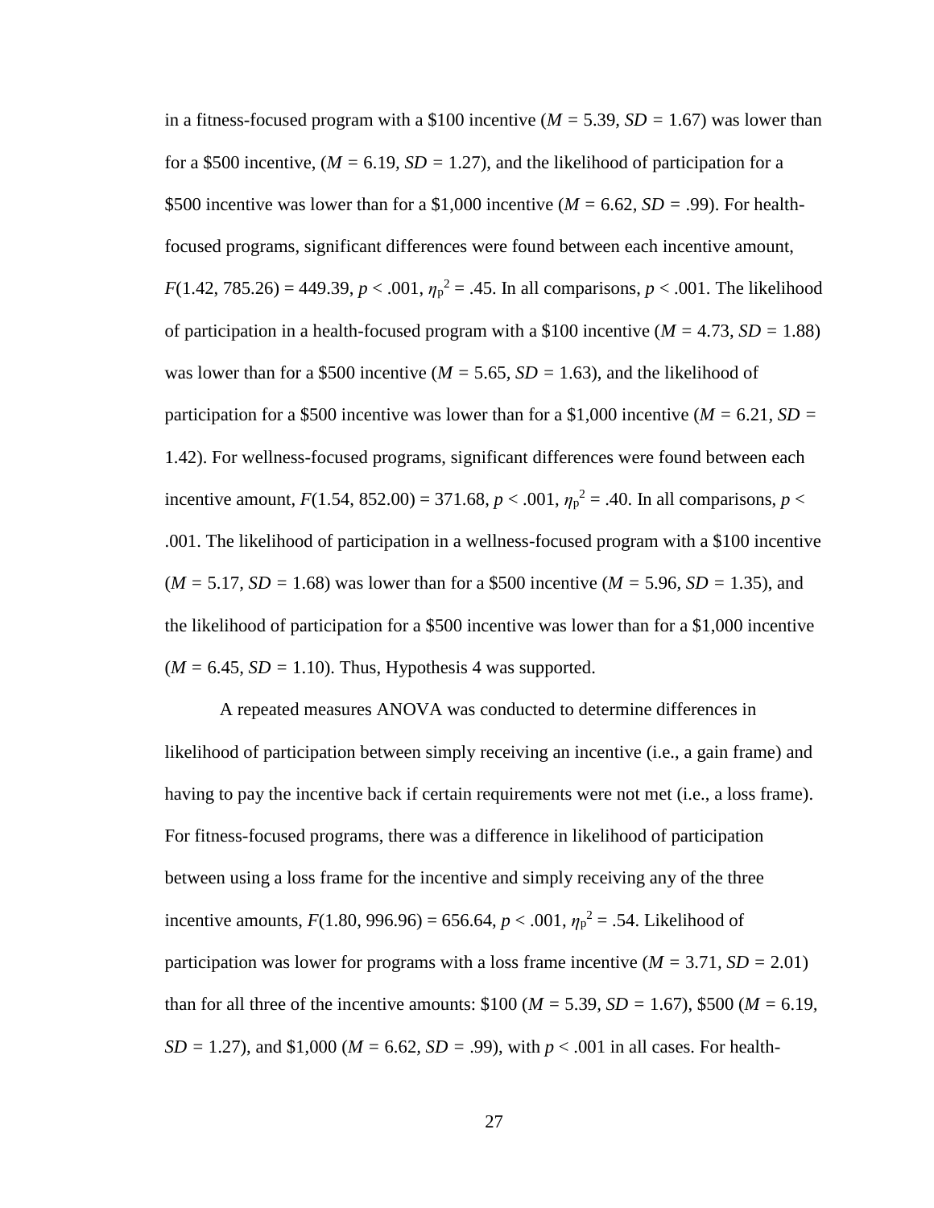in a fitness-focused program with a \$100 incentive (*M* = 5.39, *SD* = 1.67) was lower than for a \$500 incentive, (*M* = 6.19, *SD* = 1.27), and the likelihood of participation for a \$500 incentive was lower than for a \$1,000 incentive (*M* = 6.62, *SD* = .99). For health-focused programs, significant differences were found between each incentive amount, $F(1.42, 785.26) = 449.39$, $p < .001$, $\eta_p^2 = .45$. In all comparisons, $p < .001$. The likelihood of participation in a health-focused program with a \$100 incentive (*M* = 4.73, *SD* = 1.88) was lower than for a \$500 incentive (*M* = 5.65, *SD* = 1.63), and the likelihood of participation for a \$500 incentive was lower than for a \$1,000 incentive (*M* = 6.21, *SD* = 1.42). For wellness-focused programs, significant differences were found between each incentive amount, $F(1.54, 852.00) = 371.68$, $p < .001$, $\eta_p^2 = .40$. In all comparisons, $p < .001$. The likelihood of participation in a wellness-focused program with a \$100 incentive (*M* = 5.17, *SD* = 1.68) was lower than for a \$500 incentive (*M* = 5.96, *SD* = 1.35), and the likelihood of participation for a \$500 incentive was lower than for a \$1,000 incentive (*M* = 6.45, *SD* = 1.10). Thus, Hypothesis 4 was supported.

A repeated measures ANOVA was conducted to determine differences in likelihood of participation between simply receiving an incentive (i.e., a gain frame) and having to pay the incentive back if certain requirements were not met (i.e., a loss frame). For fitness-focused programs, there was a difference in likelihood of participation between using a loss frame for the incentive and simply receiving any of the three incentive amounts, $F(1.80, 996.96) = 656.64$, $p < .001$, $\eta_p^2 = .54$. Likelihood of participation was lower for programs with a loss frame incentive (*M* = 3.71, *SD* = 2.01) than for all three of the incentive amounts: \$100 (*M* = 5.39, *SD* = 1.67), \$500 (*M* = 6.19, *SD* = 1.27), and \$1,000 (*M* = 6.62, *SD* = .99), with $p < .001$ in all cases. For health-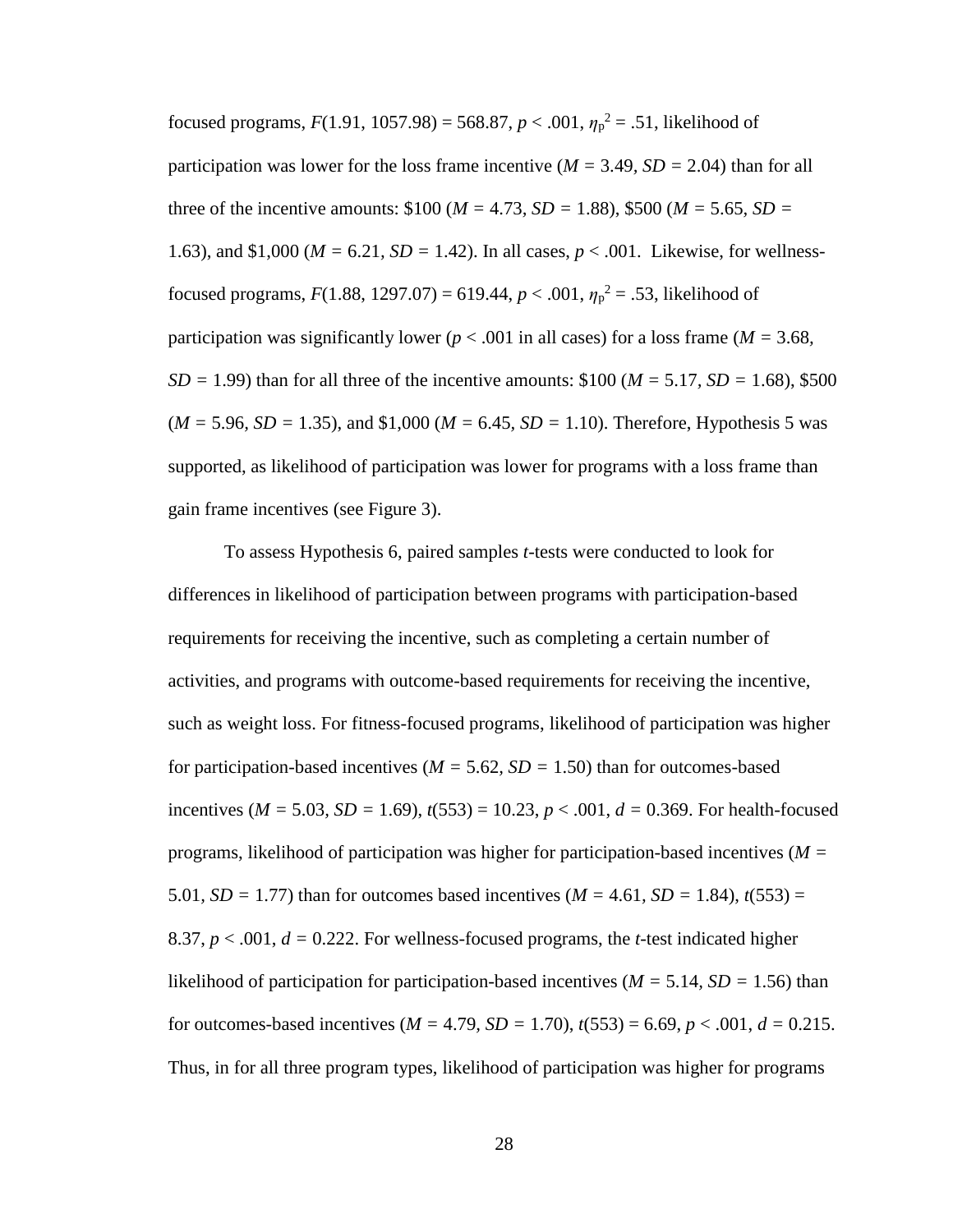focused programs, $F(1.91, 1057.98) = 568.87$, $p < .001$, $\eta_p^2 = .51$, likelihood of participation was lower for the loss frame incentive ($M = 3.49$, $SD = 2.04$) than for all three of the incentive amounts: \$100 ($M = 4.73$, $SD = 1.88$), \$500 ($M = 5.65$, $SD = 1.63$), and \$1,000 ($M = 6.21$, $SD = 1.42$). In all cases, $p < .001$. Likewise, for wellness-focused programs, $F(1.88, 1297.07) = 619.44$, $p < .001$, $\eta_p^2 = .53$, likelihood of participation was significantly lower ($p < .001$ in all cases) for a loss frame ($M = 3.68$, $SD = 1.99$) than for all three of the incentive amounts: \$100 ($M = 5.17$, $SD = 1.68$), \$500 ($M = 5.96$, $SD = 1.35$), and \$1,000 ($M = 6.45$, $SD = 1.10$). Therefore, Hypothesis 5 was supported, as likelihood of participation was lower for programs with a loss frame than gain frame incentives (see Figure 3).

To assess Hypothesis 6, paired samples *t*-tests were conducted to look for differences in likelihood of participation between programs with participation-based requirements for receiving the incentive, such as completing a certain number of activities, and programs with outcome-based requirements for receiving the incentive, such as weight loss. For fitness-focused programs, likelihood of participation was higher for participation-based incentives ($M = 5.62$, $SD = 1.50$) than for outcomes-based incentives ($M = 5.03$, $SD = 1.69$), $t(553) = 10.23$, $p < .001$, $d = 0.369$. For health-focused programs, likelihood of participation was higher for participation-based incentives ($M = 5.01$, $SD = 1.77$) than for outcomes based incentives ($M = 4.61$, $SD = 1.84$), $t(553) = 8.37$, $p < .001$, $d = 0.222$. For wellness-focused programs, the *t*-test indicated higher likelihood of participation for participation-based incentives ($M = 5.14$, $SD = 1.56$) than for outcomes-based incentives ($M = 4.79$, $SD = 1.70$), $t(553) = 6.69$, $p < .001$, $d = 0.215$. Thus, in for all three program types, likelihood of participation was higher for programs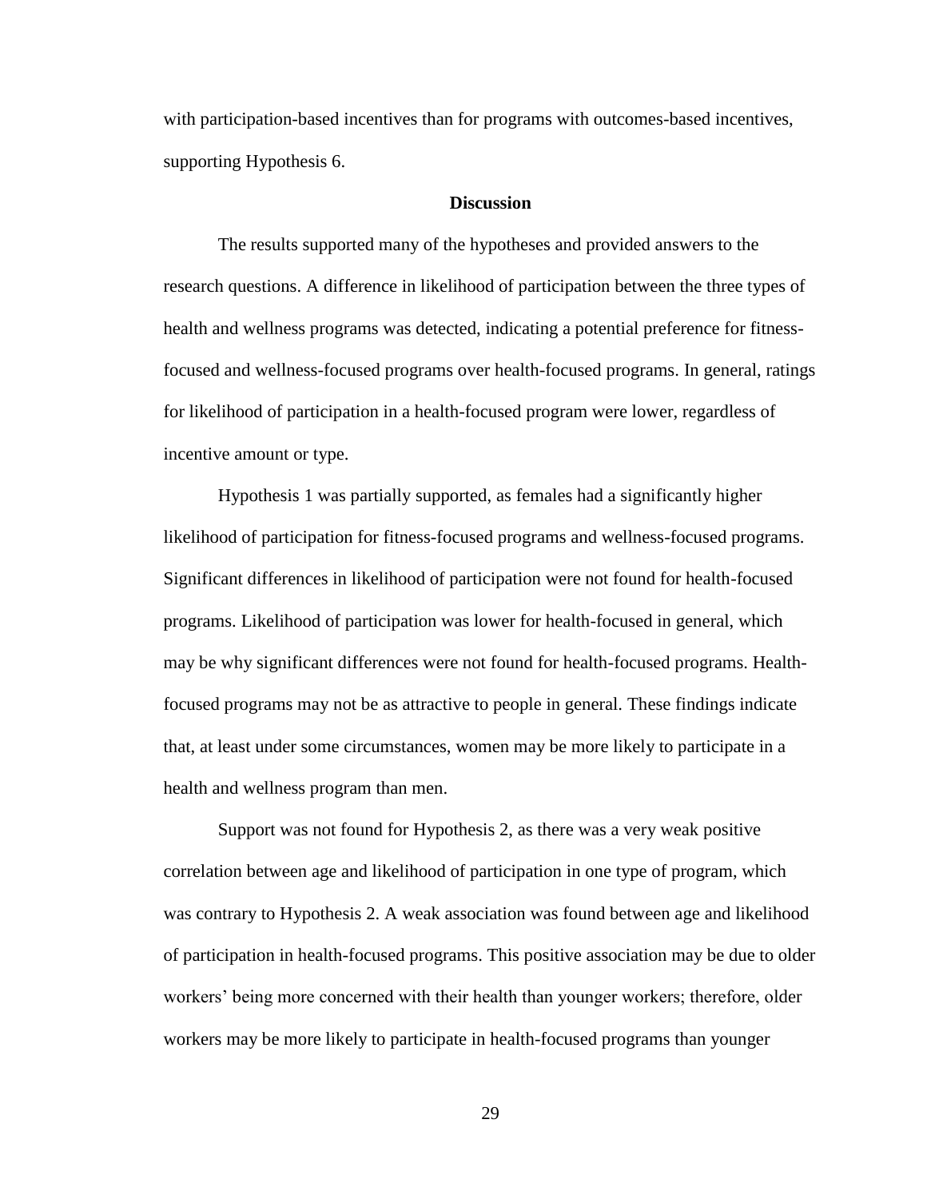with participation-based incentives than for programs with outcomes-based incentives, supporting Hypothesis 6.

## Discussion

The results supported many of the hypotheses and provided answers to the research questions. A difference in likelihood of participation between the three types of health and wellness programs was detected, indicating a potential preference for fitness-focused and wellness-focused programs over health-focused programs. In general, ratings for likelihood of participation in a health-focused program were lower, regardless of incentive amount or type.

Hypothesis 1 was partially supported, as females had a significantly higher likelihood of participation for fitness-focused programs and wellness-focused programs. Significant differences in likelihood of participation were not found for health-focused programs. Likelihood of participation was lower for health-focused in general, which may be why significant differences were not found for health-focused programs. Health-focused programs may not be as attractive to people in general. These findings indicate that, at least under some circumstances, women may be more likely to participate in a health and wellness program than men.

Support was not found for Hypothesis 2, as there was a very weak positive correlation between age and likelihood of participation in one type of program, which was contrary to Hypothesis 2. A weak association was found between age and likelihood of participation in health-focused programs. This positive association may be due to older workers' being more concerned with their health than younger workers; therefore, older workers may be more likely to participate in health-focused programs than younger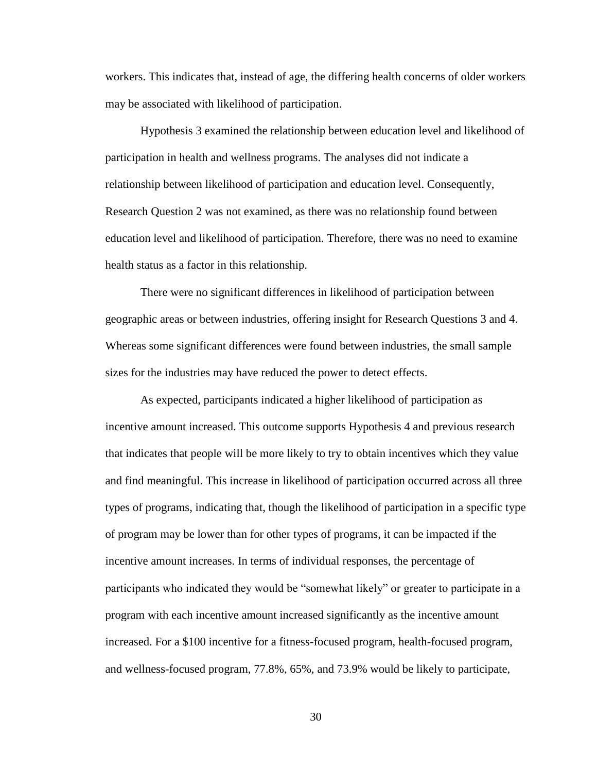workers. This indicates that, instead of age, the differing health concerns of older workers may be associated with likelihood of participation.

Hypothesis 3 examined the relationship between education level and likelihood of participation in health and wellness programs. The analyses did not indicate a relationship between likelihood of participation and education level. Consequently, Research Question 2 was not examined, as there was no relationship found between education level and likelihood of participation. Therefore, there was no need to examine health status as a factor in this relationship.

There were no significant differences in likelihood of participation between geographic areas or between industries, offering insight for Research Questions 3 and 4. Whereas some significant differences were found between industries, the small sample sizes for the industries may have reduced the power to detect effects.

As expected, participants indicated a higher likelihood of participation as incentive amount increased. This outcome supports Hypothesis 4 and previous research that indicates that people will be more likely to try to obtain incentives which they value and find meaningful. This increase in likelihood of participation occurred across all three types of programs, indicating that, though the likelihood of participation in a specific type of program may be lower than for other types of programs, it can be impacted if the incentive amount increases. In terms of individual responses, the percentage of participants who indicated they would be "somewhat likely" or greater to participate in a program with each incentive amount increased significantly as the incentive amount increased. For a \$100 incentive for a fitness-focused program, health-focused program, and wellness-focused program, 77.8%, 65%, and 73.9% would be likely to participate,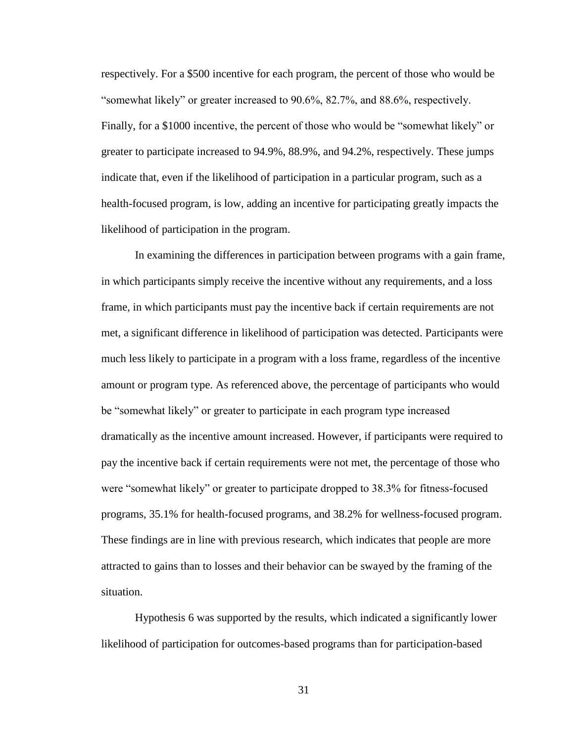respectively. For a $500 incentive for each program, the percent of those who would be "somewhat likely" or greater increased to 90.6%, 82.7%, and 88.6%, respectively. Finally, for a $1000 incentive, the percent of those who would be "somewhat likely" or greater to participate increased to 94.9%, 88.9%, and 94.2%, respectively. These jumps indicate that, even if the likelihood of participation in a particular program, such as a health-focused program, is low, adding an incentive for participating greatly impacts the likelihood of participation in the program.

In examining the differences in participation between programs with a gain frame, in which participants simply receive the incentive without any requirements, and a loss frame, in which participants must pay the incentive back if certain requirements are not met, a significant difference in likelihood of participation was detected. Participants were much less likely to participate in a program with a loss frame, regardless of the incentive amount or program type. As referenced above, the percentage of participants who would be "somewhat likely" or greater to participate in each program type increased dramatically as the incentive amount increased. However, if participants were required to pay the incentive back if certain requirements were not met, the percentage of those who were "somewhat likely" or greater to participate dropped to 38.3% for fitness-focused programs, 35.1% for health-focused programs, and 38.2% for wellness-focused program. These findings are in line with previous research, which indicates that people are more attracted to gains than to losses and their behavior can be swayed by the framing of the situation.

Hypothesis 6 was supported by the results, which indicated a significantly lower likelihood of participation for outcomes-based programs than for participation-based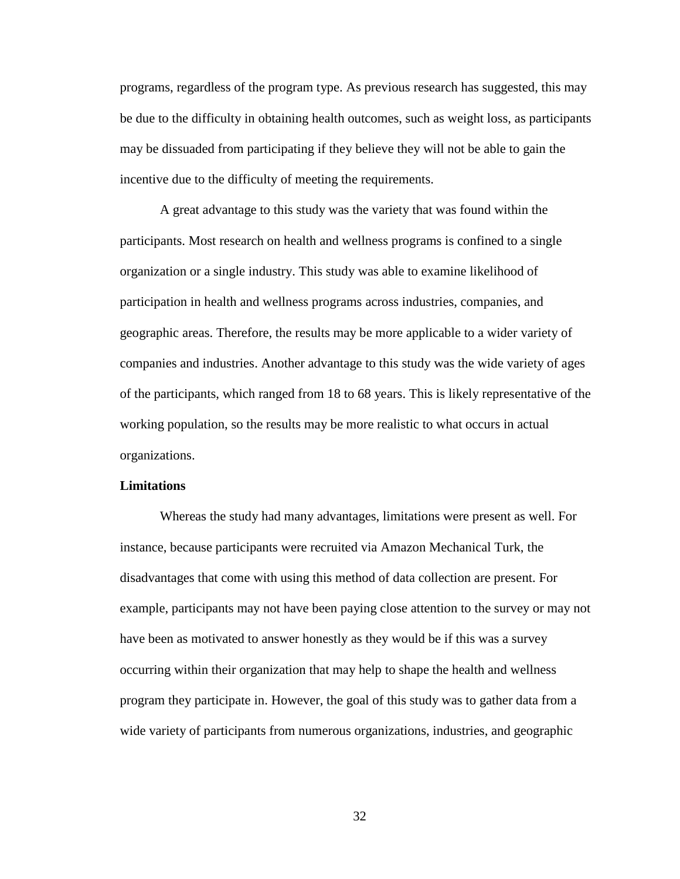programs, regardless of the program type. As previous research has suggested, this may be due to the difficulty in obtaining health outcomes, such as weight loss, as participants may be dissuaded from participating if they believe they will not be able to gain the incentive due to the difficulty of meeting the requirements.

A great advantage to this study was the variety that was found within the participants. Most research on health and wellness programs is confined to a single organization or a single industry. This study was able to examine likelihood of participation in health and wellness programs across industries, companies, and geographic areas. Therefore, the results may be more applicable to a wider variety of companies and industries. Another advantage to this study was the wide variety of ages of the participants, which ranged from 18 to 68 years. This is likely representative of the working population, so the results may be more realistic to what occurs in actual organizations.

**Limitations**

Whereas the study had many advantages, limitations were present as well. For instance, because participants were recruited via Amazon Mechanical Turk, the disadvantages that come with using this method of data collection are present. For example, participants may not have been paying close attention to the survey or may not have been as motivated to answer honestly as they would be if this was a survey occurring within their organization that may help to shape the health and wellness program they participate in. However, the goal of this study was to gather data from a wide variety of participants from numerous organizations, industries, and geographic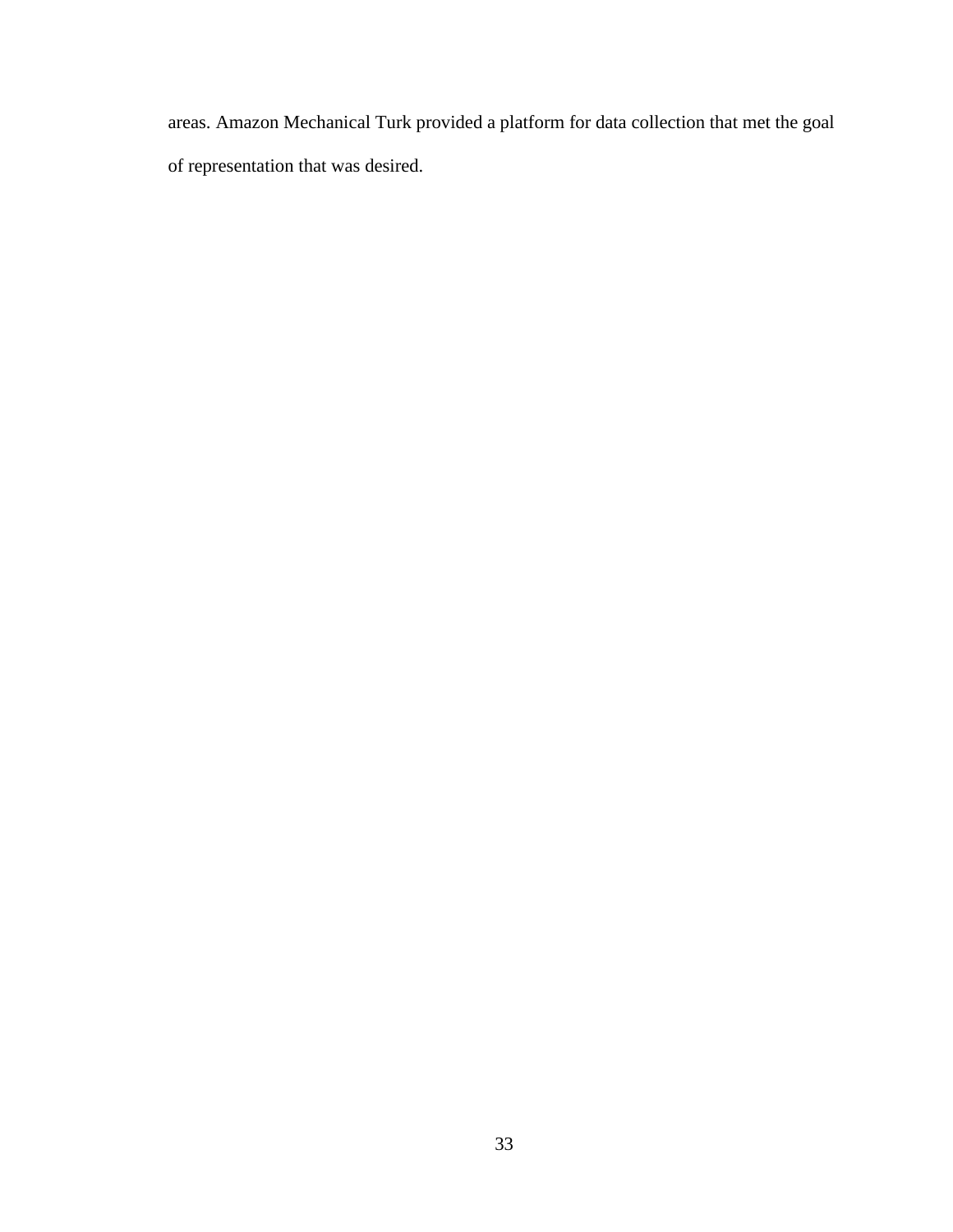areas. Amazon Mechanical Turk provided a platform for data collection that met the goal of representation that was desired.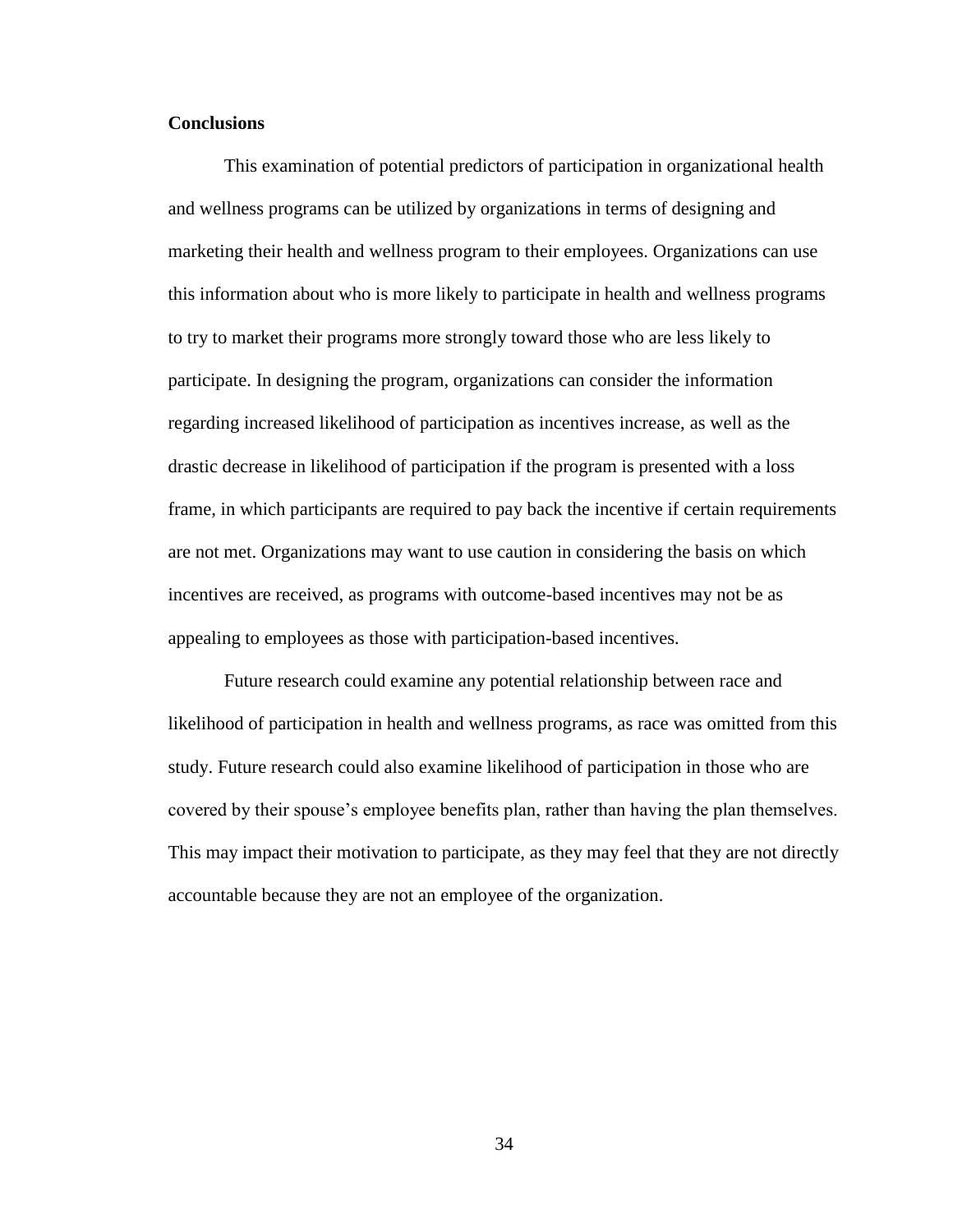**Conclusions**

This examination of potential predictors of participation in organizational health and wellness programs can be utilized by organizations in terms of designing and marketing their health and wellness program to their employees. Organizations can use this information about who is more likely to participate in health and wellness programs to try to market their programs more strongly toward those who are less likely to participate. In designing the program, organizations can consider the information regarding increased likelihood of participation as incentives increase, as well as the drastic decrease in likelihood of participation if the program is presented with a loss frame, in which participants are required to pay back the incentive if certain requirements are not met. Organizations may want to use caution in considering the basis on which incentives are received, as programs with outcome-based incentives may not be as appealing to employees as those with participation-based incentives.

Future research could examine any potential relationship between race and likelihood of participation in health and wellness programs, as race was omitted from this study. Future research could also examine likelihood of participation in those who are covered by their spouse's employee benefits plan, rather than having the plan themselves. This may impact their motivation to participate, as they may feel that they are not directly accountable because they are not an employee of the organization.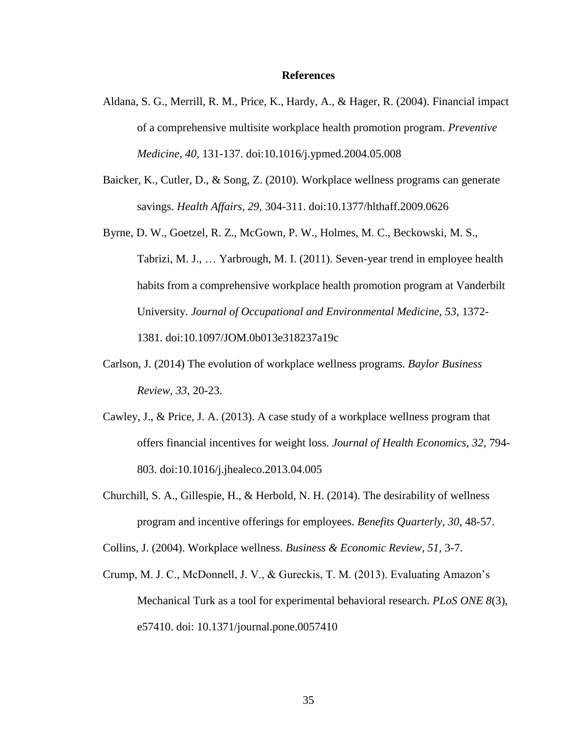# References

Aldana, S. G., Merrill, R. M., Price, K., Hardy, A., & Hager, R. (2004). Financial impact of a comprehensive multisite workplace health promotion program. *Preventive Medicine, 40,* 131-137. doi:10.1016/j.ypmed.2004.05.008

Baicker, K., Cutler, D., & Song, Z. (2010). Workplace wellness programs can generate savings. *Health Affairs, 29,* 304-311. doi:10.1377/hlthaff.2009.0626

Byrne, D. W., Goetzel, R. Z., McGown, P. W., Holmes, M. C., Beckowski, M. S., Tabrizi, M. J., … Yarbrough, M. I. (2011). Seven-year trend in employee health habits from a comprehensive workplace health promotion program at Vanderbilt University. *Journal of Occupational and Environmental Medicine*, *53,* 1372-1381. doi:10.1097/JOM.0b013e318237a19c

Carlson, J. (2014) The evolution of workplace wellness programs. *Baylor Business Review, 33,* 20-23.

Cawley, J., & Price, J. A. (2013). A case study of a workplace wellness program that offers financial incentives for weight loss. *Journal of Health Economics*, *32,* 794-803. doi:10.1016/j.jhealeco.2013.04.005

Churchill, S. A., Gillespie, H., & Herbold, N. H. (2014). The desirability of wellness program and incentive offerings for employees. *Benefits Quarterly, 30,* 48-57.

Collins, J. (2004). Workplace wellness. *Business & Economic Review, 51,* 3-7.

Crump, M. J. C., McDonnell, J. V., & Gureckis, T. M. (2013). Evaluating Amazon's Mechanical Turk as a tool for experimental behavioral research. *PLoS ONE 8*(3), e57410. doi: 10.1371/journal.pone.0057410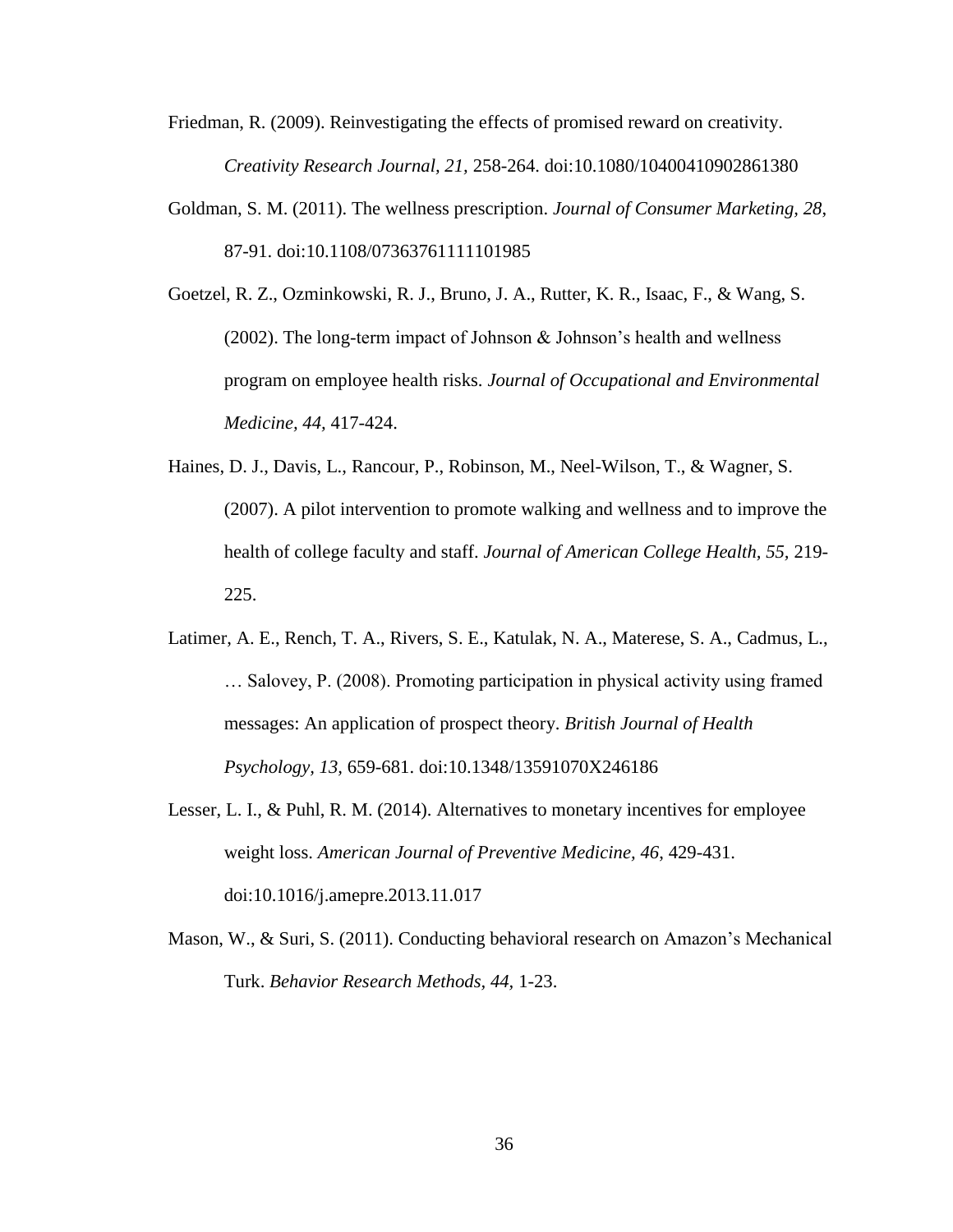Friedman, R. (2009). Reinvestigating the effects of promised reward on creativity. *Creativity Research Journal, 21,* 258-264. doi:10.1080/10400410902861380

Goldman, S. M. (2011). The wellness prescription. *Journal of Consumer Marketing, 28*, 87-91. doi:10.1108/07363761111101985

Goetzel, R. Z., Ozminkowski, R. J., Bruno, J. A., Rutter, K. R., Isaac, F., & Wang, S. (2002). The long-term impact of Johnson & Johnson's health and wellness program on employee health risks. *Journal of Occupational and Environmental Medicine, 44,* 417-424.

Haines, D. J., Davis, L., Rancour, P., Robinson, M., Neel-Wilson, T., & Wagner, S. (2007). A pilot intervention to promote walking and wellness and to improve the health of college faculty and staff. *Journal of American College Health*, *55*, 219-225.

Latimer, A. E., Rench, T. A., Rivers, S. E., Katulak, N. A., Materese, S. A., Cadmus, L., … Salovey, P. (2008). Promoting participation in physical activity using framed messages: An application of prospect theory. *British Journal of Health Psychology, 13,* 659-681. doi:10.1348/13591070X246186

Lesser, L. I., & Puhl, R. M. (2014). Alternatives to monetary incentives for employee weight loss. *American Journal of Preventive Medicine, 46*, 429-431. doi:10.1016/j.amepre.2013.11.017

Mason, W., & Suri, S. (2011). Conducting behavioral research on Amazon's Mechanical Turk. *Behavior Research Methods, 44,* 1-23.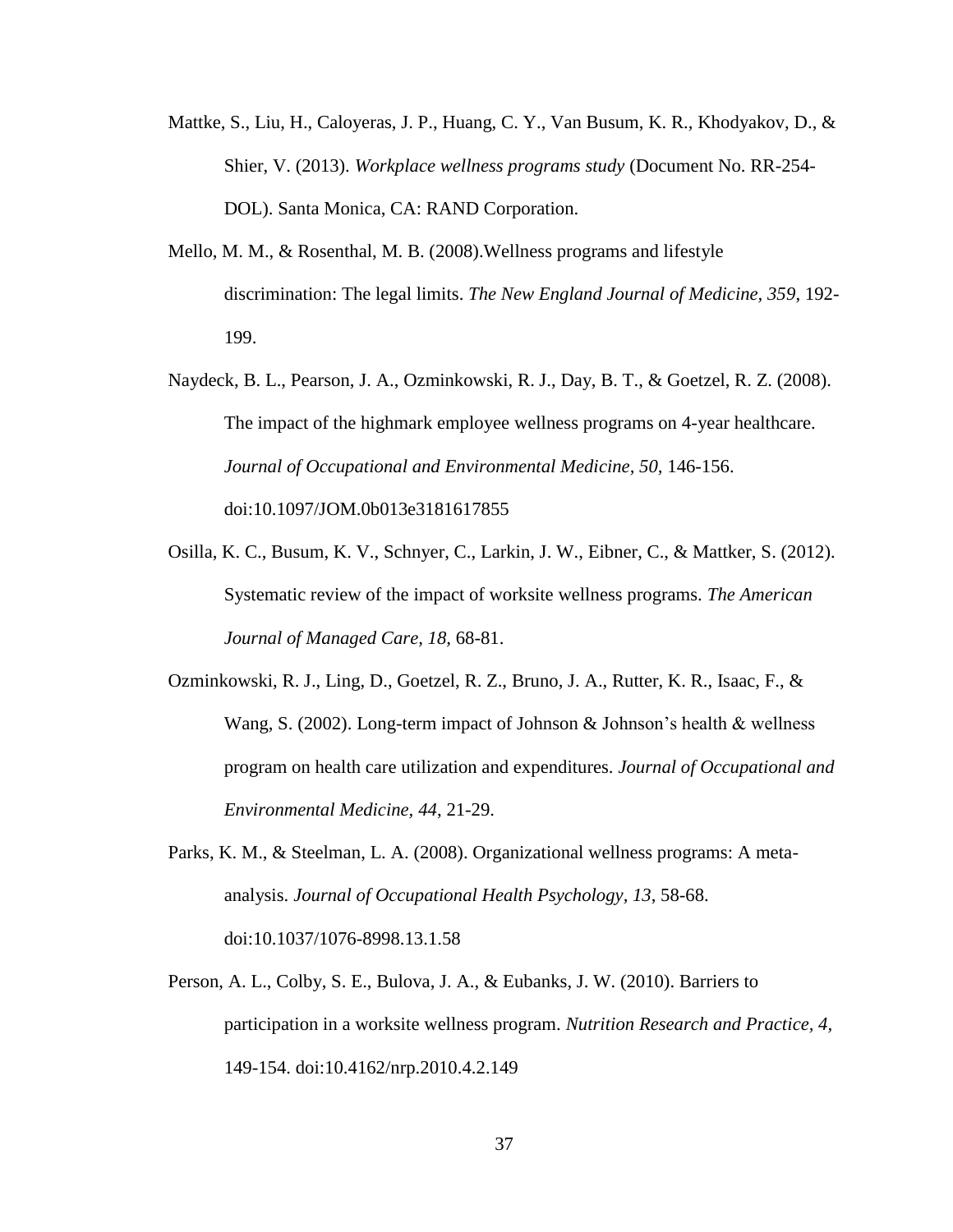Mattke, S., Liu, H., Caloyeras, J. P., Huang, C. Y., Van Busum, K. R., Khodyakov, D., & Shier, V. (2013). *Workplace wellness programs study* (Document No. RR-254-DOL). Santa Monica, CA: RAND Corporation.

Mello, M. M., & Rosenthal, M. B. (2008).Wellness programs and lifestyle discrimination: The legal limits. *The New England Journal of Medicine, 359*, 192-199.

Naydeck, B. L., Pearson, J. A., Ozminkowski, R. J., Day, B. T., & Goetzel, R. Z. (2008). The impact of the highmark employee wellness programs on 4-year healthcare. *Journal of Occupational and Environmental Medicine, 50,* 146-156. doi:10.1097/JOM.0b013e3181617855

Osilla, K. C., Busum, K. V., Schnyer, C., Larkin, J. W., Eibner, C., & Mattker, S. (2012). Systematic review of the impact of worksite wellness programs. *The American Journal of Managed Care, 18*, 68-81.

Ozminkowski, R. J., Ling, D., Goetzel, R. Z., Bruno, J. A., Rutter, K. R., Isaac, F., & Wang, S. (2002). Long-term impact of Johnson & Johnson's health & wellness program on health care utilization and expenditures. *Journal of Occupational and Environmental Medicine, 44*, 21-29.

Parks, K. M., & Steelman, L. A. (2008). Organizational wellness programs: A meta-analysis. *Journal of Occupational Health Psychology, 13*, 58-68. doi:10.1037/1076-8998.13.1.58

Person, A. L., Colby, S. E., Bulova, J. A., & Eubanks, J. W. (2010). Barriers to participation in a worksite wellness program. *Nutrition Research and Practice, 4,* 149-154. doi:10.4162/nrp.2010.4.2.149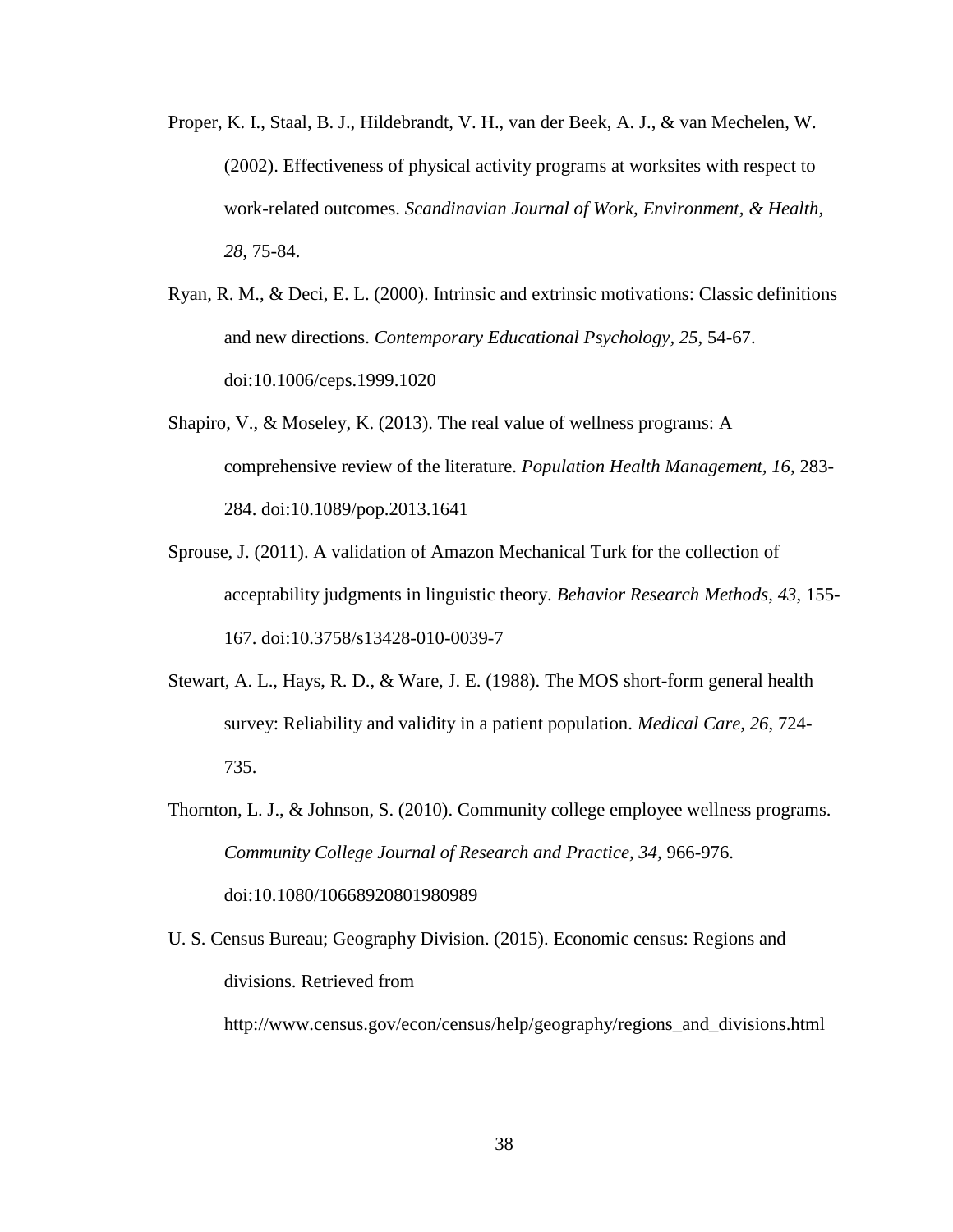Proper, K. I., Staal, B. J., Hildebrandt, V. H., van der Beek, A. J., & van Mechelen, W. (2002). Effectiveness of physical activity programs at worksites with respect to work-related outcomes. *Scandinavian Journal of Work, Environment, & Health, 28*, 75-84.

Ryan, R. M., & Deci, E. L. (2000). Intrinsic and extrinsic motivations: Classic definitions and new directions. *Contemporary Educational Psychology, 25*, 54-67. doi:10.1006/ceps.1999.1020

Shapiro, V., & Moseley, K. (2013). The real value of wellness programs: A comprehensive review of the literature. *Population Health Management, 16*, 283-284. doi:10.1089/pop.2013.1641

Sprouse, J. (2011). A validation of Amazon Mechanical Turk for the collection of acceptability judgments in linguistic theory. *Behavior Research Methods, 43*, 155-167. doi:10.3758/s13428-010-0039-7

Stewart, A. L., Hays, R. D., & Ware, J. E. (1988). The MOS short-form general health survey: Reliability and validity in a patient population. *Medical Care, 26*, 724-735.

Thornton, L. J., & Johnson, S. (2010). Community college employee wellness programs. *Community College Journal of Research and Practice, 34,* 966-976. doi:10.1080/10668920801980989

U. S. Census Bureau; Geography Division. (2015). Economic census: Regions and divisions. Retrieved from http://www.census.gov/econ/census/help/geography/regions_and_divisions.html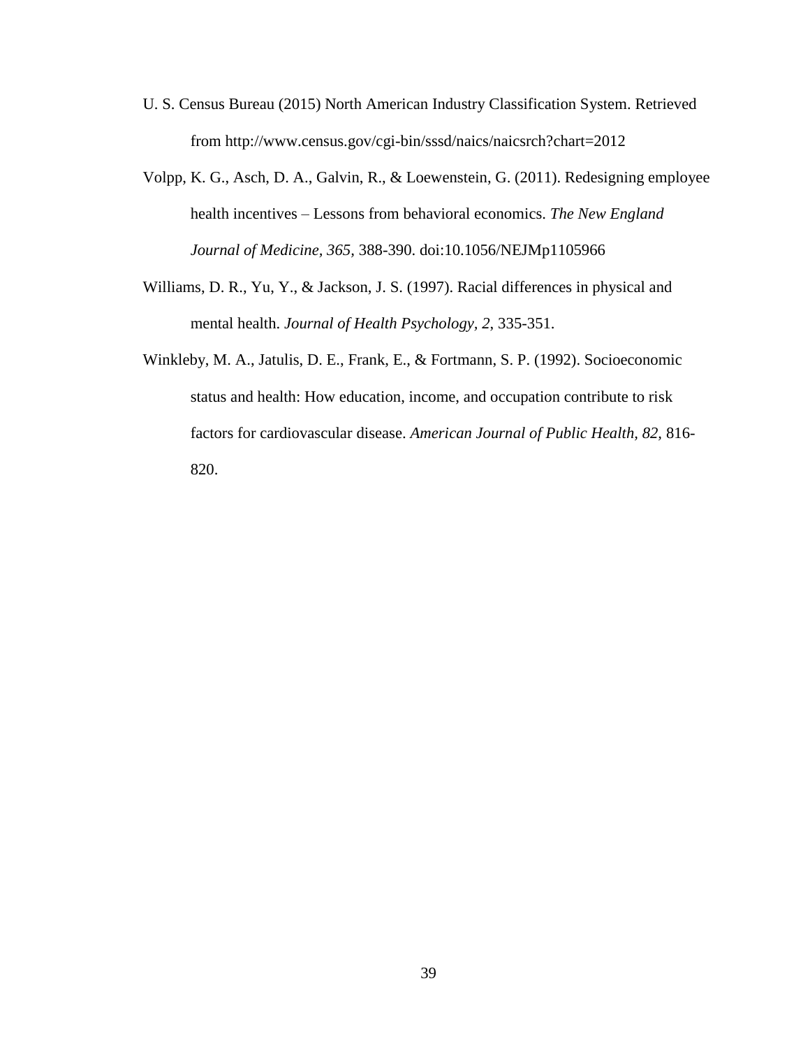U. S. Census Bureau (2015) North American Industry Classification System. Retrieved from http://www.census.gov/cgi-bin/sssd/naics/naicsrch?chart=2012

Volpp, K. G., Asch, D. A., Galvin, R., & Loewenstein, G. (2011). Redesigning employee health incentives – Lessons from behavioral economics. *The New England Journal of Medicine, 365*, 388-390. doi:10.1056/NEJMp1105966

Williams, D. R., Yu, Y., & Jackson, J. S. (1997). Racial differences in physical and mental health. *Journal of Health Psychology, 2*, 335-351.

Winkleby, M. A., Jatulis, D. E., Frank, E., & Fortmann, S. P. (1992). Socioeconomic status and health: How education, income, and occupation contribute to risk factors for cardiovascular disease. *American Journal of Public Health, 82*, 816-820.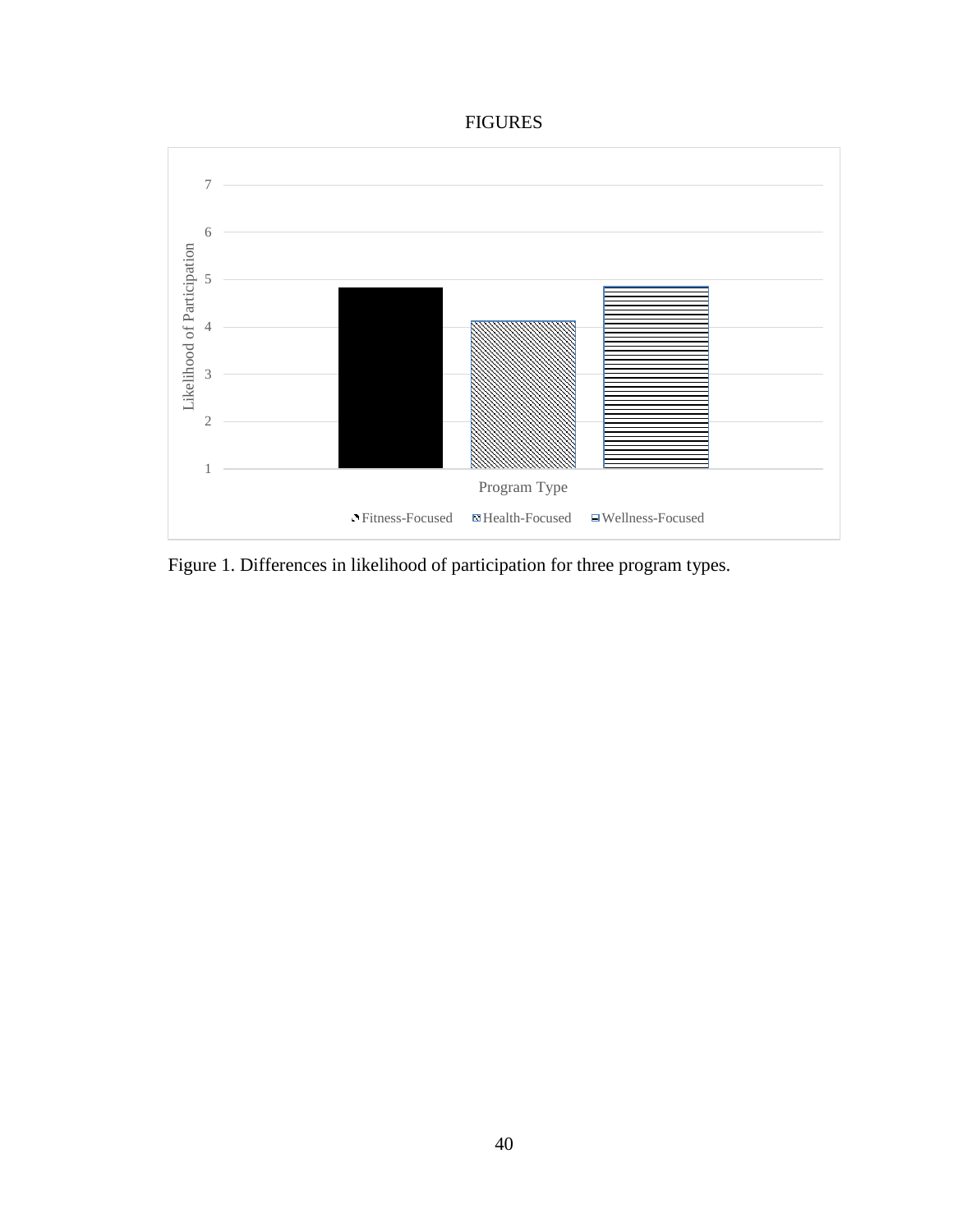# FIGURES

Figure 1. Differences in likelihood of participation for three program types.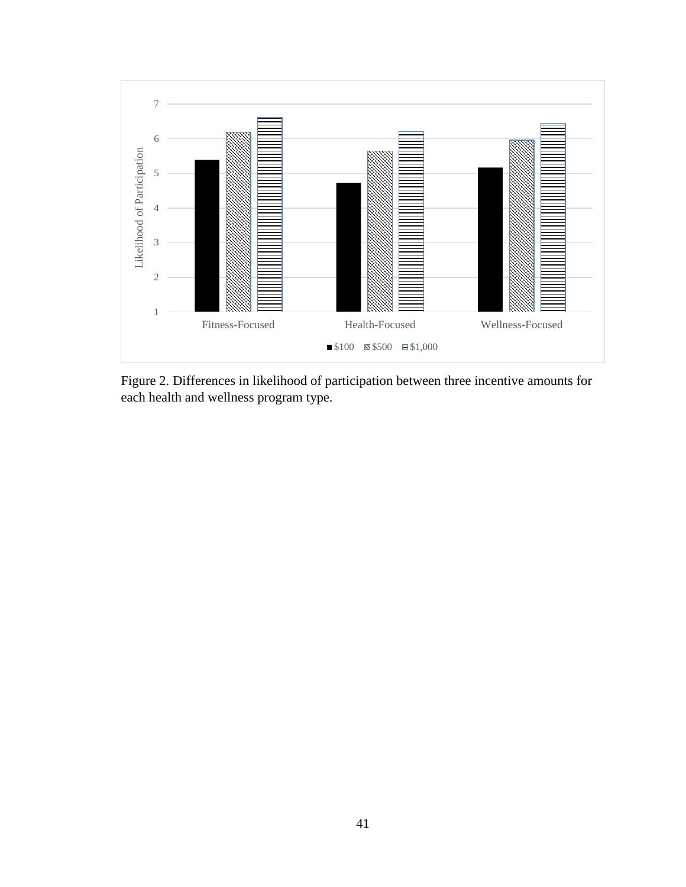Figure 2. Differences in likelihood of participation between three incentive amounts for each health and wellness program type.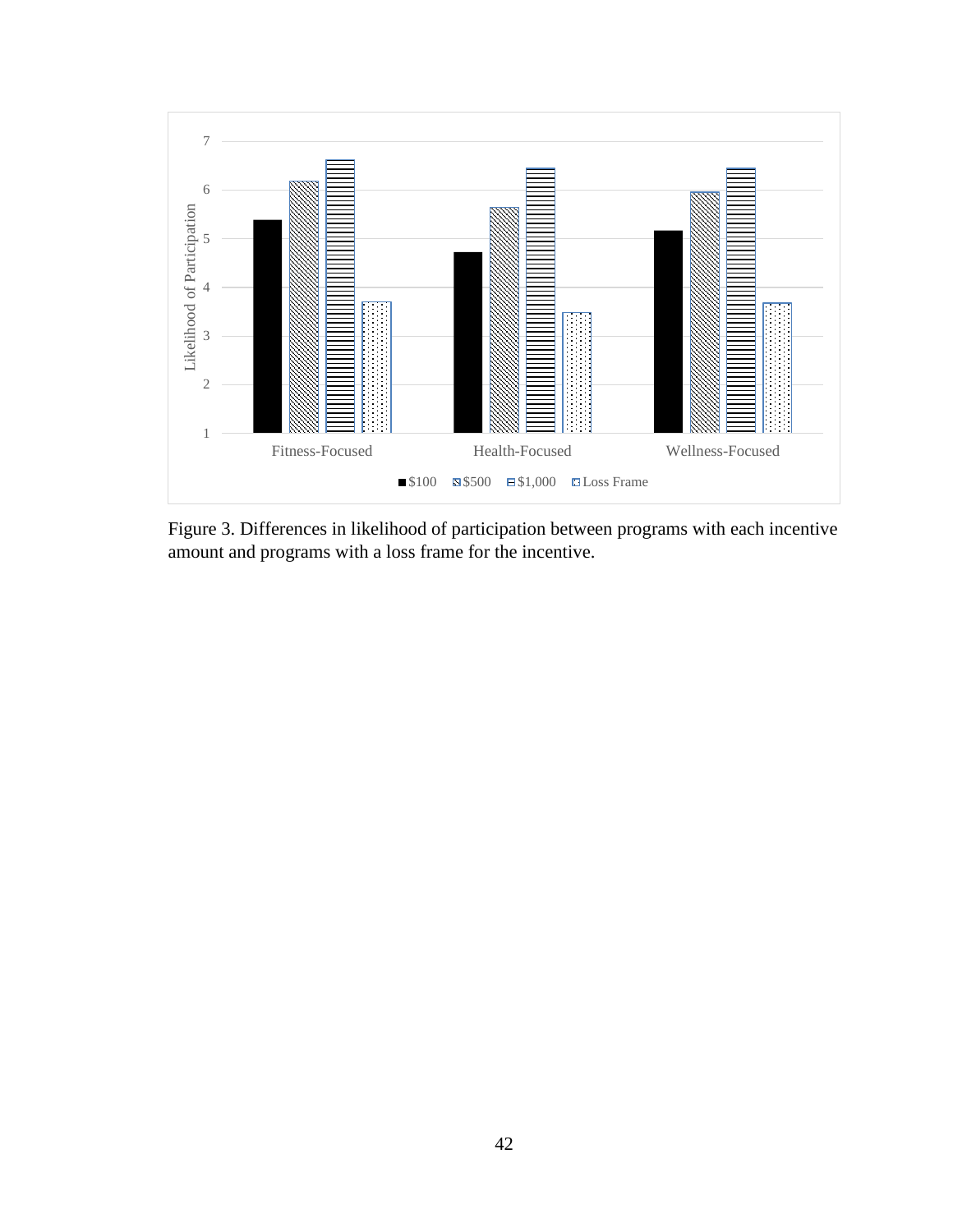Figure 3. Differences in likelihood of participation between programs with each incentive amount and programs with a loss frame for the incentive.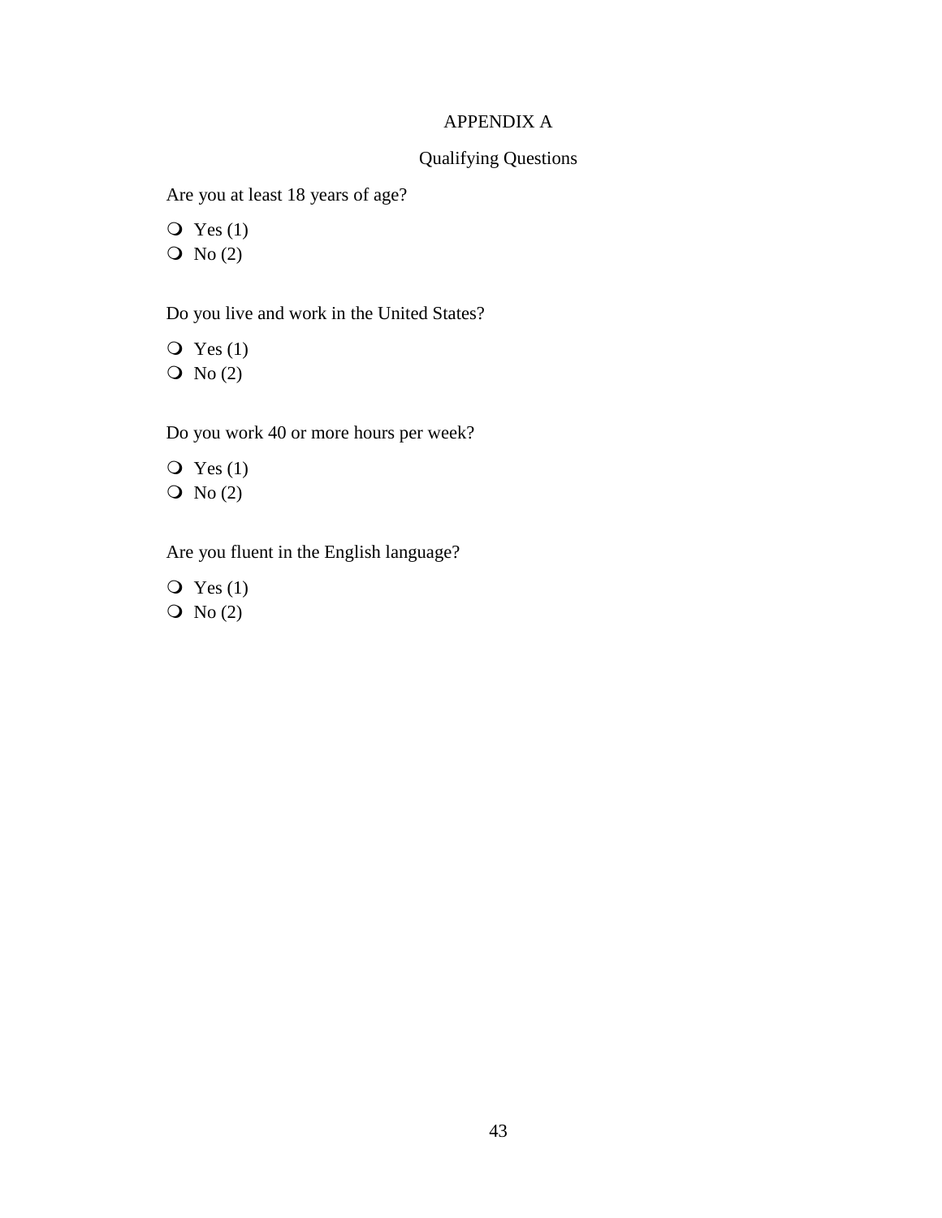# APPENDIX A

## Qualifying Questions

Are you at least 18 years of age?

- ❍ Yes (1)
- ❍ No (2)

Do you live and work in the United States?

- ❍ Yes (1)
- ❍ No (2)

Do you work 40 or more hours per week?

- ❍ Yes (1)
- ❍ No (2)

Are you fluent in the English language?

- ❍ Yes (1)
- ❍ No (2)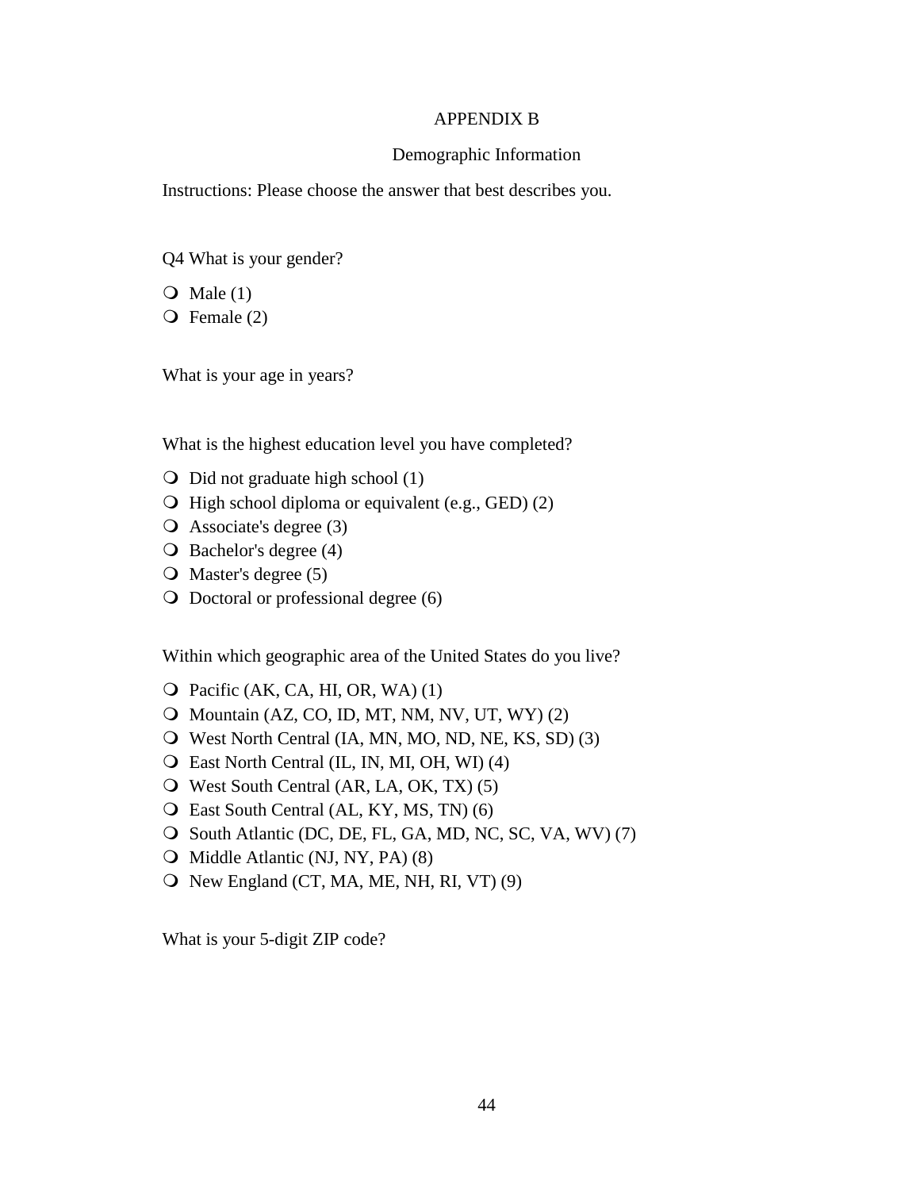# APPENDIX B

## Demographic Information

Instructions: Please choose the answer that best describes you.

Q4 What is your gender?

- Male (1)
- Female (2)

What is your age in years?

What is the highest education level you have completed?

- Did not graduate high school (1)
- High school diploma or equivalent (e.g., GED) (2)
- Associate's degree (3)
- Bachelor's degree (4)
- Master's degree (5)
- Doctoral or professional degree (6)

Within which geographic area of the United States do you live?

- Pacific (AK, CA, HI, OR, WA) (1)
- Mountain (AZ, CO, ID, MT, NM, NV, UT, WY) (2)
- West North Central (IA, MN, MO, ND, NE, KS, SD) (3)
- East North Central (IL, IN, MI, OH, WI) (4)
- West South Central (AR, LA, OK, TX) (5)
- East South Central (AL, KY, MS, TN) (6)
- South Atlantic (DC, DE, FL, GA, MD, NC, SC, VA, WV) (7)
- Middle Atlantic (NJ, NY, PA) (8)
- New England (CT, MA, ME, NH, RI, VT) (9)

What is your 5-digit ZIP code?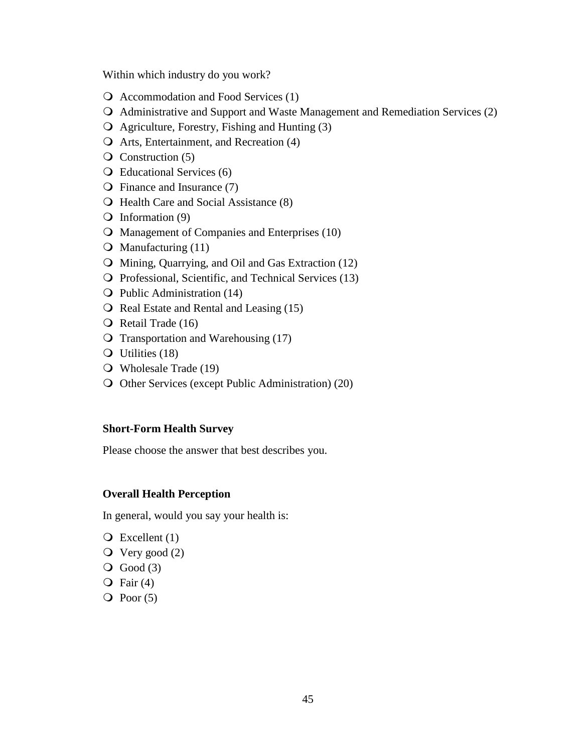Within which industry do you work?

- Accommodation and Food Services (1)
- Administrative and Support and Waste Management and Remediation Services (2)
- Agriculture, Forestry, Fishing and Hunting (3)
- Arts, Entertainment, and Recreation (4)
- Construction (5)
- Educational Services (6)
- Finance and Insurance (7)
- Health Care and Social Assistance (8)
- Information (9)
- Management of Companies and Enterprises (10)
- Manufacturing (11)
- Mining, Quarrying, and Oil and Gas Extraction (12)
- Professional, Scientific, and Technical Services (13)
- Public Administration (14)
- Real Estate and Rental and Leasing (15)
- Retail Trade (16)
- Transportation and Warehousing (17)
- Utilities (18)
- Wholesale Trade (19)
- Other Services (except Public Administration) (20)

**Short-Form Health Survey**

Please choose the answer that best describes you.

**Overall Health Perception**

In general, would you say your health is:

- Excellent (1)
- Very good (2)
- Good (3)
- Fair (4)
- Poor (5)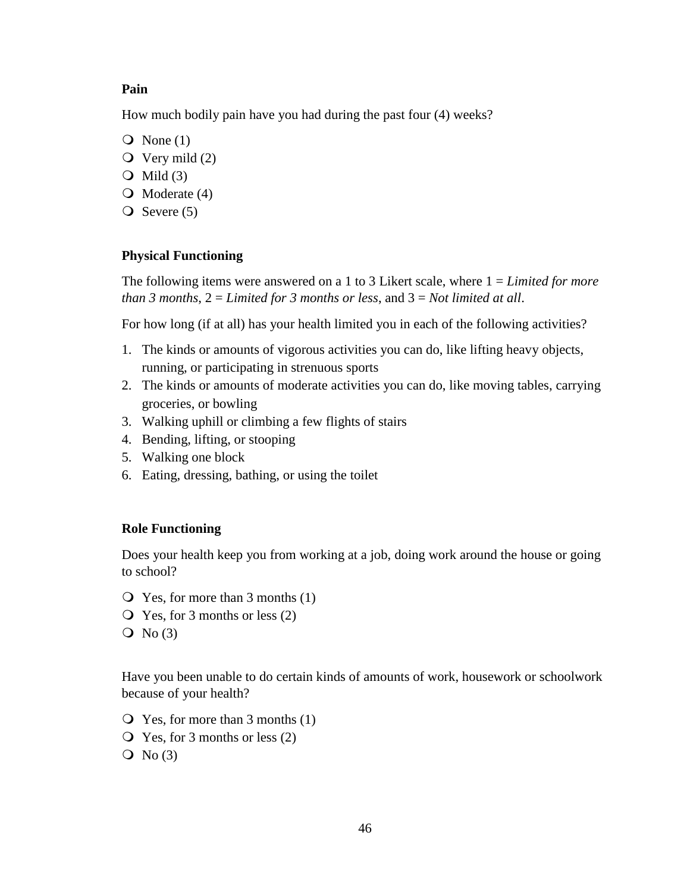**Pain**

How much bodily pain have you had during the past four (4) weeks?

- None (1)
- Very mild (2)
- Mild (3)
- Moderate (4)
- Severe (5)

**Physical Functioning**

The following items were answered on a 1 to 3 Likert scale, where 1 = *Limited for more than 3 months*, 2 = *Limited for 3 months or less*, and 3 = *Not limited at all*.

For how long (if at all) has your health limited you in each of the following activities?

1. The kinds or amounts of vigorous activities you can do, like lifting heavy objects, running, or participating in strenuous sports
2. The kinds or amounts of moderate activities you can do, like moving tables, carrying groceries, or bowling
3. Walking uphill or climbing a few flights of stairs
4. Bending, lifting, or stooping
5. Walking one block
6. Eating, dressing, bathing, or using the toilet

**Role Functioning**

Does your health keep you from working at a job, doing work around the house or going to school?

- Yes, for more than 3 months (1)
- Yes, for 3 months or less (2)
- No (3)

Have you been unable to do certain kinds of amounts of work, housework or schoolwork because of your health?

- Yes, for more than 3 months (1)
- Yes, for 3 months or less (2)
- No (3)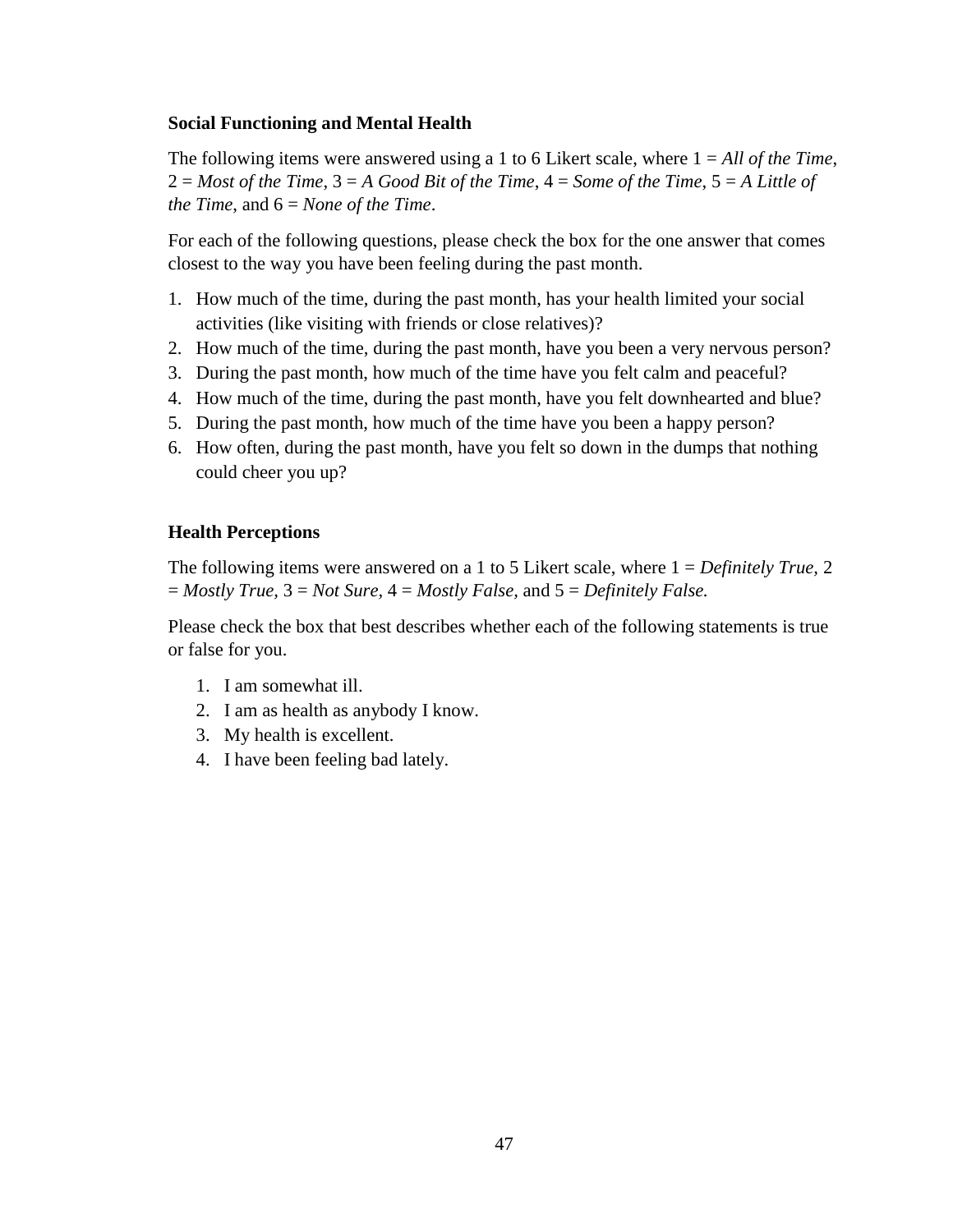**Social Functioning and Mental Health**

The following items were answered using a 1 to 6 Likert scale, where 1 = *All of the Time*, 2 = *Most of the Time*, 3 = *A Good Bit of the Time*, 4 = *Some of the Time*, 5 = *A Little of the Time*, and 6 = *None of the Time*.

For each of the following questions, please check the box for the one answer that comes closest to the way you have been feeling during the past month.

1. How much of the time, during the past month, has your health limited your social activities (like visiting with friends or close relatives)?
2. How much of the time, during the past month, have you been a very nervous person?
3. During the past month, how much of the time have you felt calm and peaceful?
4. How much of the time, during the past month, have you felt downhearted and blue?
5. During the past month, how much of the time have you been a happy person?
6. How often, during the past month, have you felt so down in the dumps that nothing could cheer you up?

**Health Perceptions**

The following items were answered on a 1 to 5 Likert scale, where 1 = *Definitely True*, 2 = *Mostly True*, 3 = *Not Sure*, 4 = *Mostly False*, and 5 = *Definitely False.*

Please check the box that best describes whether each of the following statements is true or false for you.

1. I am somewhat ill.
2. I am as health as anybody I know.
3. My health is excellent.
4. I have been feeling bad lately.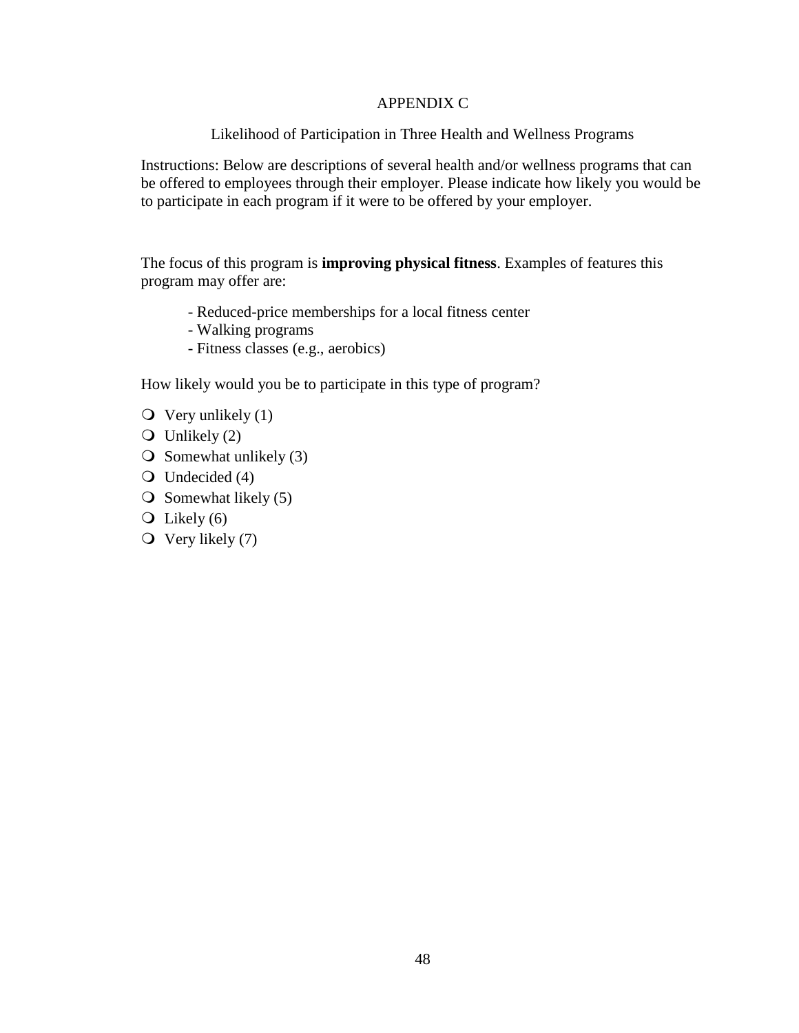# APPENDIX C

## Likelihood of Participation in Three Health and Wellness Programs

Instructions: Below are descriptions of several health and/or wellness programs that can be offered to employees through their employer. Please indicate how likely you would be to participate in each program if it were to be offered by your employer.

The focus of this program is **improving physical fitness**. Examples of features this program may offer are:

- Reduced-price memberships for a local fitness center
- Walking programs
- Fitness classes (e.g., aerobics)

How likely would you be to participate in this type of program?

- ○ Very unlikely (1)
- ○ Unlikely (2)
- ○ Somewhat unlikely (3)
- ○ Undecided (4)
- ○ Somewhat likely (5)
- ○ Likely (6)
- ○ Very likely (7)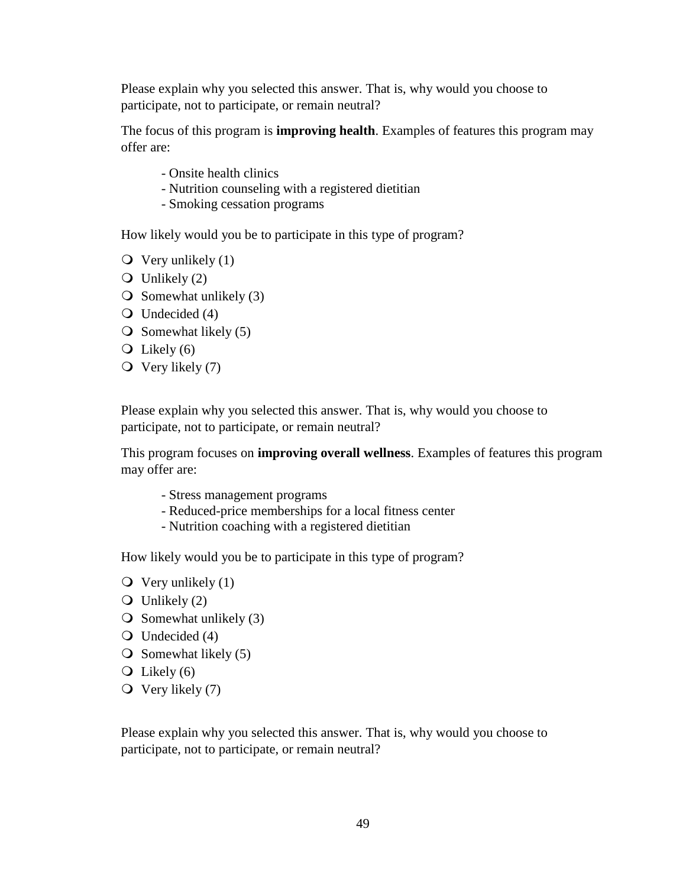Please explain why you selected this answer. That is, why would you choose to participate, not to participate, or remain neutral?

The focus of this program is **improving health**. Examples of features this program may offer are:

- Onsite health clinics
- Nutrition counseling with a registered dietitian
- Smoking cessation programs

How likely would you be to participate in this type of program?

- ❍ Very unlikely (1)
- ❍ Unlikely (2)
- ❍ Somewhat unlikely (3)
- ❍ Undecided (4)
- ❍ Somewhat likely (5)
- ❍ Likely (6)
- ❍ Very likely (7)

Please explain why you selected this answer. That is, why would you choose to participate, not to participate, or remain neutral?

This program focuses on **improving overall wellness**. Examples of features this program may offer are:

- Stress management programs
- Reduced-price memberships for a local fitness center
- Nutrition coaching with a registered dietitian

How likely would you be to participate in this type of program?

- ❍ Very unlikely (1)
- ❍ Unlikely (2)
- ❍ Somewhat unlikely (3)
- ❍ Undecided (4)
- ❍ Somewhat likely (5)
- ❍ Likely (6)
- ❍ Very likely (7)

Please explain why you selected this answer. That is, why would you choose to participate, not to participate, or remain neutral?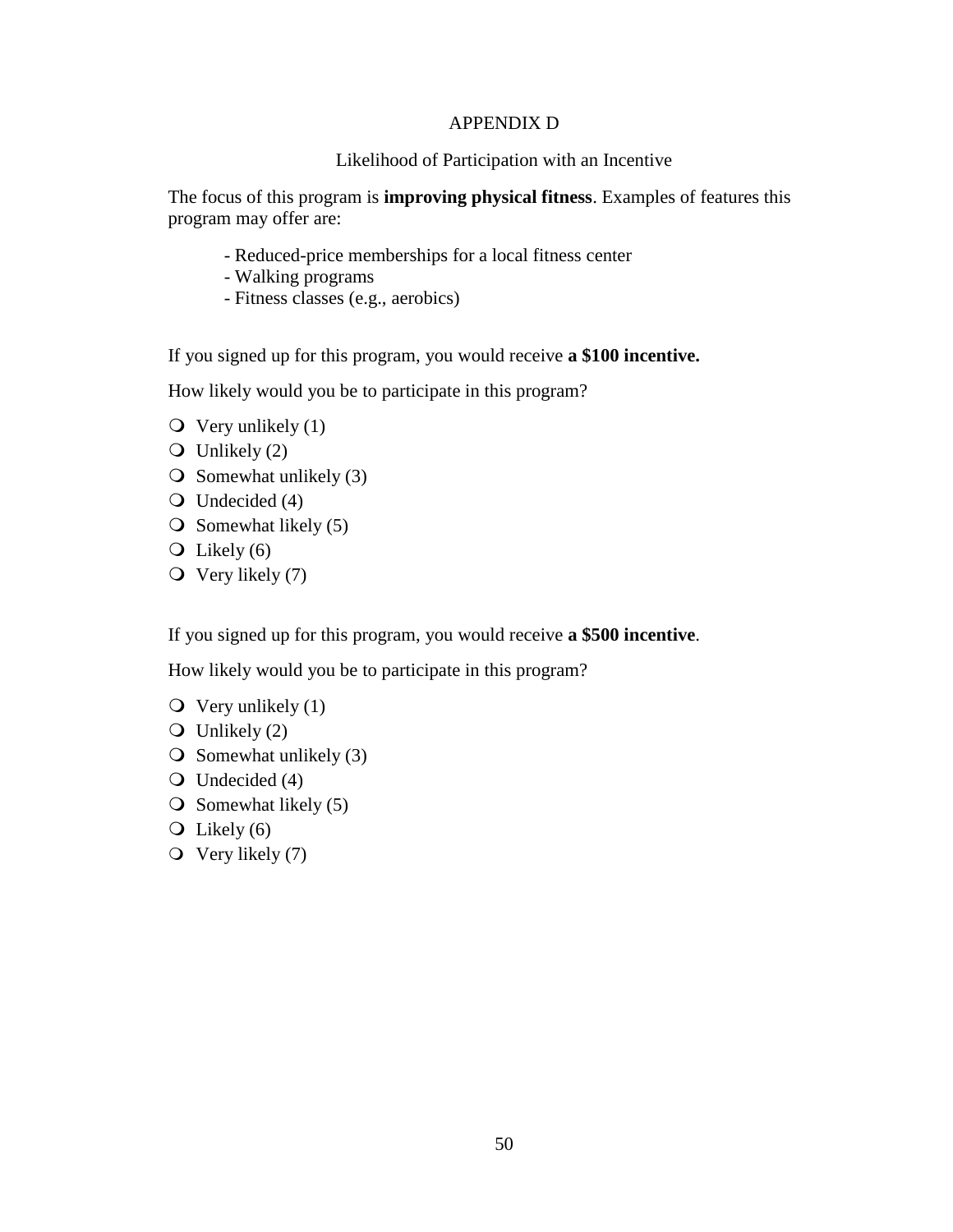# APPENDIX D

## Likelihood of Participation with an Incentive

The focus of this program is **improving physical fitness**. Examples of features this program may offer are:

- Reduced-price memberships for a local fitness center
- Walking programs
- Fitness classes (e.g., aerobics)

If you signed up for this program, you would receive **a $100 incentive.**

How likely would you be to participate in this program?

- ❍ Very unlikely (1)
- ❍ Unlikely (2)
- ❍ Somewhat unlikely (3)
- ❍ Undecided (4)
- ❍ Somewhat likely (5)
- ❍ Likely (6)
- ❍ Very likely (7)

If you signed up for this program, you would receive **a $500 incentive**.

How likely would you be to participate in this program?

- ❍ Very unlikely (1)
- ❍ Unlikely (2)
- ❍ Somewhat unlikely (3)
- ❍ Undecided (4)
- ❍ Somewhat likely (5)
- ❍ Likely (6)
- ❍ Very likely (7)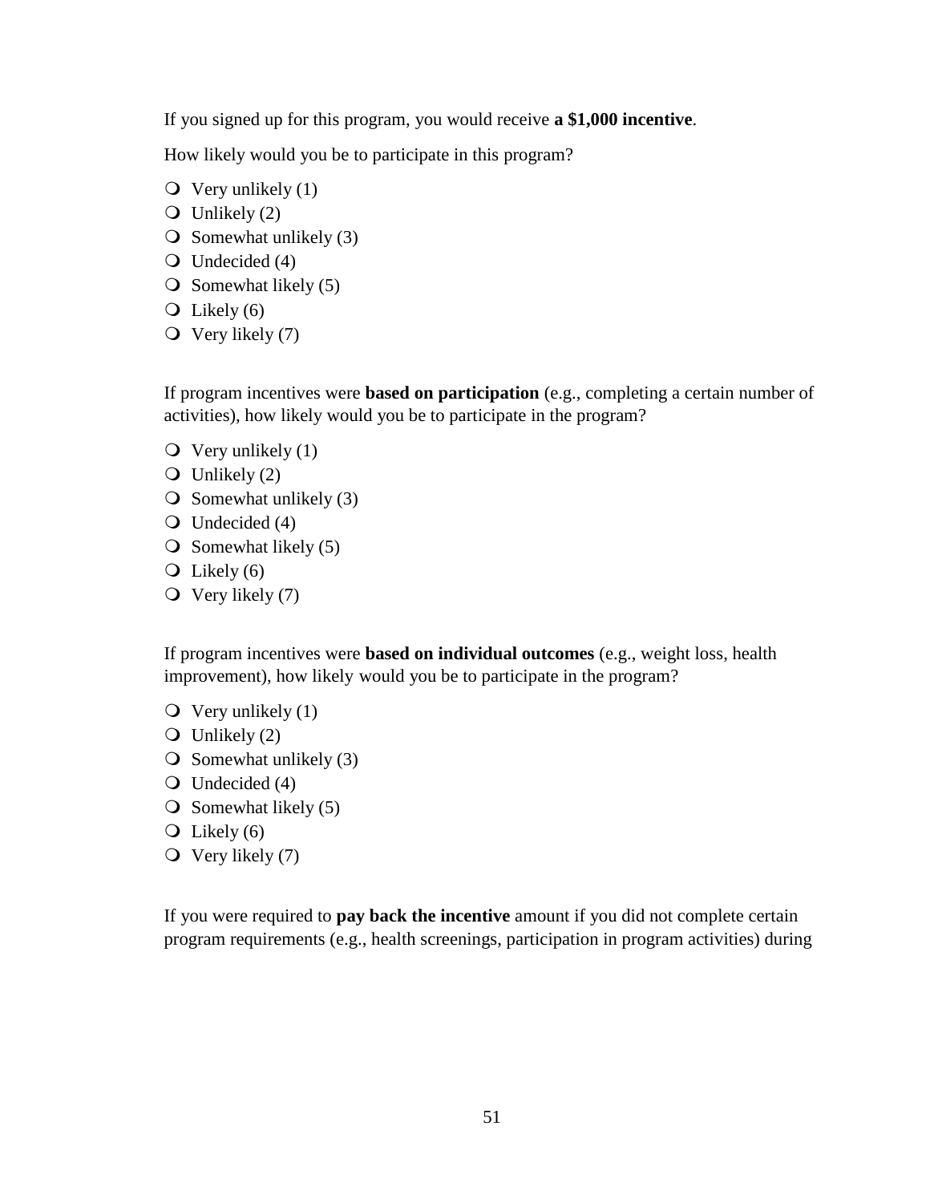If you signed up for this program, you would receive **a $1,000 incentive**.

How likely would you be to participate in this program?

- Very unlikely (1)
- Unlikely (2)
- Somewhat unlikely (3)
- Undecided (4)
- Somewhat likely (5)
- Likely (6)
- Very likely (7)

If program incentives were **based on participation** (e.g., completing a certain number of activities), how likely would you be to participate in the program?

- Very unlikely (1)
- Unlikely (2)
- Somewhat unlikely (3)
- Undecided (4)
- Somewhat likely (5)
- Likely (6)
- Very likely (7)

If program incentives were **based on individual outcomes** (e.g., weight loss, health improvement), how likely would you be to participate in the program?

- Very unlikely (1)
- Unlikely (2)
- Somewhat unlikely (3)
- Undecided (4)
- Somewhat likely (5)
- Likely (6)
- Very likely (7)

If you were required to **pay back the incentive** amount if you did not complete certain program requirements (e.g., health screenings, participation in program activities) during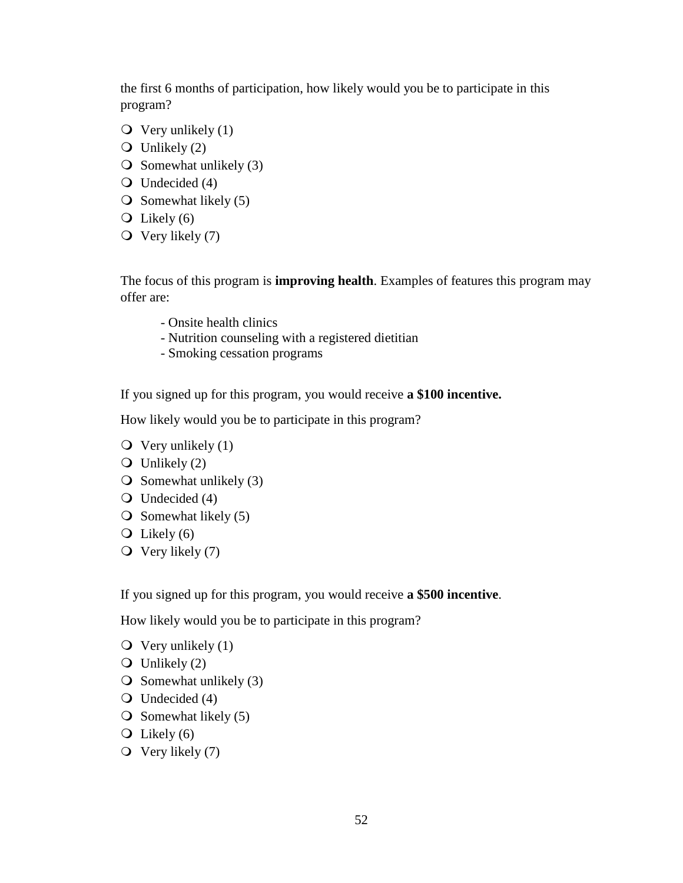the first 6 months of participation, how likely would you be to participate in this program?

- Very unlikely (1)
- Unlikely (2)
- Somewhat unlikely (3)
- Undecided (4)
- Somewhat likely (5)
- Likely (6)
- Very likely (7)

The focus of this program is **improving health**. Examples of features this program may offer are:

- Onsite health clinics
- Nutrition counseling with a registered dietitian
- Smoking cessation programs

If you signed up for this program, you would receive **a $100 incentive.**

How likely would you be to participate in this program?

- Very unlikely (1)
- Unlikely (2)
- Somewhat unlikely (3)
- Undecided (4)
- Somewhat likely (5)
- Likely (6)
- Very likely (7)

If you signed up for this program, you would receive **a $500 incentive**.

How likely would you be to participate in this program?

- Very unlikely (1)
- Unlikely (2)
- Somewhat unlikely (3)
- Undecided (4)
- Somewhat likely (5)
- Likely (6)
- Very likely (7)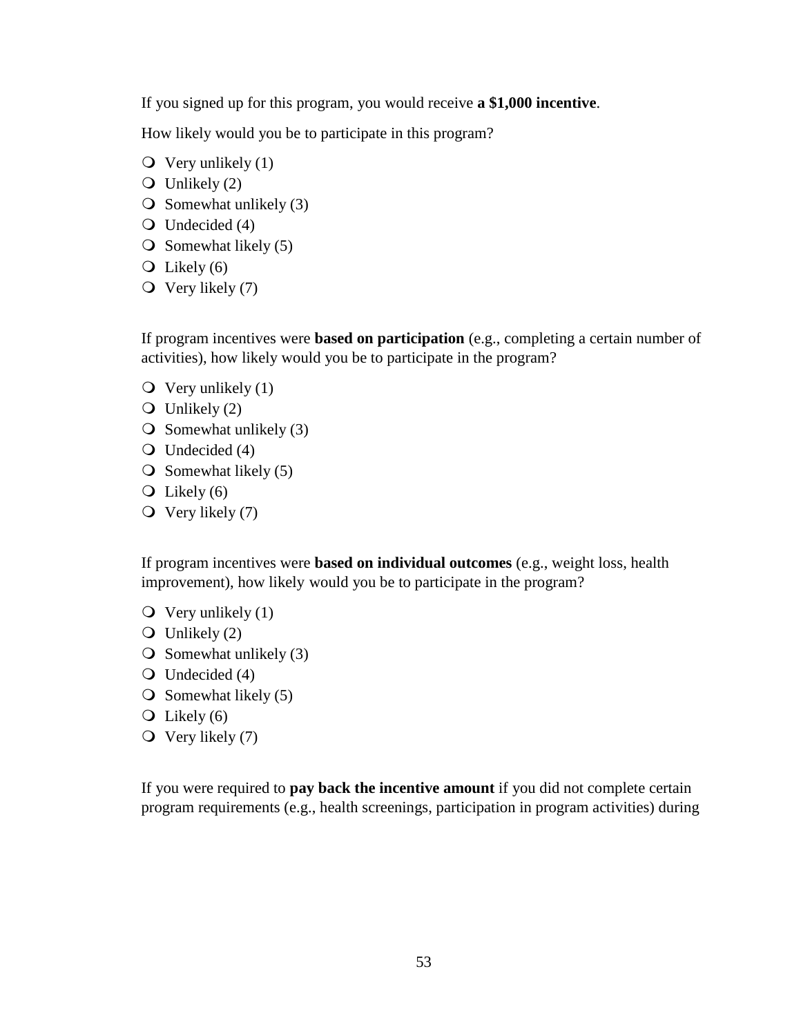If you signed up for this program, you would receive **a $1,000 incentive**.

How likely would you be to participate in this program?

- Very unlikely (1)
- Unlikely (2)
- Somewhat unlikely (3)
- Undecided (4)
- Somewhat likely (5)
- Likely (6)
- Very likely (7)

If program incentives were **based on participation** (e.g., completing a certain number of activities), how likely would you be to participate in the program?

- Very unlikely (1)
- Unlikely (2)
- Somewhat unlikely (3)
- Undecided (4)
- Somewhat likely (5)
- Likely (6)
- Very likely (7)

If program incentives were **based on individual outcomes** (e.g., weight loss, health improvement), how likely would you be to participate in the program?

- Very unlikely (1)
- Unlikely (2)
- Somewhat unlikely (3)
- Undecided (4)
- Somewhat likely (5)
- Likely (6)
- Very likely (7)

If you were required to **pay back the incentive amount** if you did not complete certain program requirements (e.g., health screenings, participation in program activities) during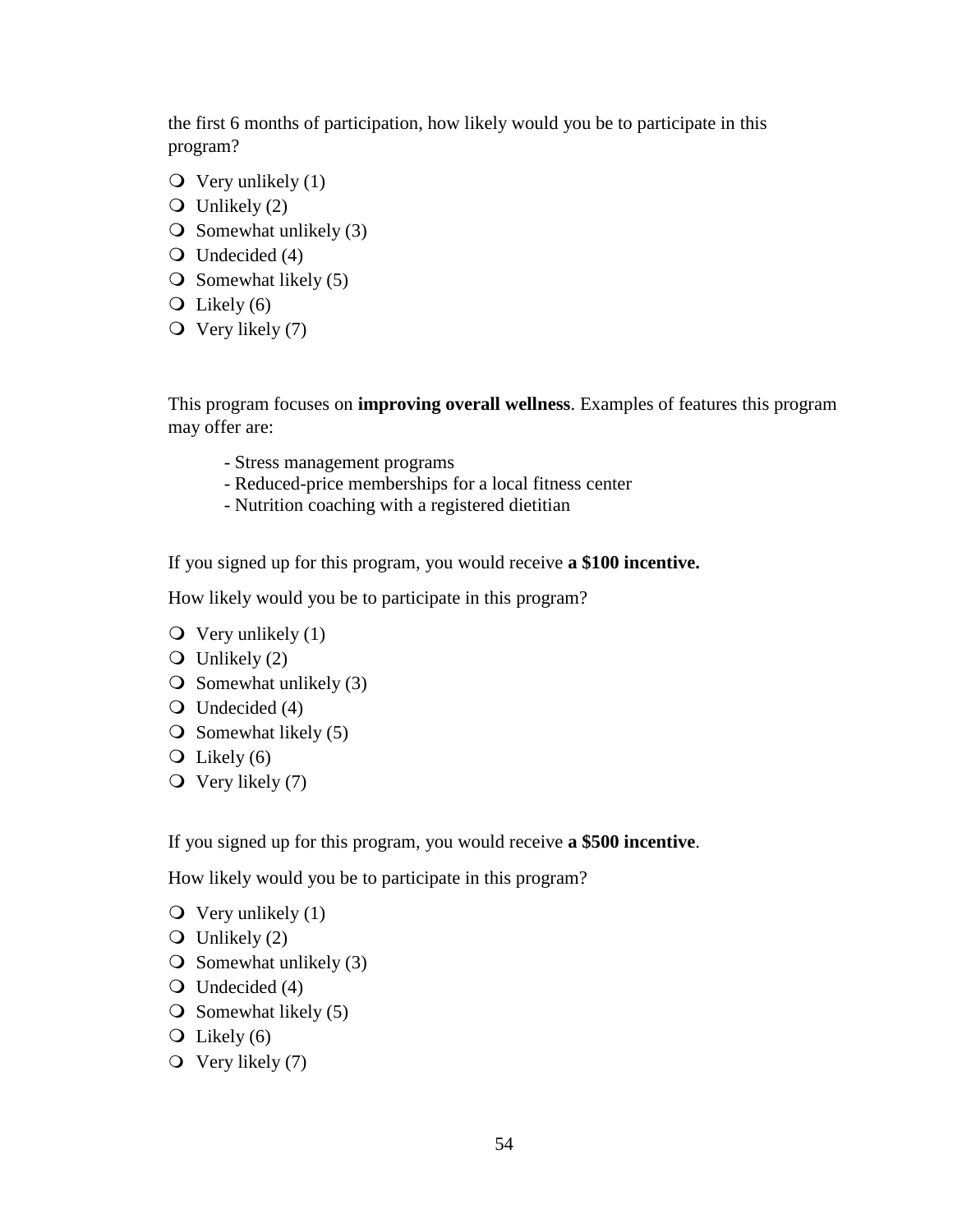the first 6 months of participation, how likely would you be to participate in this program?

- Very unlikely (1)
- Unlikely (2)
- Somewhat unlikely (3)
- Undecided (4)
- Somewhat likely (5)
- Likely (6)
- Very likely (7)

This program focuses on **improving overall wellness**. Examples of features this program may offer are:

- Stress management programs
- Reduced-price memberships for a local fitness center
- Nutrition coaching with a registered dietitian

If you signed up for this program, you would receive **a $100 incentive.**

How likely would you be to participate in this program?

- Very unlikely (1)
- Unlikely (2)
- Somewhat unlikely (3)
- Undecided (4)
- Somewhat likely (5)
- Likely (6)
- Very likely (7)

If you signed up for this program, you would receive **a $500 incentive**.

How likely would you be to participate in this program?

- Very unlikely (1)
- Unlikely (2)
- Somewhat unlikely (3)
- Undecided (4)
- Somewhat likely (5)
- Likely (6)
- Very likely (7)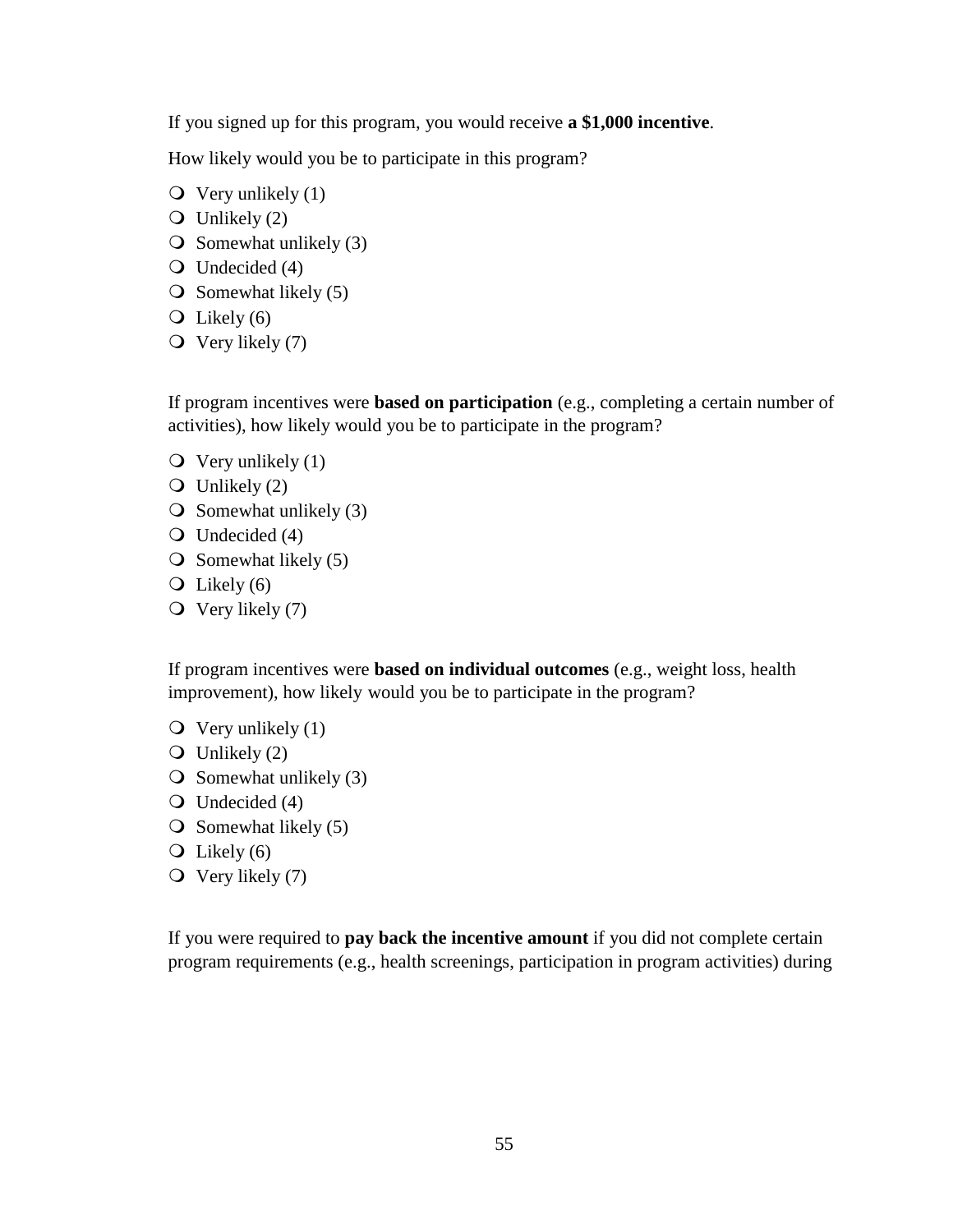If you signed up for this program, you would receive **a $1,000 incentive**.

How likely would you be to participate in this program?

- Very unlikely (1)
- Unlikely (2)
- Somewhat unlikely (3)
- Undecided (4)
- Somewhat likely (5)
- Likely (6)
- Very likely (7)

If program incentives were **based on participation** (e.g., completing a certain number of activities), how likely would you be to participate in the program?

- Very unlikely (1)
- Unlikely (2)
- Somewhat unlikely (3)
- Undecided (4)
- Somewhat likely (5)
- Likely (6)
- Very likely (7)

If program incentives were **based on individual outcomes** (e.g., weight loss, health improvement), how likely would you be to participate in the program?

- Very unlikely (1)
- Unlikely (2)
- Somewhat unlikely (3)
- Undecided (4)
- Somewhat likely (5)
- Likely (6)
- Very likely (7)

If you were required to **pay back the incentive amount** if you did not complete certain program requirements (e.g., health screenings, participation in program activities) during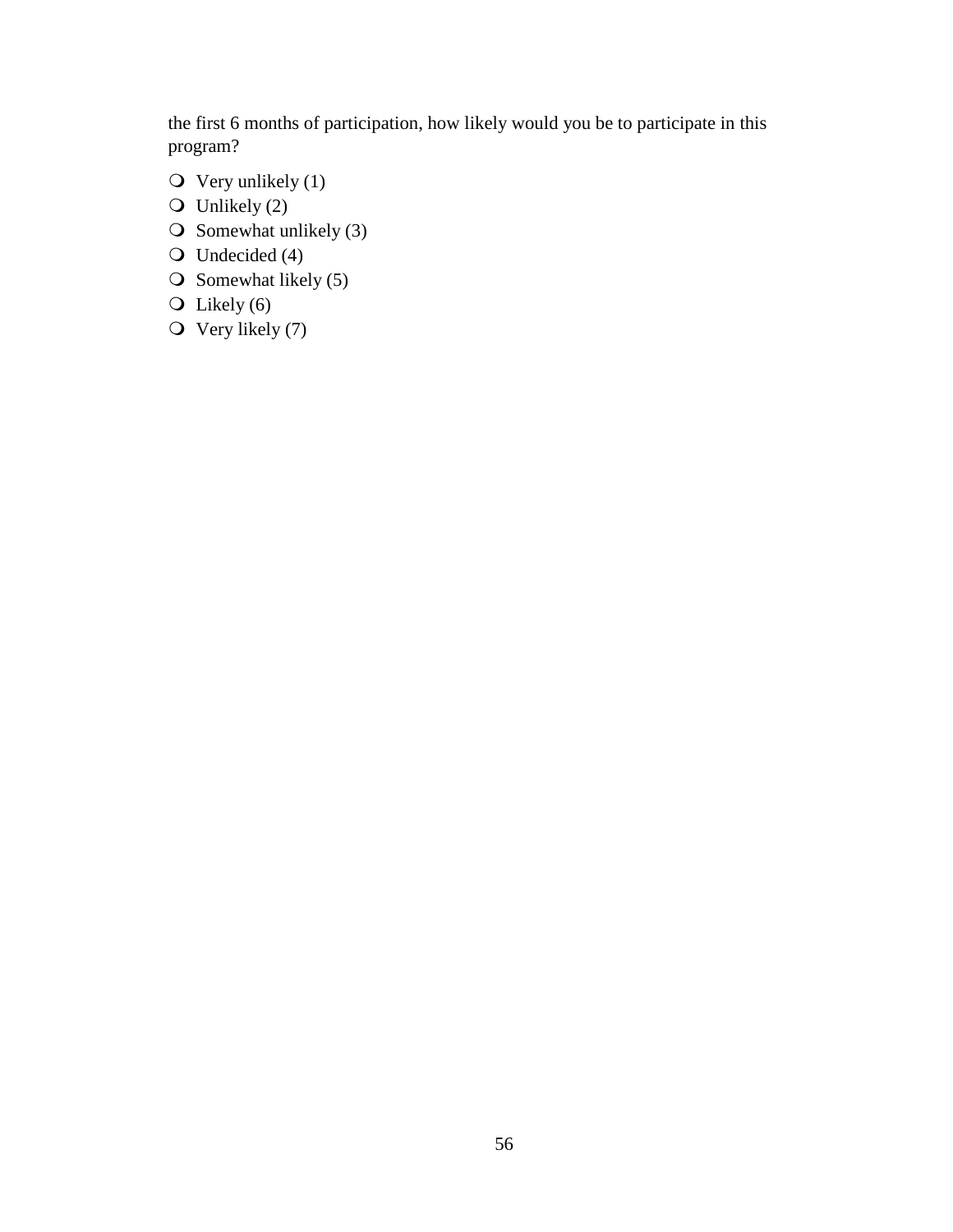the first 6 months of participation, how likely would you be to participate in this program?

- Very unlikely (1)
- Unlikely (2)
- Somewhat unlikely (3)
- Undecided (4)
- Somewhat likely (5)
- Likely (6)
- Very likely (7)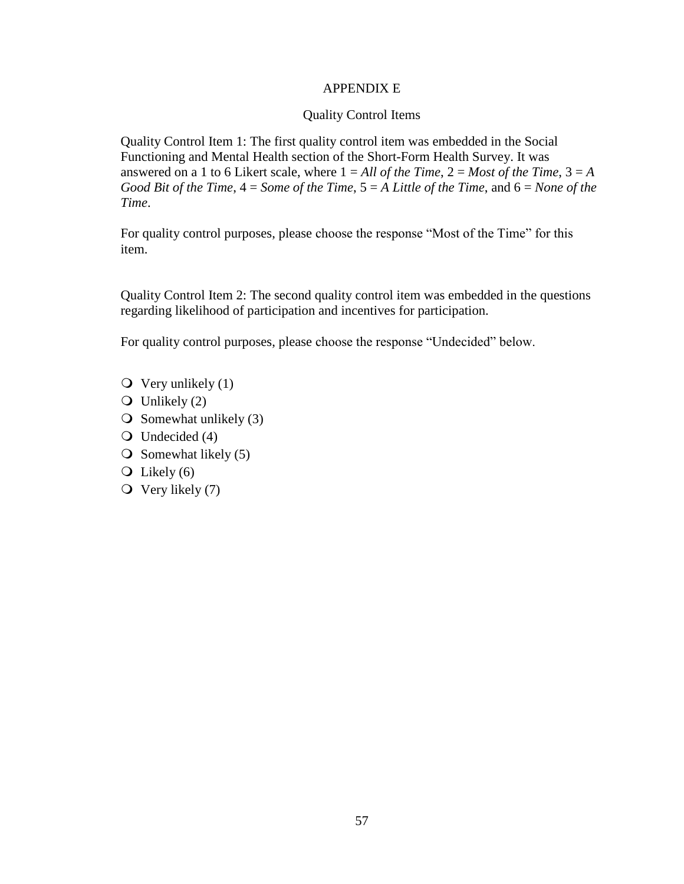# APPENDIX E

## Quality Control Items

Quality Control Item 1: The first quality control item was embedded in the Social Functioning and Mental Health section of the Short-Form Health Survey. It was answered on a 1 to 6 Likert scale, where 1 = *All of the Time*, 2 = *Most of the Time*, 3 = *A Good Bit of the Time*, 4 = *Some of the Time*, 5 = *A Little of the Time*, and 6 = *None of the Time*.

For quality control purposes, please choose the response "Most of the Time" for this item.

Quality Control Item 2: The second quality control item was embedded in the questions regarding likelihood of participation and incentives for participation.

For quality control purposes, please choose the response "Undecided" below.

- ❍ Very unlikely (1)
- ❍ Unlikely (2)
- ❍ Somewhat unlikely (3)
- ❍ Undecided (4)
- ❍ Somewhat likely (5)
- ❍ Likely (6)
- ❍ Very likely (7)